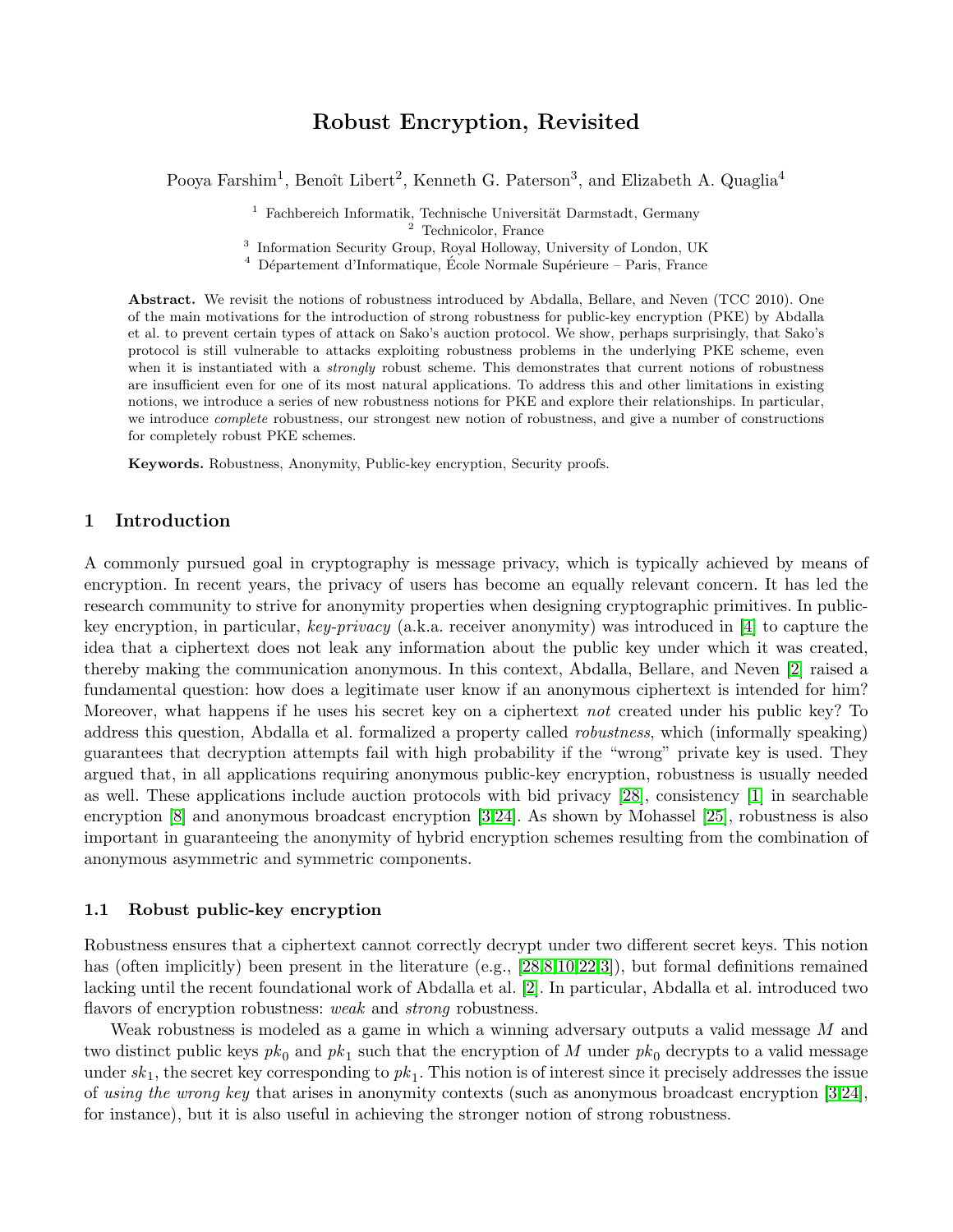# Robust Encryption, Revisited

Pooya Farshim[1], Benoît Libert[2], Kenneth G. Paterson[3], and Elizabeth A. Quaglia[4]

[1] Fachbereich Informatik, Technische Universität Darmstadt, Germany
[2] Technicolor, France
[3] Information Security Group, Royal Holloway, University of London, UK
[4] Département d'Informatique, École Normale Supérieure – Paris, France

**Abstract.** We revisit the notions of robustness introduced by Abdalla, Bellare, and Neven (TCC 2010). One of the main motivations for the introduction of strong robustness for public-key encryption (PKE) by Abdalla et al. to prevent certain types of attack on Sako's auction protocol. We show, perhaps surprisingly, that Sako's protocol is still vulnerable to attacks exploiting robustness problems in the underlying PKE scheme, even when it is instantiated with a *strongly* robust scheme. This demonstrates that current notions of robustness are insufficient even for one of its most natural applications. To address this and other limitations in existing notions, we introduce a series of new robustness notions for PKE and explore their relationships. In particular, we introduce *complete* robustness, our strongest new notion of robustness, and give a number of constructions for completely robust PKE schemes.

**Keywords.** Robustness, Anonymity, Public-key encryption, Security proofs.

## 1 Introduction

A commonly pursued goal in cryptography is message privacy, which is typically achieved by means of encryption. In recent years, the privacy of users has become an equally relevant concern. It has led the research community to strive for anonymity properties when designing cryptographic primitives. In public-key encryption, in particular, *key-privacy* (a.k.a. receiver anonymity) was introduced in [4] to capture the idea that a ciphertext does not leak any information about the public key under which it was created, thereby making the communication anonymous. In this context, Abdalla, Bellare, and Neven [2] raised a fundamental question: how does a legitimate user know if an anonymous ciphertext is intended for him? Moreover, what happens if he uses his secret key on a ciphertext *not* created under his public key? To address this question, Abdalla et al. formalized a property called *robustness*, which (informally speaking) guarantees that decryption attempts fail with high probability if the "wrong" private key is used. They argued that, in all applications requiring anonymous public-key encryption, robustness is usually needed as well. These applications include auction protocols with bid privacy [28], consistency [1] in searchable encryption [8] and anonymous broadcast encryption [3,24]. As shown by Mohassel [25], robustness is also important in guaranteeing the anonymity of hybrid encryption schemes resulting from the combination of anonymous asymmetric and symmetric components.

### 1.1 Robust public-key encryption

Robustness ensures that a ciphertext cannot correctly decrypt under two different secret keys. This notion has (often implicitly) been present in the literature (e.g., [28,8,10,22,3]), but formal definitions remained lacking until the recent foundational work of Abdalla et al. [2]. In particular, Abdalla et al. introduced two flavors of encryption robustness: *weak* and *strong* robustness.

Weak robustness is modeled as a game in which a winning adversary outputs a valid message $M$ and two distinct public keys $pk_0$ and $pk_1$ such that the encryption of $M$ under $pk_0$ decrypts to a valid message under $sk_1$, the secret key corresponding to $pk_1$. This notion is of interest since it precisely addresses the issue of *using the wrong key* that arises in anonymity contexts (such as anonymous broadcast encryption [3,24], for instance), but it is also useful in achieving the stronger notion of strong robustness.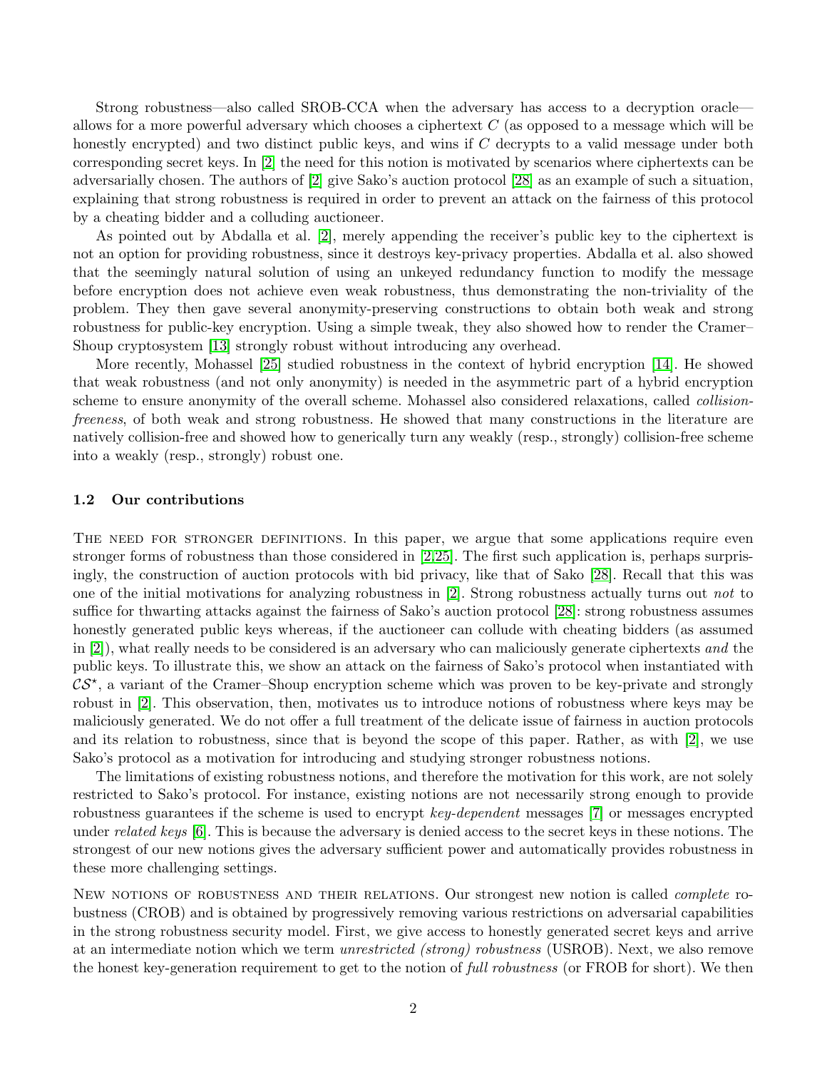Strong robustness—also called SROB-CCA when the adversary has access to a decryption oracle—allows for a more powerful adversary which chooses a ciphertext $C$ (as opposed to a message which will be honestly encrypted) and two distinct public keys, and wins if $C$ decrypts to a valid message under both corresponding secret keys. In [2] the need for this notion is motivated by scenarios where ciphertexts can be adversarially chosen. The authors of [2] give Sako's auction protocol [28] as an example of such a situation, explaining that strong robustness is required in order to prevent an attack on the fairness of this protocol by a cheating bidder and a colluding auctioneer.

As pointed out by Abdalla et al. [2], merely appending the receiver's public key to the ciphertext is not an option for providing robustness, since it destroys key-privacy properties. Abdalla et al. also showed that the seemingly natural solution of using an unkeyed redundancy function to modify the message before encryption does not achieve even weak robustness, thus demonstrating the non-triviality of the problem. They then gave several anonymity-preserving constructions to obtain both weak and strong robustness for public-key encryption. Using a simple tweak, they also showed how to render the Cramer–Shoup cryptosystem [13] strongly robust without introducing any overhead.

More recently, Mohassel [25] studied robustness in the context of hybrid encryption [14]. He showed that weak robustness (and not only anonymity) is needed in the asymmetric part of a hybrid encryption scheme to ensure anonymity of the overall scheme. Mohassel also considered relaxations, called *collision-freeness*, of both weak and strong robustness. He showed that many constructions in the literature are natively collision-free and showed how to generically turn any weakly (resp., strongly) collision-free scheme into a weakly (resp., strongly) robust one.

### 1.2 Our contributions

The need for stronger definitions. In this paper, we argue that some applications require even stronger forms of robustness than those considered in [2,25]. The first such application is, perhaps surprisingly, the construction of auction protocols with bid privacy, like that of Sako [28]. Recall that this was one of the initial motivations for analyzing robustness in [2]. Strong robustness actually turns out *not* to suffice for thwarting attacks against the fairness of Sako's auction protocol [28]: strong robustness assumes honestly generated public keys whereas, if the auctioneer can collude with cheating bidders (as assumed in [2]), what really needs to be considered is an adversary who can maliciously generate ciphertexts *and* the public keys. To illustrate this, we show an attack on the fairness of Sako's protocol when instantiated with $\mathcal{CS}^{\star}$, a variant of the Cramer–Shoup encryption scheme which was proven to be key-private and strongly robust in [2]. This observation, then, motivates us to introduce notions of robustness where keys may be maliciously generated. We do not offer a full treatment of the delicate issue of fairness in auction protocols and its relation to robustness, since that is beyond the scope of this paper. Rather, as with [2], we use Sako's protocol as a motivation for introducing and studying stronger robustness notions.

The limitations of existing robustness notions, and therefore the motivation for this work, are not solely restricted to Sako's protocol. For instance, existing notions are not necessarily strong enough to provide robustness guarantees if the scheme is used to encrypt *key-dependent* messages [7] or messages encrypted under *related keys* [6]. This is because the adversary is denied access to the secret keys in these notions. The strongest of our new notions gives the adversary sufficient power and automatically provides robustness in these more challenging settings.

New notions of robustness and their relations. Our strongest new notion is called *complete* robustness (CROB) and is obtained by progressively removing various restrictions on adversarial capabilities in the strong robustness security model. First, we give access to honestly generated secret keys and arrive at an intermediate notion which we term *unrestricted (strong) robustness* (USROB). Next, we also remove the honest key-generation requirement to get to the notion of *full robustness* (or FROB for short). We then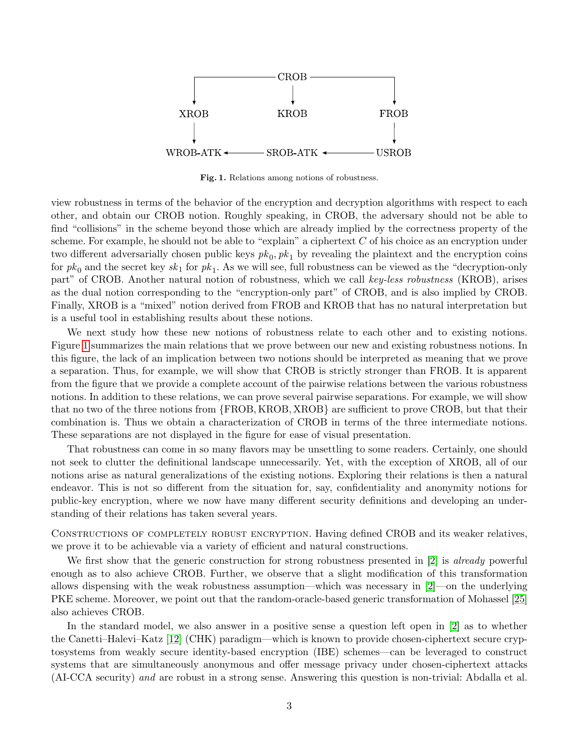```
        CROB
   ┌──────┼──────┐
   ↓      ↓      ↓
 XROB   KROB   FROB
   ↓             ↓
WROB-ATK ← SROB-ATK ← USROB
```

**Fig. 1.** Relations among notions of robustness.

view robustness in terms of the behavior of the encryption and decryption algorithms with respect to each other, and obtain our CROB notion. Roughly speaking, in CROB, the adversary should not be able to find "collisions" in the scheme beyond those which are already implied by the correctness property of the scheme. For example, he should not be able to "explain" a ciphertext $C$ of his choice as an encryption under two different adversarially chosen public keys $pk_0, pk_1$ by revealing the plaintext and the encryption coins for $pk_0$ and the secret key $sk_1$ for $pk_1$. As we will see, full robustness can be viewed as the "decryption-only part" of CROB. Another natural notion of robustness, which we call *key-less robustness* (KROB), arises as the dual notion corresponding to the "encryption-only part" of CROB, and is also implied by CROB. Finally, XROB is a "mixed" notion derived from FROB and KROB that has no natural interpretation but is a useful tool in establishing results about these notions.

We next study how these new notions of robustness relate to each other and to existing notions. Figure 1 summarizes the main relations that we prove between our new and existing robustness notions. In this figure, the lack of an implication between two notions should be interpreted as meaning that we prove a separation. Thus, for example, we will show that CROB is strictly stronger than FROB. It is apparent from the figure that we provide a complete account of the pairwise relations between the various robustness notions. In addition to these relations, we can prove several pairwise separations. For example, we will show that no two of the three notions from {FROB, KROB, XROB} are sufficient to prove CROB, but that their combination is. Thus we obtain a characterization of CROB in terms of the three intermediate notions. These separations are not displayed in the figure for ease of visual presentation.

That robustness can come in so many flavors may be unsettling to some readers. Certainly, one should not seek to clutter the definitional landscape unnecessarily. Yet, with the exception of XROB, all of our notions arise as natural generalizations of the existing notions. Exploring their relations is then a natural endeavor. This is not so different from the situation for, say, confidentiality and anonymity notions for public-key encryption, where we now have many different security definitions and developing an understanding of their relations has taken several years.

CONSTRUCTIONS OF COMPLETELY ROBUST ENCRYPTION. Having defined CROB and its weaker relatives, we prove it to be achievable via a variety of efficient and natural constructions.

We first show that the generic construction for strong robustness presented in [2] is *already* powerful enough as to also achieve CROB. Further, we observe that a slight modification of this transformation allows dispensing with the weak robustness assumption—which was necessary in [2]—on the underlying PKE scheme. Moreover, we point out that the random-oracle-based generic transformation of Mohassel [25] also achieves CROB.

In the standard model, we also answer in a positive sense a question left open in [2] as to whether the Canetti–Halevi–Katz [12] (CHK) paradigm—which is known to provide chosen-ciphertext secure cryptosystems from weakly secure identity-based encryption (IBE) schemes—can be leveraged to construct systems that are simultaneously anonymous and offer message privacy under chosen-ciphertext attacks (AI-CCA security) *and* are robust in a strong sense. Answering this question is non-trivial: Abdalla et al.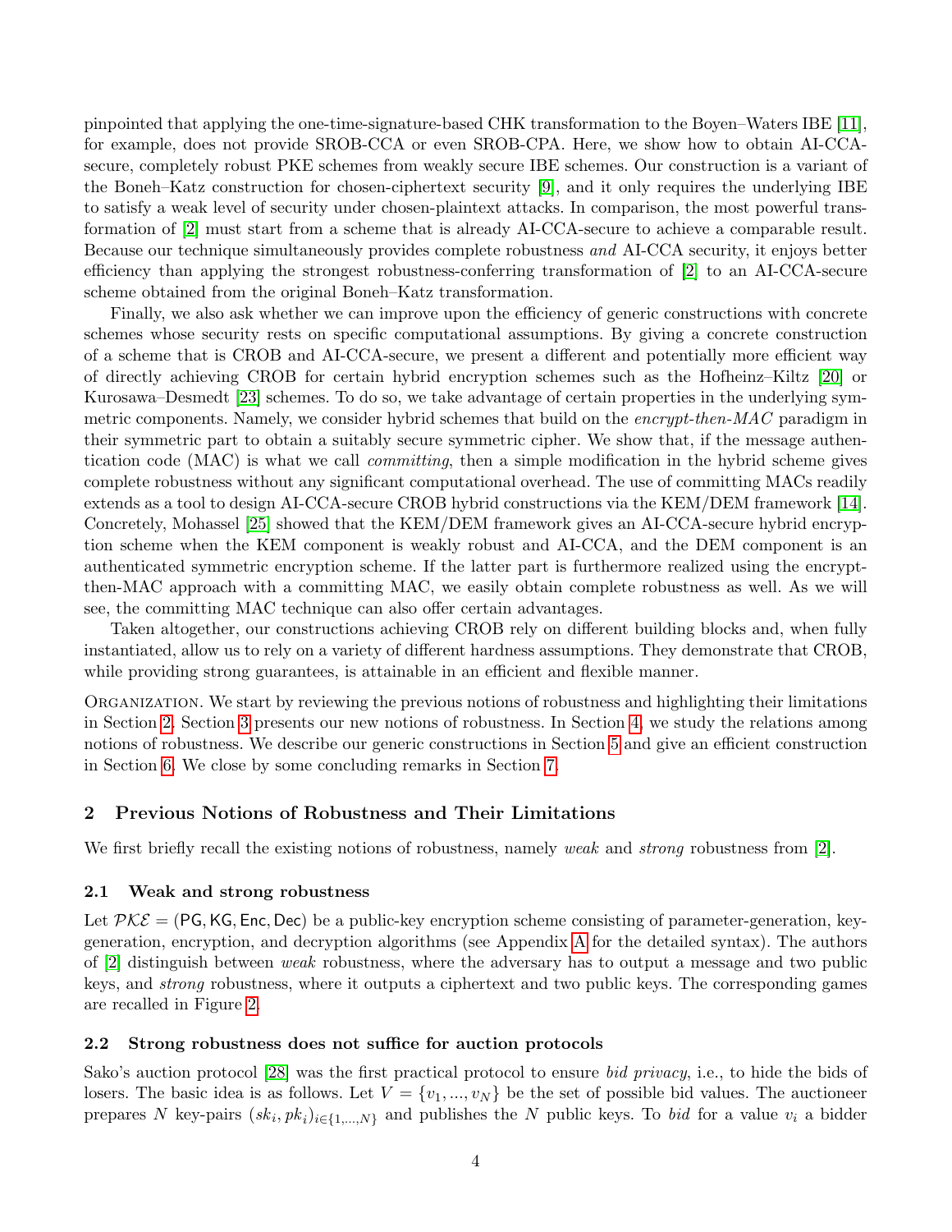pinpointed that applying the one-time-signature-based CHK transformation to the Boyen–Waters IBE [11], for example, does not provide SROB-CCA or even SROB-CPA. Here, we show how to obtain AI-CCA-secure, completely robust PKE schemes from weakly secure IBE schemes. Our construction is a variant of the Boneh–Katz construction for chosen-ciphertext security [9], and it only requires the underlying IBE to satisfy a weak level of security under chosen-plaintext attacks. In comparison, the most powerful transformation of [2] must start from a scheme that is already AI-CCA-secure to achieve a comparable result. Because our technique simultaneously provides complete robustness *and* AI-CCA security, it enjoys better efficiency than applying the strongest robustness-conferring transformation of [2] to an AI-CCA-secure scheme obtained from the original Boneh–Katz transformation.

Finally, we also ask whether we can improve upon the efficiency of generic constructions with concrete schemes whose security rests on specific computational assumptions. By giving a concrete construction of a scheme that is CROB and AI-CCA-secure, we present a different and potentially more efficient way of directly achieving CROB for certain hybrid encryption schemes such as the Hofheinz–Kiltz [20] or Kurosawa–Desmedt [23] schemes. To do so, we take advantage of certain properties in the underlying symmetric components. Namely, we consider hybrid schemes that build on the *encrypt-then-MAC* paradigm in their symmetric part to obtain a suitably secure symmetric cipher. We show that, if the message authentication code (MAC) is what we call *committing*, then a simple modification in the hybrid scheme gives complete robustness without any significant computational overhead. The use of committing MACs readily extends as a tool to design AI-CCA-secure CROB hybrid constructions via the KEM/DEM framework [14]. Concretely, Mohassel [25] showed that the KEM/DEM framework gives an AI-CCA-secure hybrid encryption scheme when the KEM component is weakly robust and AI-CCA, and the DEM component is an authenticated symmetric encryption scheme. If the latter part is furthermore realized using the encrypt-then-MAC approach with a committing MAC, we easily obtain complete robustness as well. As we will see, the committing MAC technique can also offer certain advantages.

Taken altogether, our constructions achieving CROB rely on different building blocks and, when fully instantiated, allow us to rely on a variety of different hardness assumptions. They demonstrate that CROB, while providing strong guarantees, is attainable in an efficient and flexible manner.

Organization. We start by reviewing the previous notions of robustness and highlighting their limitations in Section 2. Section 3 presents our new notions of robustness. In Section 4, we study the relations among notions of robustness. We describe our generic constructions in Section 5 and give an efficient construction in Section 6. We close by some concluding remarks in Section 7.

## 2 Previous Notions of Robustness and Their Limitations

We first briefly recall the existing notions of robustness, namely *weak* and *strong* robustness from [2].

### 2.1 Weak and strong robustness

Let $\mathcal{PKE} = (\mathsf{PG}, \mathsf{KG}, \mathsf{Enc}, \mathsf{Dec})$ be a public-key encryption scheme consisting of parameter-generation, key-generation, encryption, and decryption algorithms (see Appendix A for the detailed syntax). The authors of [2] distinguish between *weak* robustness, where the adversary has to output a message and two public keys, and *strong* robustness, where it outputs a ciphertext and two public keys. The corresponding games are recalled in Figure 2.

### 2.2 Strong robustness does not suffice for auction protocols

Sako's auction protocol [28] was the first practical protocol to ensure *bid privacy*, i.e., to hide the bids of losers. The basic idea is as follows. Let $V = \{v_1, ..., v_N\}$ be the set of possible bid values. The auctioneer prepares $N$ key-pairs $(sk_i, pk_i)_{i \in \{1,...,N\}}$ and publishes the $N$ public keys. To *bid* for a value $v_i$ a bidder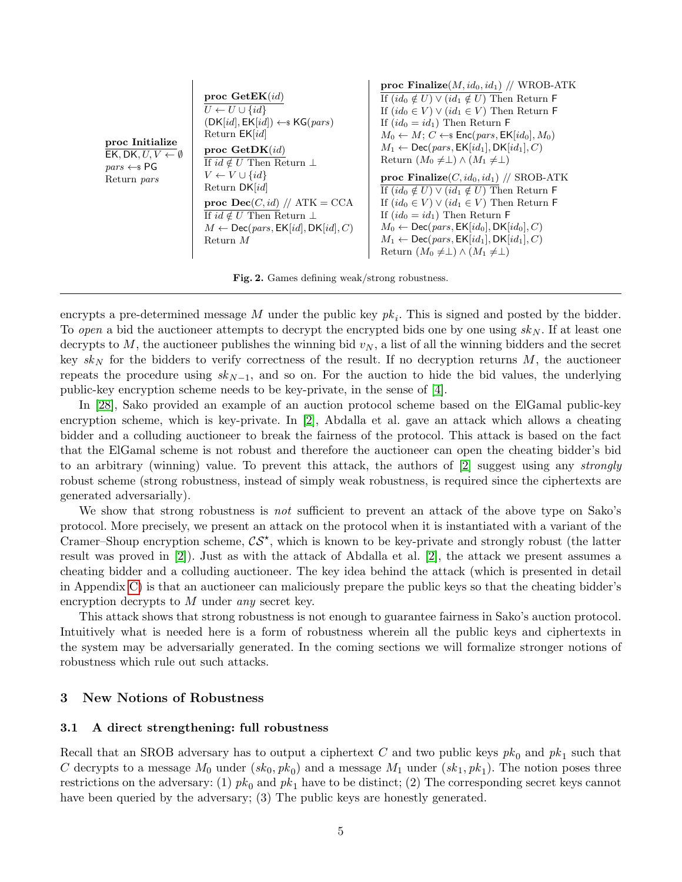**proc Initialize**
$\mathsf{EK}, \mathsf{DK}, U, V \leftarrow \emptyset$
$pars \leftarrow_{\$} \mathsf{PG}$
Return $pars$

**proc GetEK**$(id)$
$U \leftarrow U \cup \{id\}$
$(\mathsf{DK}[id], \mathsf{EK}[id]) \leftarrow_{\$} \mathsf{KG}(pars)$
Return $\mathsf{EK}[id]$

**proc GetDK**$(id)$
If $id \notin U$ Then Return $\perp$
$V \leftarrow V \cup \{id\}$
Return $\mathsf{DK}[id]$

**proc Dec**$(C, id)$ // ATK = CCA
If $id \notin U$ Then Return $\perp$
$M \leftarrow \mathsf{Dec}(pars, \mathsf{EK}[id], \mathsf{DK}[id], C)$
Return $M$

**proc Finalize**$(M, id_0, id_1)$ // WROB-ATK
If $(id_0 \notin U) \vee (id_1 \notin U)$ Then Return $\mathsf{F}$
If $(id_0 \in V) \vee (id_1 \in V)$ Then Return $\mathsf{F}$
If $(id_0 = id_1)$ Then Return $\mathsf{F}$
$M_0 \leftarrow M$; $C \leftarrow_{\$} \mathsf{Enc}(pars, \mathsf{EK}[id_0], M_0)$
$M_1 \leftarrow \mathsf{Dec}(pars, \mathsf{EK}[id_1], \mathsf{DK}[id_1], C)$
Return $(M_0 \neq \perp) \wedge (M_1 \neq \perp)$

**proc Finalize**$(C, id_0, id_1)$ // SROB-ATK
If $(id_0 \notin U) \vee (id_1 \notin U)$ Then Return $\mathsf{F}$
If $(id_0 \in V) \vee (id_1 \in V)$ Then Return $\mathsf{F}$
If $(id_0 = id_1)$ Then Return $\mathsf{F}$
$M_0 \leftarrow \mathsf{Dec}(pars, \mathsf{EK}[id_0], \mathsf{DK}[id_0], C)$
$M_1 \leftarrow \mathsf{Dec}(pars, \mathsf{EK}[id_1], \mathsf{DK}[id_1], C)$
Return $(M_0 \neq \perp) \wedge (M_1 \neq \perp)$

**Fig. 2.** Games defining weak/strong robustness.

encrypts a pre-determined message $M$ under the public key $pk_i$. This is signed and posted by the bidder. To *open* a bid the auctioneer attempts to decrypt the encrypted bids one by one using $sk_N$. If at least one decrypts to $M$, the auctioneer publishes the winning bid $v_N$, a list of all the winning bidders and the secret key $sk_N$ for the bidders to verify correctness of the result. If no decryption returns $M$, the auctioneer repeats the procedure using $sk_{N-1}$, and so on. For the auction to hide the bid values, the underlying public-key encryption scheme needs to be key-private, in the sense of [4].

In [28], Sako provided an example of an auction protocol scheme based on the ElGamal public-key encryption scheme, which is key-private. In [2], Abdalla et al. gave an attack which allows a cheating bidder and a colluding auctioneer to break the fairness of the protocol. This attack is based on the fact that the ElGamal scheme is not robust and therefore the auctioneer can open the cheating bidder's bid to an arbitrary (winning) value. To prevent this attack, the authors of [2] suggest using any *strongly* robust scheme (strong robustness, instead of simply weak robustness, is required since the ciphertexts are generated adversarially).

We show that strong robustness is *not* sufficient to prevent an attack of the above type on Sako's protocol. More precisely, we present an attack on the protocol when it is instantiated with a variant of the Cramer–Shoup encryption scheme, $\mathcal{CS}^{\star}$, which is known to be key-private and strongly robust (the latter result was proved in [2]). Just as with the attack of Abdalla et al. [2], the attack we present assumes a cheating bidder and a colluding auctioneer. The key idea behind the attack (which is presented in detail in Appendix C) is that an auctioneer can maliciously prepare the public keys so that the cheating bidder's encryption decrypts to $M$ under *any* secret key.

This attack shows that strong robustness is not enough to guarantee fairness in Sako's auction protocol. Intuitively what is needed here is a form of robustness wherein all the public keys and ciphertexts in the system may be adversarially generated. In the coming sections we will formalize stronger notions of robustness which rule out such attacks.

## 3 New Notions of Robustness

### 3.1 A direct strengthening: full robustness

Recall that an SROB adversary has to output a ciphertext $C$ and two public keys $pk_0$ and $pk_1$ such that $C$ decrypts to a message $M_0$ under $(sk_0, pk_0)$ and a message $M_1$ under $(sk_1, pk_1)$. The notion poses three restrictions on the adversary: (1) $pk_0$ and $pk_1$ have to be distinct; (2) The corresponding secret keys cannot have been queried by the adversary; (3) The public keys are honestly generated.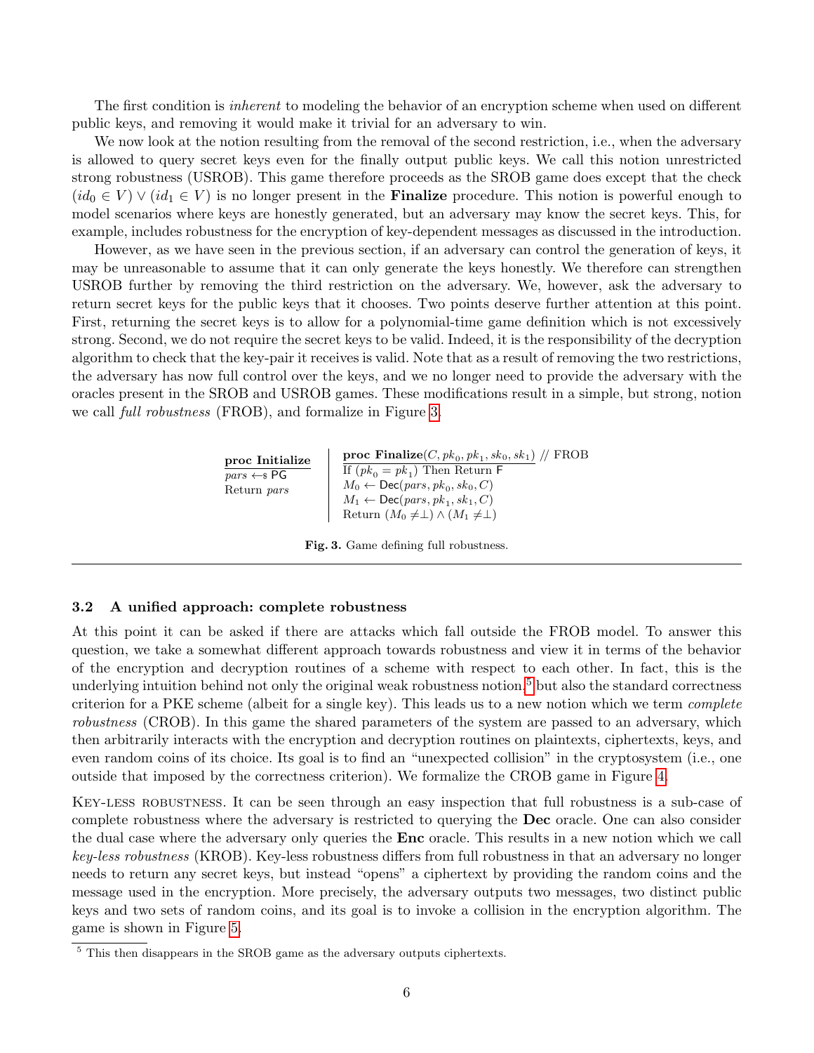The first condition is *inherent* to modeling the behavior of an encryption scheme when used on different public keys, and removing it would make it trivial for an adversary to win.

We now look at the notion resulting from the removal of the second restriction, i.e., when the adversary is allowed to query secret keys even for the finally output public keys. We call this notion unrestricted strong robustness (USROB). This game therefore proceeds as the SROB game does except that the check $(id_0 \in V) \vee (id_1 \in V)$ is no longer present in the **Finalize** procedure. This notion is powerful enough to model scenarios where keys are honestly generated, but an adversary may know the secret keys. This, for example, includes robustness for the encryption of key-dependent messages as discussed in the introduction.

However, as we have seen in the previous section, if an adversary can control the generation of keys, it may be unreasonable to assume that it can only generate the keys honestly. We therefore can strengthen USROB further by removing the third restriction on the adversary. We, however, ask the adversary to return secret keys for the public keys that it chooses. Two points deserve further attention at this point. First, returning the secret keys is to allow for a polynomial-time game definition which is not excessively strong. Second, we do not require the secret keys to be valid. Indeed, it is the responsibility of the decryption algorithm to check that the key-pair it receives is valid. Note that as a result of removing the two restrictions, the adversary has now full control over the keys, and we no longer need to provide the adversary with the oracles present in the SROB and USROB games. These modifications result in a simple, but strong, notion we call *full robustness* (FROB), and formalize in Figure 3.

```
proc Initialize          | proc Finalize(C, pk_0, pk_1, sk_0, sk_1) // FROB
pars <-$ PG              | If (pk_0 = pk_1) Then Return F
Return pars              | M_0 <- Dec(pars, pk_0, sk_0, C)
                         | M_1 <- Dec(pars, pk_1, sk_1, C)
                         | Return (M_0 ≠ ⊥) ∧ (M_1 ≠ ⊥)
```

**Fig. 3.** Game defining full robustness.

### 3.2 A unified approach: complete robustness

At this point it can be asked if there are attacks which fall outside the FROB model. To answer this question, we take a somewhat different approach towards robustness and view it in terms of the behavior of the encryption and decryption routines of a scheme with respect to each other. In fact, this is the underlying intuition behind not only the original weak robustness notion[5] but also the standard correctness criterion for a PKE scheme (albeit for a single key). This leads us to a new notion which we term *complete robustness* (CROB). In this game the shared parameters of the system are passed to an adversary, which then arbitrarily interacts with the encryption and decryption routines on plaintexts, ciphertexts, keys, and even random coins of its choice. Its goal is to find an "unexpected collision" in the cryptosystem (i.e., one outside that imposed by the correctness criterion). We formalize the CROB game in Figure 4.

Key-less robustness. It can be seen through an easy inspection that full robustness is a sub-case of complete robustness where the adversary is restricted to querying the **Dec** oracle. One can also consider the dual case where the adversary only queries the **Enc** oracle. This results in a new notion which we call *key-less robustness* (KROB). Key-less robustness differs from full robustness in that an adversary no longer needs to return any secret keys, but instead "opens" a ciphertext by providing the random coins and the message used in the encryption. More precisely, the adversary outputs two messages, two distinct public keys and two sets of random coins, and its goal is to invoke a collision in the encryption algorithm. The game is shown in Figure 5.

[5] This then disappears in the SROB game as the adversary outputs ciphertexts.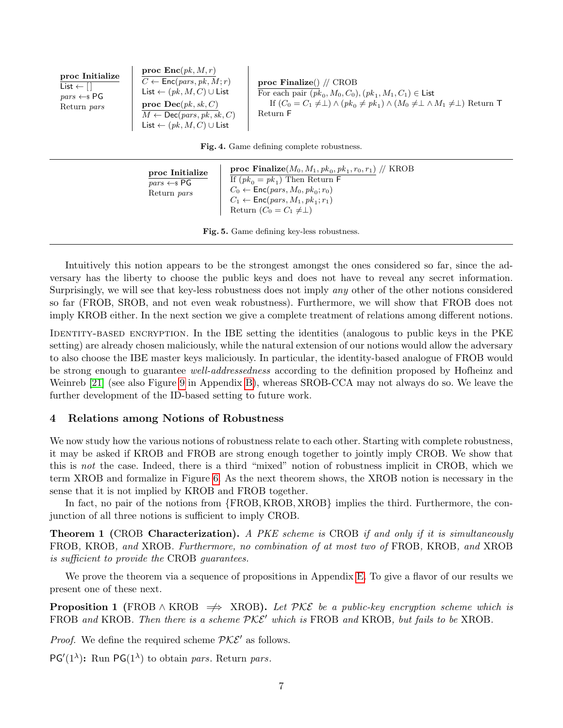**proc Initialize**
List ← [ ]
$pars \leftarrow_\$ \mathsf{PG}$
Return $pars$

**proc Enc**$(pk, M, r)$
$C \leftarrow \mathsf{Enc}(pars, pk, M; r)$
List ← $(pk, M, C) \cup$ List

**proc Dec**$(pk, sk, C)$
$M \leftarrow \mathsf{Dec}(pars, pk, sk, C)$
List ← $(pk, M, C) \cup$ List

**proc Finalize**() // CROB
For each pair $(pk_0, M_0, C_0), (pk_1, M_1, C_1) \in$ List
  If $(C_0 = C_1 \neq \perp) \wedge (pk_0 \neq pk_1) \wedge (M_0 \neq \perp \wedge M_1 \neq \perp)$ Return T
Return F

**Fig. 4.** Game defining complete robustness.

**proc Initialize**
$pars \leftarrow_\$ \mathsf{PG}$
Return $pars$

**proc Finalize**$(M_0, M_1, pk_0, pk_1, r_0, r_1)$ // KROB
If $(pk_0 = pk_1)$ Then Return F
$C_0 \leftarrow \mathsf{Enc}(pars, M_0, pk_0; r_0)$
$C_1 \leftarrow \mathsf{Enc}(pars, M_1, pk_1; r_1)$
Return $(C_0 = C_1 \neq \perp)$

**Fig. 5.** Game defining key-less robustness.

Intuitively this notion appears to be the strongest amongst the ones considered so far, since the adversary has the liberty to choose the public keys and does not have to reveal any secret information. Surprisingly, we will see that key-less robustness does not imply *any* other of the other notions considered so far (FROB, SROB, and not even weak robustness). Furthermore, we will show that FROB does not imply KROB either. In the next section we give a complete treatment of relations among different notions.

IDENTITY-BASED ENCRYPTION. In the IBE setting the identities (analogous to public keys in the PKE setting) are already chosen maliciously, while the natural extension of our notions would allow the adversary to also choose the IBE master keys maliciously. In particular, the identity-based analogue of FROB would be strong enough to guarantee *well-addressedness* according to the definition proposed by Hofheinz and Weinreb [21] (see also Figure 9 in Appendix B), whereas SROB-CCA may not always do so. We leave the further development of the ID-based setting to future work.

## 4 Relations among Notions of Robustness

We now study how the various notions of robustness relate to each other. Starting with complete robustness, it may be asked if KROB and FROB are strong enough together to jointly imply CROB. We show that this is *not* the case. Indeed, there is a third "mixed" notion of robustness implicit in CROB, which we term XROB and formalize in Figure 6. As the next theorem shows, the XROB notion is necessary in the sense that it is not implied by KROB and FROB together.

In fact, no pair of the notions from {FROB, KROB, XROB} implies the third. Furthermore, the conjunction of all three notions is sufficient to imply CROB.

**Theorem 1 (CROB Characterization).** *A PKE scheme is* CROB *if and only if it is simultaneously* FROB*,* KROB*, and* XROB*. Furthermore, no combination of at most two of* FROB*,* KROB*, and* XROB *is sufficient to provide the* CROB *guarantees.*

We prove the theorem via a sequence of propositions in Appendix E. To give a flavor of our results we present one of these next.

**Proposition 1 (FROB $\wedge$ KROB $\not\Rightarrow$ XROB).** *Let $\mathcal{PKE}$ be a public-key encryption scheme which is* FROB *and* KROB*. Then there is a scheme $\mathcal{PKE}'$ which is* FROB *and* KROB*, but fails to be* XROB*.*

*Proof.* We define the required scheme $\mathcal{PKE}'$ as follows.

$\mathsf{PG}'(1^\lambda)$**:** Run $\mathsf{PG}(1^\lambda)$ to obtain $pars$. Return $pars$.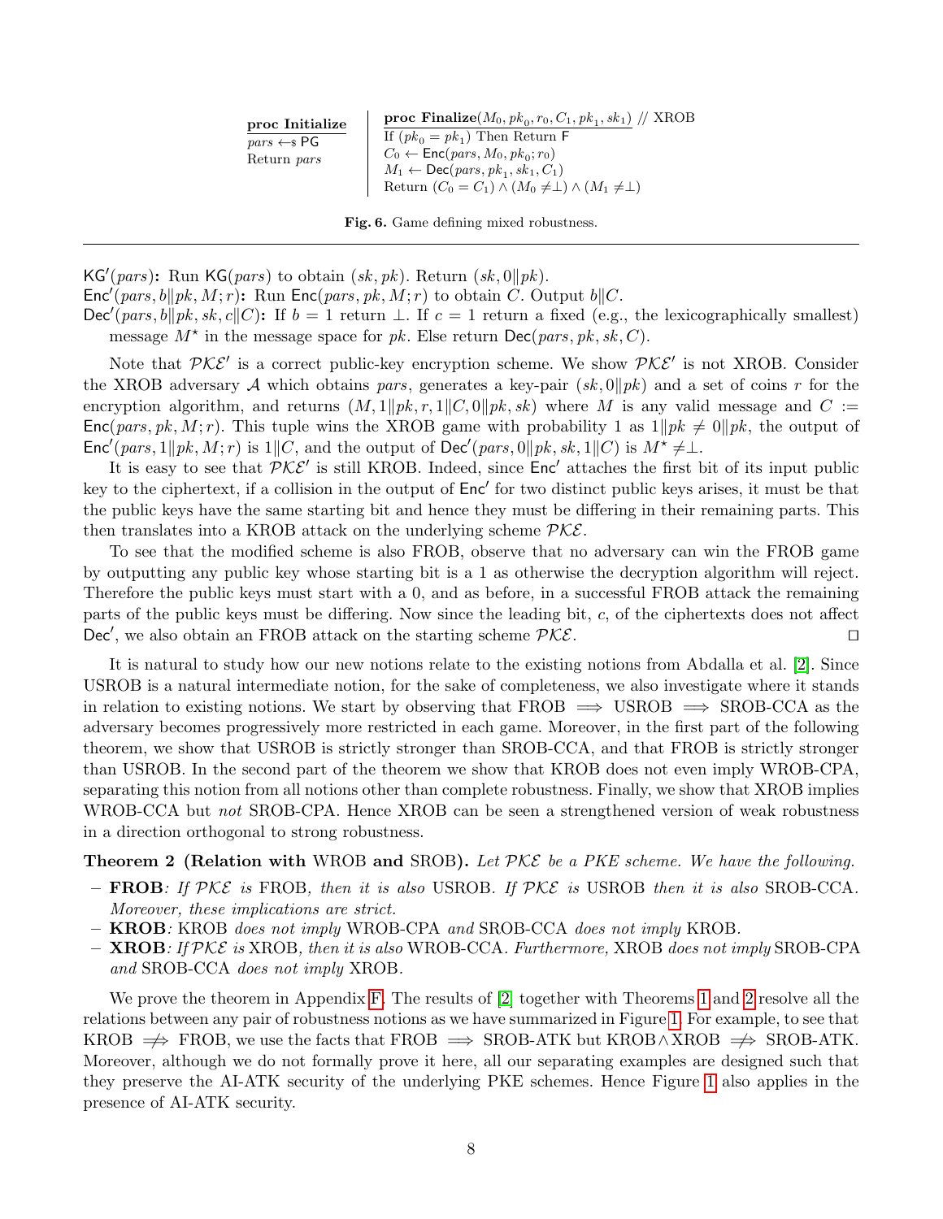**proc Initialize**
$pars \leftarrow_\$ \mathsf{PG}$
Return $pars$

**proc Finalize**$(M_0, pk_0, r_0, C_1, pk_1, sk_1)$ // XROB
If $(pk_0 = pk_1)$ Then Return F
$C_0 \leftarrow \mathsf{Enc}(pars, M_0, pk_0; r_0)$
$M_1 \leftarrow \mathsf{Dec}(pars, pk_1, sk_1, C_1)$
Return $(C_0 = C_1) \wedge (M_0 \neq \perp) \wedge (M_1 \neq \perp)$

**Fig. 6.** Game defining mixed robustness.

$\mathsf{KG}'(pars)$**:** Run $\mathsf{KG}(pars)$ to obtain $(sk, pk)$. Return $(sk, 0\|pk)$.
$\mathsf{Enc}'(pars, b\|pk, M; r)$**:** Run $\mathsf{Enc}(pars, pk, M; r)$ to obtain $C$. Output $b\|C$.
$\mathsf{Dec}'(pars, b\|pk, sk, c\|C)$**:** If $b = 1$ return $\perp$. If $c = 1$ return a fixed (e.g., the lexicographically smallest) message $M^\star$ in the message space for $pk$. Else return $\mathsf{Dec}(pars, pk, sk, C)$.

Note that $\mathcal{PKE}'$ is a correct public-key encryption scheme. We show $\mathcal{PKE}'$ is not XROB. Consider the XROB adversary $\mathcal{A}$ which obtains $pars$, generates a key-pair $(sk, 0\|pk)$ and a set of coins $r$ for the encryption algorithm, and returns $(M, 1\|pk, r, 1\|C, 0\|pk, sk)$ where $M$ is any valid message and $C := \mathsf{Enc}(pars, pk, M; r)$. This tuple wins the XROB game with probability 1 as $1\|pk \neq 0\|pk$, the output of $\mathsf{Enc}'(pars, 1\|pk, M; r)$ is $1\|C$, and the output of $\mathsf{Dec}'(pars, 0\|pk, sk, 1\|C)$ is $M^\star \neq \perp$.

It is easy to see that $\mathcal{PKE}'$ is still KROB. Indeed, since $\mathsf{Enc}'$ attaches the first bit of its input public key to the ciphertext, if a collision in the output of $\mathsf{Enc}'$ for two distinct public keys arises, it must be that the public keys have the same starting bit and hence they must be differing in their remaining parts. This then translates into a KROB attack on the underlying scheme $\mathcal{PKE}$.

To see that the modified scheme is also FROB, observe that no adversary can win the FROB game by outputting any public key whose starting bit is a 1 as otherwise the decryption algorithm will reject. Therefore the public keys must start with a 0, and as before, in a successful FROB attack the remaining parts of the public keys must be differing. Now since the leading bit, $c$, of the ciphertexts does not affect $\mathsf{Dec}'$, we also obtain an FROB attack on the starting scheme $\mathcal{PKE}$. ◻

It is natural to study how our new notions relate to the existing notions from Abdalla et al. [2]. Since USROB is a natural intermediate notion, for the sake of completeness, we also investigate where it stands in relation to existing notions. We start by observing that FROB $\Longrightarrow$ USROB $\Longrightarrow$ SROB-CCA as the adversary becomes progressively more restricted in each game. Moreover, in the first part of the following theorem, we show that USROB is strictly stronger than SROB-CCA, and that FROB is strictly stronger than USROB. In the second part of the theorem we show that KROB does not even imply WROB-CPA, separating this notion from all notions other than complete robustness. Finally, we show that XROB implies WROB-CCA but *not* SROB-CPA. Hence XROB can be seen a strengthened version of weak robustness in a direction orthogonal to strong robustness.

**Theorem 2 (Relation with** WROB **and** SROB**).** *Let $\mathcal{PKE}$ be a PKE scheme. We have the following.*

- **FROB***: If $\mathcal{PKE}$ is* FROB*, then it is also* USROB*. If $\mathcal{PKE}$ is* USROB *then it is also* SROB-CCA*. Moreover, these implications are strict.*
- **KROB***:* KROB *does not imply* WROB-CPA *and* SROB-CCA *does not imply* KROB*.*
- **XROB***: If $\mathcal{PKE}$ is* XROB*, then it is also* WROB-CCA*. Furthermore,* XROB *does not imply* SROB-CPA *and* SROB-CCA *does not imply* XROB*.*

We prove the theorem in Appendix F. The results of [2] together with Theorems 1 and 2 resolve all the relations between any pair of robustness notions as we have summarized in Figure 1. For example, to see that KROB $\not\Longrightarrow$ FROB, we use the facts that FROB $\Longrightarrow$ SROB-ATK but KROB$\wedge$XROB $\not\Longrightarrow$ SROB-ATK. Moreover, although we do not formally prove it here, all our separating examples are designed such that they preserve the AI-ATK security of the underlying PKE schemes. Hence Figure 1 also applies in the presence of AI-ATK security.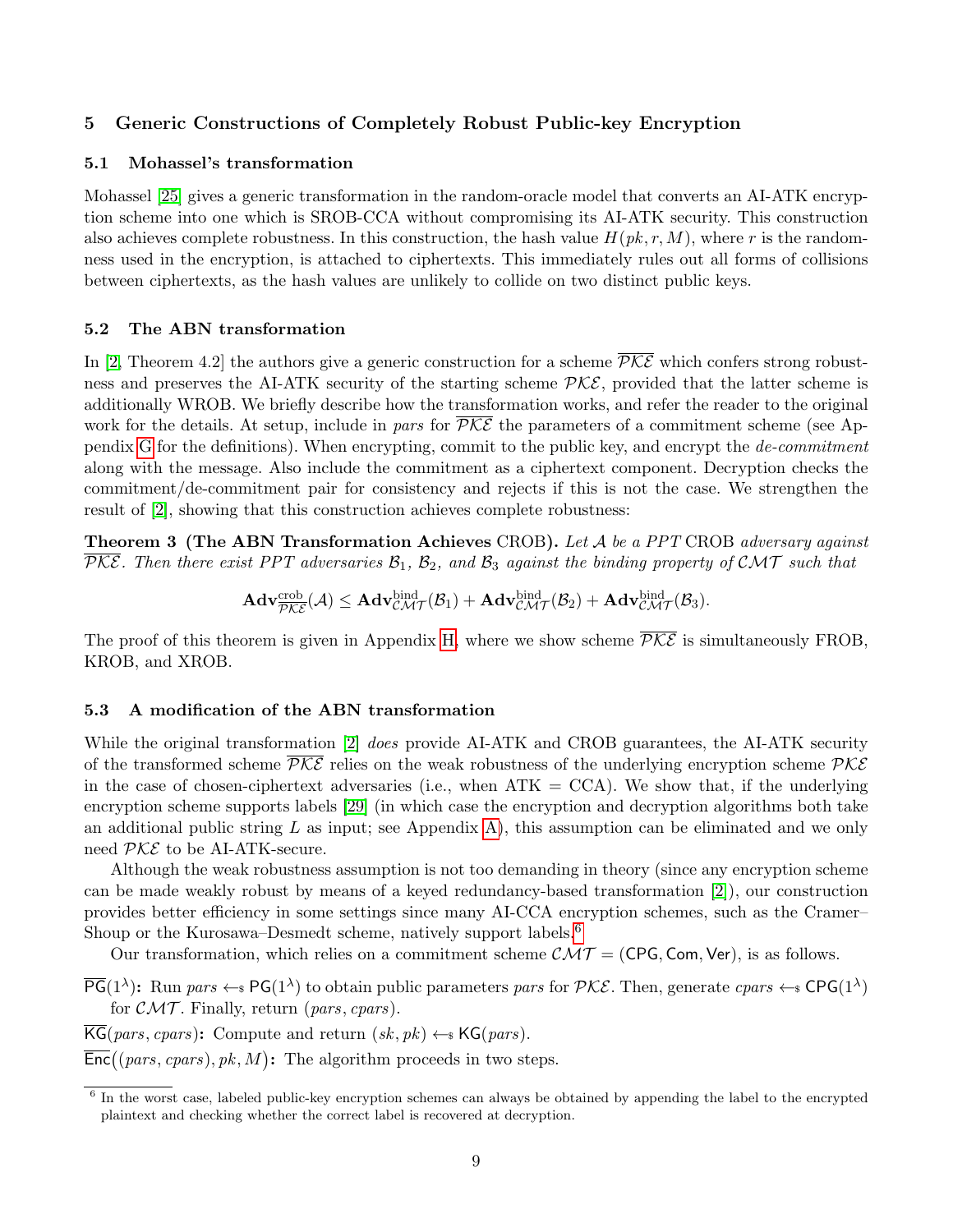## 5 Generic Constructions of Completely Robust Public-key Encryption

### 5.1 Mohassel's transformation

Mohassel [25] gives a generic transformation in the random-oracle model that converts an AI-ATK encryption scheme into one which is SROB-CCA without compromising its AI-ATK security. This construction also achieves complete robustness. In this construction, the hash value $H(pk, r, M)$, where $r$ is the randomness used in the encryption, is attached to ciphertexts. This immediately rules out all forms of collisions between ciphertexts, as the hash values are unlikely to collide on two distinct public keys.

### 5.2 The ABN transformation

In [2, Theorem 4.2] the authors give a generic construction for a scheme $\overline{\mathcal{PKE}}$ which confers strong robustness and preserves the AI-ATK security of the starting scheme $\mathcal{PKE}$, provided that the latter scheme is additionally WROB. We briefly describe how the transformation works, and refer the reader to the original work for the details. At setup, include in *pars* for $\overline{\mathcal{PKE}}$ the parameters of a commitment scheme (see Appendix G for the definitions). When encrypting, commit to the public key, and encrypt the *de-commitment* along with the message. Also include the commitment as a ciphertext component. Decryption checks the commitment/de-commitment pair for consistency and rejects if this is not the case. We strengthen the result of [2], showing that this construction achieves complete robustness:

**Theorem 3 (The ABN Transformation Achieves CROB).** *Let $\mathcal{A}$ be a PPT CROB adversary against $\overline{\mathcal{PKE}}$. Then there exist PPT adversaries $\mathcal{B}_1$, $\mathcal{B}_2$, and $\mathcal{B}_3$ against the binding property of $\mathcal{CMT}$ such that*

$$\mathbf{Adv}^{\mathrm{crob}}_{\overline{\mathcal{PKE}}}(\mathcal{A}) \leq \mathbf{Adv}^{\mathrm{bind}}_{\mathcal{CMT}}(\mathcal{B}_1) + \mathbf{Adv}^{\mathrm{bind}}_{\mathcal{CMT}}(\mathcal{B}_2) + \mathbf{Adv}^{\mathrm{bind}}_{\mathcal{CMT}}(\mathcal{B}_3).$$

The proof of this theorem is given in Appendix H, where we show scheme $\overline{\mathcal{PKE}}$ is simultaneously FROB, KROB, and XROB.

### 5.3 A modification of the ABN transformation

While the original transformation [2] *does* provide AI-ATK and CROB guarantees, the AI-ATK security of the transformed scheme $\overline{\mathcal{PKE}}$ relies on the weak robustness of the underlying encryption scheme $\mathcal{PKE}$ in the case of chosen-ciphertext adversaries (i.e., when ATK = CCA). We show that, if the underlying encryption scheme supports labels [29] (in which case the encryption and decryption algorithms both take an additional public string $L$ as input; see Appendix A), this assumption can be eliminated and we only need $\mathcal{PKE}$ to be AI-ATK-secure.

Although the weak robustness assumption is not too demanding in theory (since any encryption scheme can be made weakly robust by means of a keyed redundancy-based transformation [2]), our construction provides better efficiency in some settings since many AI-CCA encryption schemes, such as the Cramer–Shoup or the Kurosawa–Desmedt scheme, natively support labels.[6]

Our transformation, which relies on a commitment scheme $\mathcal{CMT} = (\mathsf{CPG}, \mathsf{Com}, \mathsf{Ver})$, is as follows.

$\overline{\mathsf{PG}}(1^\lambda)$**:** Run $pars \leftarrow_{\$} \mathsf{PG}(1^\lambda)$ to obtain public parameters *pars* for $\mathcal{PKE}$. Then, generate $cpars \leftarrow_{\$} \mathsf{CPG}(1^\lambda)$ for $\mathcal{CMT}$. Finally, return $(pars, cpars)$.

$\overline{\mathsf{KG}}(pars, cpars)$**:** Compute and return $(sk, pk) \leftarrow_{\$} \mathsf{KG}(pars)$.

$\overline{\mathsf{Enc}}\big((pars, cpars), pk, M\big)$**:** The algorithm proceeds in two steps.

[6] In the worst case, labeled public-key encryption schemes can always be obtained by appending the label to the encrypted plaintext and checking whether the correct label is recovered at decryption.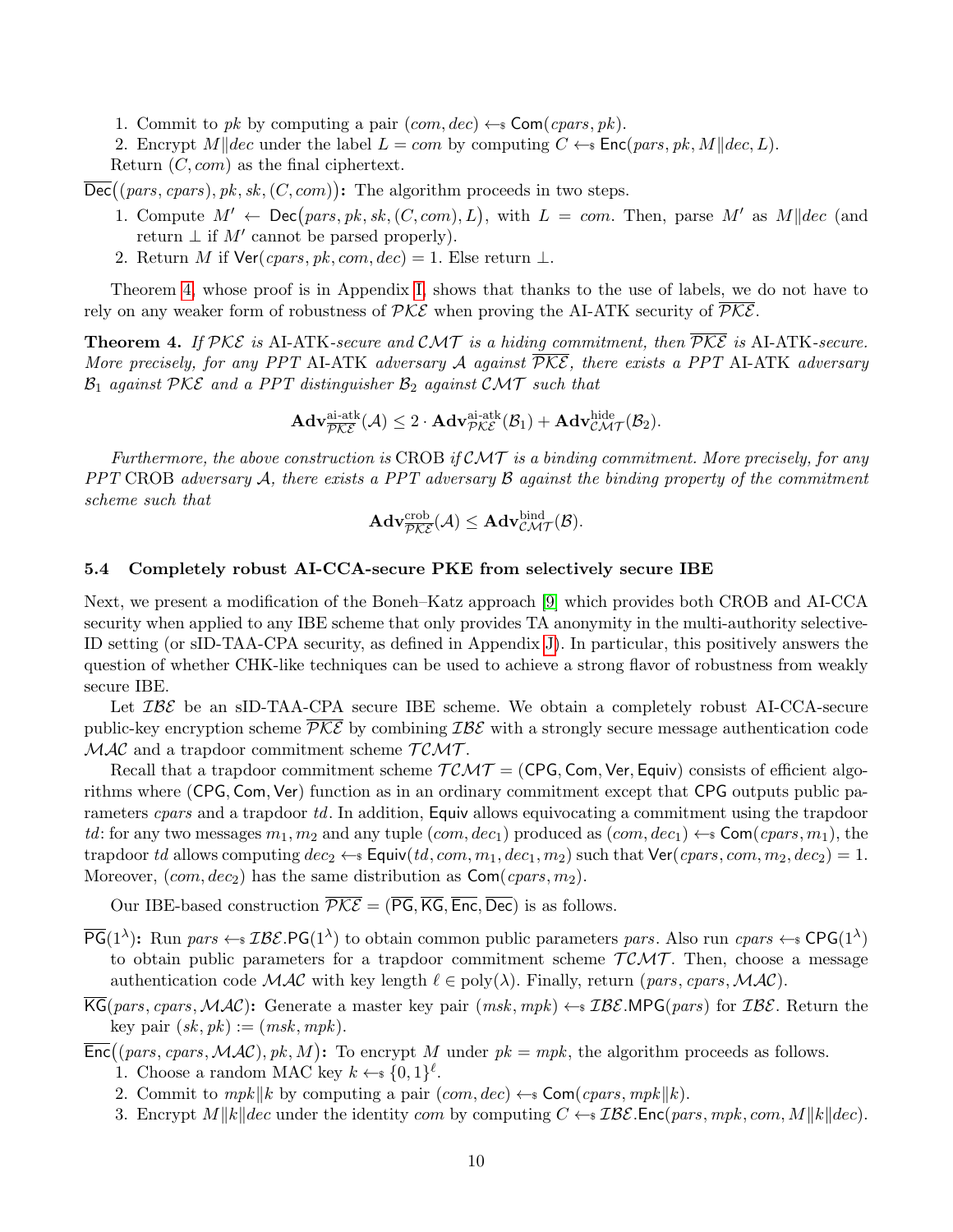1. Commit to $pk$ by computing a pair $(com, dec) \leftarrow_{\$} \mathsf{Com}(cpars, pk)$.
2. Encrypt $M\|dec$ under the label $L = com$ by computing $C \leftarrow_{\$} \mathsf{Enc}(pars, pk, M\|dec, L)$.

Return $(C, com)$ as the final ciphertext.

$\overline{\mathsf{Dec}}\big((pars, cpars), pk, sk, (C, com)\big)$**:** The algorithm proceeds in two steps.

1. Compute $M' \leftarrow \mathsf{Dec}\big(pars, pk, sk, (C, com), L\big)$, with $L = com$. Then, parse $M'$ as $M\|dec$ (and return $\perp$ if $M'$ cannot be parsed properly).
2. Return $M$ if $\mathsf{Ver}(cpars, pk, com, dec) = 1$. Else return $\perp$.

Theorem 4, whose proof is in Appendix I, shows that thanks to the use of labels, we do not have to rely on any weaker form of robustness of $\mathcal{PKE}$ when proving the AI-ATK security of $\overline{\mathcal{PKE}}$.

**Theorem 4.** *If $\mathcal{PKE}$ is* AI-ATK*-secure and $\mathcal{CMT}$ is a hiding commitment, then $\overline{\mathcal{PKE}}$ is* AI-ATK*-secure. More precisely, for any PPT* AI-ATK *adversary $\mathcal{A}$ against $\overline{\mathcal{PKE}}$, there exists a PPT* AI-ATK *adversary $\mathcal{B}_1$ against $\mathcal{PKE}$ and a PPT distinguisher $\mathcal{B}_2$ against $\mathcal{CMT}$ such that*

$$\mathbf{Adv}^{\text{ai-atk}}_{\overline{\mathcal{PKE}}}(\mathcal{A}) \leq 2 \cdot \mathbf{Adv}^{\text{ai-atk}}_{\mathcal{PKE}}(\mathcal{B}_1) + \mathbf{Adv}^{\text{hide}}_{\mathcal{CMT}}(\mathcal{B}_2).$$

*Furthermore, the above construction is* CROB *if $\mathcal{CMT}$ is a binding commitment. More precisely, for any PPT* CROB *adversary $\mathcal{A}$, there exists a PPT adversary $\mathcal{B}$ against the binding property of the commitment scheme such that*

$$\mathbf{Adv}^{\text{crob}}_{\overline{\mathcal{PKE}}}(\mathcal{A}) \leq \mathbf{Adv}^{\text{bind}}_{\mathcal{CMT}}(\mathcal{B}).$$

### 5.4 Completely robust AI-CCA-secure PKE from selectively secure IBE

Next, we present a modification of the Boneh–Katz approach [9] which provides both CROB and AI-CCA security when applied to any IBE scheme that only provides TA anonymity in the multi-authority selective-ID setting (or sID-TAA-CPA security, as defined in Appendix J). In particular, this positively answers the question of whether CHK-like techniques can be used to achieve a strong flavor of robustness from weakly secure IBE.

Let $\mathcal{IBE}$ be an sID-TAA-CPA secure IBE scheme. We obtain a completely robust AI-CCA-secure public-key encryption scheme $\overline{\mathcal{PKE}}$ by combining $\mathcal{IBE}$ with a strongly secure message authentication code $\mathcal{MAC}$ and a trapdoor commitment scheme $\mathcal{TCMT}$.

Recall that a trapdoor commitment scheme $\mathcal{TCMT} = (\mathsf{CPG}, \mathsf{Com}, \mathsf{Ver}, \mathsf{Equiv})$ consists of efficient algorithms where $(\mathsf{CPG}, \mathsf{Com}, \mathsf{Ver})$ function as in an ordinary commitment except that $\mathsf{CPG}$ outputs public parameters $cpars$ and a trapdoor $td$. In addition, $\mathsf{Equiv}$ allows equivocating a commitment using the trapdoor $td$: for any two messages $m_1, m_2$ and any tuple $(com, dec_1)$ produced as $(com, dec_1) \leftarrow_{\$} \mathsf{Com}(cpars, m_1)$, the trapdoor $td$ allows computing $dec_2 \leftarrow_{\$} \mathsf{Equiv}(td, com, m_1, dec_1, m_2)$ such that $\mathsf{Ver}(cpars, com, m_2, dec_2) = 1$. Moreover, $(com, dec_2)$ has the same distribution as $\mathsf{Com}(cpars, m_2)$.

Our IBE-based construction $\overline{\mathcal{PKE}} = (\overline{\mathsf{PG}}, \overline{\mathsf{KG}}, \overline{\mathsf{Enc}}, \overline{\mathsf{Dec}})$ is as follows.

$\overline{\mathsf{PG}}(1^\lambda)$**:** Run $pars \leftarrow_{\$} \mathcal{IBE}.\mathsf{PG}(1^\lambda)$ to obtain common public parameters $pars$. Also run $cpars \leftarrow_{\$} \mathsf{CPG}(1^\lambda)$ to obtain public parameters for a trapdoor commitment scheme $\mathcal{TCMT}$. Then, choose a message authentication code $\mathcal{MAC}$ with key length $\ell \in \text{poly}(\lambda)$. Finally, return $(pars, cpars, \mathcal{MAC})$.

$\overline{\mathsf{KG}}(pars, cpars, \mathcal{MAC})$**:** Generate a master key pair $(msk, mpk) \leftarrow_{\$} \mathcal{IBE}.\mathsf{MPG}(pars)$ for $\mathcal{IBE}$. Return the key pair $(sk, pk) := (msk, mpk)$.

$\overline{\mathsf{Enc}}\big((pars, cpars, \mathcal{MAC}), pk, M\big)$**:** To encrypt $M$ under $pk = mpk$, the algorithm proceeds as follows.

1. Choose a random MAC key $k \leftarrow_{\$} \{0,1\}^\ell$.
2. Commit to $mpk\|k$ by computing a pair $(com, dec) \leftarrow_{\$} \mathsf{Com}(cpars, mpk\|k)$.
3. Encrypt $M\|k\|dec$ under the identity $com$ by computing $C \leftarrow_{\$} \mathcal{IBE}.\mathsf{Enc}(pars, mpk, com, M\|k\|dec)$.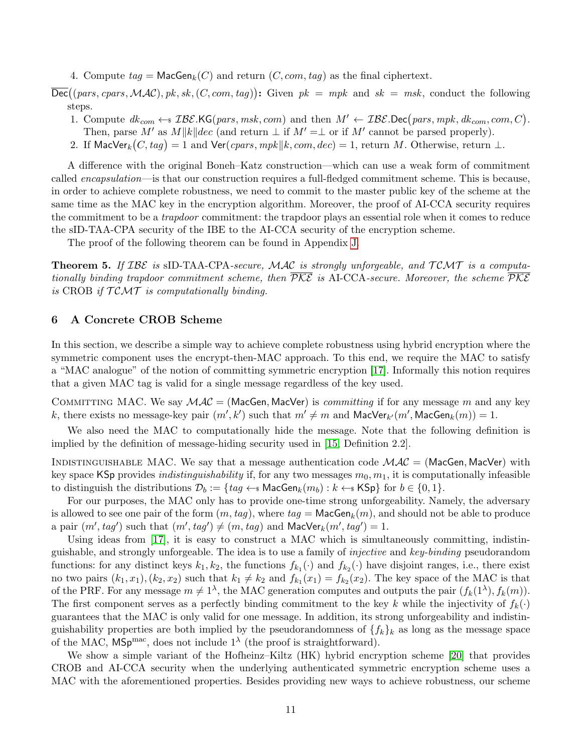4. Compute $tag = \mathsf{MacGen}_k(C)$ and return $(C, com, tag)$ as the final ciphertext.

$\overline{\mathsf{Dec}}\big((pars, cpars, \mathcal{MAC}), pk, sk, (C, com, tag)\big)$**:** Given $pk = mpk$ and $sk = msk$, conduct the following steps.

1. Compute $dk_{com} \leftarrow\!\!\$\ \mathcal{IBE}.\mathsf{KG}(pars, msk, com)$ and then $M' \leftarrow \mathcal{IBE}.\mathsf{Dec}\big(pars, mpk, dk_{com}, com, C\big)$. Then, parse $M'$ as $M\|k\|dec$ (and return $\perp$ if $M' = \perp$ or if $M'$ cannot be parsed properly).
2. If $\mathsf{MacVer}_k\big(C, tag\big) = 1$ and $\mathsf{Ver}(cpars, mpk\|k, com, dec) = 1$, return $M$. Otherwise, return $\perp$.

A difference with the original Boneh–Katz construction—which can use a weak form of commitment called *encapsulation*—is that our construction requires a full-fledged commitment scheme. This is because, in order to achieve complete robustness, we need to commit to the master public key of the scheme at the same time as the MAC key in the encryption algorithm. Moreover, the proof of AI-CCA security requires the commitment to be a *trapdoor* commitment: the trapdoor plays an essential role when it comes to reduce the sID-TAA-CPA security of the IBE to the AI-CCA security of the encryption scheme.

The proof of the following theorem can be found in Appendix J.

**Theorem 5.** *If $\mathcal{IBE}$ is* sID-TAA-CPA*-secure, $\mathcal{MAC}$ is strongly unforgeable, and $\mathcal{TCMT}$ is a computationally binding trapdoor commitment scheme, then $\overline{\mathcal{PKE}}$ is* AI-CCA*-secure. Moreover, the scheme $\overline{\mathcal{PKE}}$ is* CROB *if $\mathcal{TCMT}$ is computationally binding.*

## 6 A Concrete CROB Scheme

In this section, we describe a simple way to achieve complete robustness using hybrid encryption where the symmetric component uses the encrypt-then-MAC approach. To this end, we require the MAC to satisfy a "MAC analogue" of the notion of committing symmetric encryption [17]. Informally this notion requires that a given MAC tag is valid for a single message regardless of the key used.

Committing MAC. We say $\mathcal{MAC} = (\mathsf{MacGen}, \mathsf{MacVer})$ is *committing* if for any message $m$ and any key $k$, there exists no message-key pair $(m', k')$ such that $m' \neq m$ and $\mathsf{MacVer}_{k'}(m', \mathsf{MacGen}_k(m)) = 1$.

We also need the MAC to computationally hide the message. Note that the following definition is implied by the definition of message-hiding security used in [15, Definition 2.2].

Indistinguishable MAC. We say that a message authentication code $\mathcal{MAC} = (\mathsf{MacGen}, \mathsf{MacVer})$ with key space $\mathsf{KSp}$ provides *indistinguishability* if, for any two messages $m_0, m_1$, it is computationally infeasible to distinguish the distributions $\mathcal{D}_b := \{tag \leftarrow\!\!\$\ \mathsf{MacGen}_k(m_b) : k \leftarrow\!\!\$\ \mathsf{KSp}\}$ for $b \in \{0, 1\}$.

For our purposes, the MAC only has to provide one-time strong unforgeability. Namely, the adversary is allowed to see one pair of the form $(m, tag)$, where $tag = \mathsf{MacGen}_k(m)$, and should not be able to produce a pair $(m', tag')$ such that $(m', tag') \neq (m, tag)$ and $\mathsf{MacVer}_k(m', tag') = 1$.

Using ideas from [17], it is easy to construct a MAC which is simultaneously committing, indistinguishable, and strongly unforgeable. The idea is to use a family of *injective* and *key-binding* pseudorandom functions: for any distinct keys $k_1, k_2$, the functions $f_{k_1}(\cdot)$ and $f_{k_2}(\cdot)$ have disjoint ranges, i.e., there exist no two pairs $(k_1, x_1), (k_2, x_2)$ such that $k_1 \neq k_2$ and $f_{k_1}(x_1) = f_{k_2}(x_2)$. The key space of the MAC is that of the PRF. For any message $m \neq 1^\lambda$, the MAC generation computes and outputs the pair $(f_k(1^\lambda), f_k(m))$. The first component serves as a perfectly binding commitment to the key $k$ while the injectivity of $f_k(\cdot)$ guarantees that the MAC is only valid for one message. In addition, its strong unforgeability and indistinguishability properties are both implied by the pseudorandomness of $\{f_k\}_k$ as long as the message space of the MAC, $\mathsf{MSp}^{\mathrm{mac}}$, does not include $1^\lambda$ (the proof is straightforward).

We show a simple variant of the Hofheinz–Kiltz (HK) hybrid encryption scheme [20] that provides CROB and AI-CCA security when the underlying authenticated symmetric encryption scheme uses a MAC with the aforementioned properties. Besides providing new ways to achieve robustness, our scheme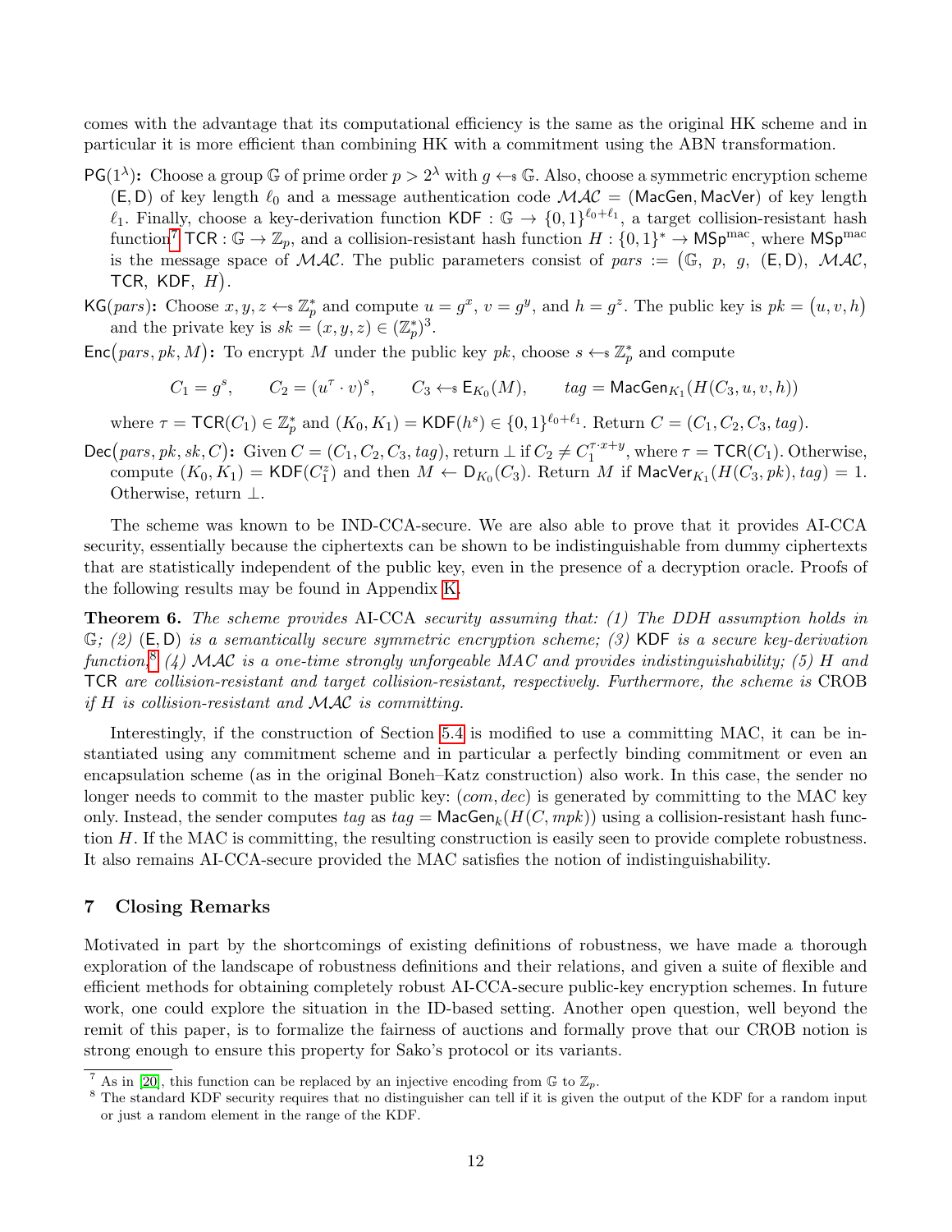comes with the advantage that its computational efficiency is the same as the original HK scheme and in particular it is more efficient than combining HK with a commitment using the ABN transformation.

$\mathsf{PG}(1^\lambda)$**:** Choose a group $\mathbb{G}$ of prime order $p > 2^\lambda$ with $g \leftarrow_\$ \mathbb{G}$. Also, choose a symmetric encryption scheme $(\mathsf{E}, \mathsf{D})$ of key length $\ell_0$ and a message authentication code $\mathcal{MAC} = (\mathsf{MacGen}, \mathsf{MacVer})$ of key length $\ell_1$. Finally, choose a key-derivation function $\mathsf{KDF} : \mathbb{G} \to \{0,1\}^{\ell_0+\ell_1}$, a target collision-resistant hash function[7] $\mathsf{TCR} : \mathbb{G} \to \mathbb{Z}_p$, and a collision-resistant hash function $H : \{0,1\}^* \to \mathsf{MSp}^{\mathrm{mac}}$, where $\mathsf{MSp}^{\mathrm{mac}}$ is the message space of $\mathcal{MAC}$. The public parameters consist of $pars := \big(\mathbb{G},\ p,\ g,\ (\mathsf{E}, \mathsf{D}),\ \mathcal{MAC},\ \mathsf{TCR},\ \mathsf{KDF},\ H\big)$.

$\mathsf{KG}(pars)$**:** Choose $x, y, z \leftarrow_\$ \mathbb{Z}_p^*$ and compute $u = g^x$, $v = g^y$, and $h = g^z$. The public key is $pk = \big(u, v, h\big)$ and the private key is $sk = (x, y, z) \in (\mathbb{Z}_p^*)^3$.

$\mathsf{Enc}\big(pars, pk, M\big)$**:** To encrypt $M$ under the public key $pk$, choose $s \leftarrow_\$ \mathbb{Z}_p^*$ and compute

$$C_1 = g^s, \qquad C_2 = (u^\tau \cdot v)^s, \qquad C_3 \leftarrow_\$ \mathsf{E}_{K_0}(M), \qquad tag = \mathsf{MacGen}_{K_1}(H(C_3, u, v, h))$$

where $\tau = \mathsf{TCR}(C_1) \in \mathbb{Z}_p^*$ and $(K_0, K_1) = \mathsf{KDF}(h^s) \in \{0,1\}^{\ell_0+\ell_1}$. Return $C = (C_1, C_2, C_3, tag)$.

$\mathsf{Dec}\big(pars, pk, sk, C\big)$**:** Given $C = (C_1, C_2, C_3, tag)$, return $\perp$ if $C_2 \neq C_1^{\tau \cdot x + y}$, where $\tau = \mathsf{TCR}(C_1)$. Otherwise, compute $(K_0, K_1) = \mathsf{KDF}(C_1^z)$ and then $M \leftarrow \mathsf{D}_{K_0}(C_3)$. Return $M$ if $\mathsf{MacVer}_{K_1}(H(C_3, pk), tag) = 1$. Otherwise, return $\perp$.

The scheme was known to be IND-CCA-secure. We are also able to prove that it provides AI-CCA security, essentially because the ciphertexts can be shown to be indistinguishable from dummy ciphertexts that are statistically independent of the public key, even in the presence of a decryption oracle. Proofs of the following results may be found in Appendix K.

**Theorem 6.** *The scheme provides* AI-CCA *security assuming that: (1) The DDH assumption holds in* $\mathbb{G}$*; (2)* $(\mathsf{E}, \mathsf{D})$ *is a semantically secure symmetric encryption scheme; (3)* $\mathsf{KDF}$ *is a secure key-derivation function.*[8] *(4)* $\mathcal{MAC}$ *is a one-time strongly unforgeable MAC and provides indistinguishability; (5)* $H$ *and* $\mathsf{TCR}$ *are collision-resistant and target collision-resistant, respectively. Furthermore, the scheme is* CROB *if* $H$ *is collision-resistant and* $\mathcal{MAC}$ *is committing.*

Interestingly, if the construction of Section 5.4 is modified to use a committing MAC, it can be instantiated using any commitment scheme and in particular a perfectly binding commitment or even an encapsulation scheme (as in the original Boneh–Katz construction) also work. In this case, the sender no longer needs to commit to the master public key: $(com, dec)$ is generated by committing to the MAC key only. Instead, the sender computes $tag$ as $tag = \mathsf{MacGen}_k(H(C, mpk))$ using a collision-resistant hash function $H$. If the MAC is committing, the resulting construction is easily seen to provide complete robustness. It also remains AI-CCA-secure provided the MAC satisfies the notion of indistinguishability.

## 7 Closing Remarks

Motivated in part by the shortcomings of existing definitions of robustness, we have made a thorough exploration of the landscape of robustness definitions and their relations, and given a suite of flexible and efficient methods for obtaining completely robust AI-CCA-secure public-key encryption schemes. In future work, one could explore the situation in the ID-based setting. Another open question, well beyond the remit of this paper, is to formalize the fairness of auctions and formally prove that our CROB notion is strong enough to ensure this property for Sako's protocol or its variants.

---

[7] As in [20], this function can be replaced by an injective encoding from $\mathbb{G}$ to $\mathbb{Z}_p$.

[8] The standard KDF security requires that no distinguisher can tell if it is given the output of the KDF for a random input or just a random element in the range of the KDF.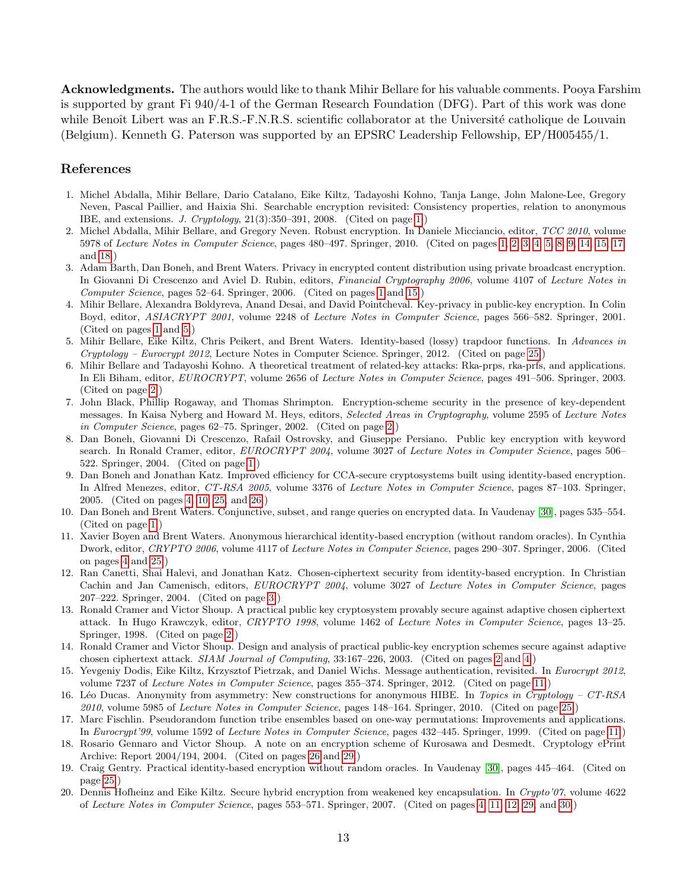**Acknowledgments.** The authors would like to thank Mihir Bellare for his valuable comments. Pooya Farshim is supported by grant Fi 940/4-1 of the German Research Foundation (DFG). Part of this work was done while Benoît Libert was an F.R.S.-F.N.R.S. scientific collaborator at the Université catholique de Louvain (Belgium). Kenneth G. Paterson was supported by an EPSRC Leadership Fellowship, EP/H005455/1.

## References

1. Michel Abdalla, Mihir Bellare, Dario Catalano, Eike Kiltz, Tadayoshi Kohno, Tanja Lange, John Malone-Lee, Gregory Neven, Pascal Paillier, and Haixia Shi. Searchable encryption revisited: Consistency properties, relation to anonymous IBE, and extensions. *J. Cryptology*, 21(3):350–391, 2008. (Cited on page 1.)
2. Michel Abdalla, Mihir Bellare, and Gregory Neven. Robust encryption. In Daniele Micciancio, editor, *TCC 2010*, volume 5978 of *Lecture Notes in Computer Science*, pages 480–497. Springer, 2010. (Cited on pages 1, 2, 3, 4, 5, 8, 9, 14, 15, 17, and 18.)
3. Adam Barth, Dan Boneh, and Brent Waters. Privacy in encrypted content distribution using private broadcast encryption. In Giovanni Di Crescenzo and Aviel D. Rubin, editors, *Financial Cryptography 2006*, volume 4107 of *Lecture Notes in Computer Science*, pages 52–64. Springer, 2006. (Cited on pages 1 and 15.)
4. Mihir Bellare, Alexandra Boldyreva, Anand Desai, and David Pointcheval. Key-privacy in public-key encryption. In Colin Boyd, editor, *ASIACRYPT 2001*, volume 2248 of *Lecture Notes in Computer Science*, pages 566–582. Springer, 2001. (Cited on pages 1 and 5.)
5. Mihir Bellare, Eike Kiltz, Chris Peikert, and Brent Waters. Identity-based (lossy) trapdoor functions. In *Advances in Cryptology – Eurocrypt 2012*, Lecture Notes in Computer Science. Springer, 2012. (Cited on page 25.)
6. Mihir Bellare and Tadayoshi Kohno. A theoretical treatment of related-key attacks: Rka-prps, rka-prfs, and applications. In Eli Biham, editor, *EUROCRYPT*, volume 2656 of *Lecture Notes in Computer Science*, pages 491–506. Springer, 2003. (Cited on page 2.)
7. John Black, Phillip Rogaway, and Thomas Shrimpton. Encryption-scheme security in the presence of key-dependent messages. In Kaisa Nyberg and Howard M. Heys, editors, *Selected Areas in Cryptography*, volume 2595 of *Lecture Notes in Computer Science*, pages 62–75. Springer, 2002. (Cited on page 2.)
8. Dan Boneh, Giovanni Di Crescenzo, Rafail Ostrovsky, and Giuseppe Persiano. Public key encryption with keyword search. In Ronald Cramer, editor, *EUROCRYPT 2004*, volume 3027 of *Lecture Notes in Computer Science*, pages 506–522. Springer, 2004. (Cited on page 1.)
9. Dan Boneh and Jonathan Katz. Improved efficiency for CCA-secure cryptosystems built using identity-based encryption. In Alfred Menezes, editor, *CT-RSA 2005*, volume 3376 of *Lecture Notes in Computer Science*, pages 87–103. Springer, 2005. (Cited on pages 4, 10, 25, and 26.)
10. Dan Boneh and Brent Waters. Conjunctive, subset, and range queries on encrypted data. In Vaudenay [30], pages 535–554. (Cited on page 1.)
11. Xavier Boyen and Brent Waters. Anonymous hierarchical identity-based encryption (without random oracles). In Cynthia Dwork, editor, *CRYPTO 2006*, volume 4117 of *Lecture Notes in Computer Science*, pages 290–307. Springer, 2006. (Cited on pages 4 and 25.)
12. Ran Canetti, Shai Halevi, and Jonathan Katz. Chosen-ciphertext security from identity-based encryption. In Christian Cachin and Jan Camenisch, editors, *EUROCRYPT 2004*, volume 3027 of *Lecture Notes in Computer Science*, pages 207–222. Springer, 2004. (Cited on page 3.)
13. Ronald Cramer and Victor Shoup. A practical public key cryptosystem provably secure against adaptive chosen ciphertext attack. In Hugo Krawczyk, editor, *CRYPTO 1998*, volume 1462 of *Lecture Notes in Computer Science*, pages 13–25. Springer, 1998. (Cited on page 2.)
14. Ronald Cramer and Victor Shoup. Design and analysis of practical public-key encryption schemes secure against adaptive chosen ciphertext attack. *SIAM Journal of Computing*, 33:167–226, 2003. (Cited on pages 2 and 4.)
15. Yevgeniy Dodis, Eike Kiltz, Krzysztof Pietrzak, and Daniel Wichs. Message authentication, revisited. In *Eurocrypt 2012*, volume 7237 of *Lecture Notes in Computer Science*, pages 355–374. Springer, 2012. (Cited on page 11.)
16. Léo Ducas. Anonymity from asymmetry: New constructions for anonymous HIBE. In *Topics in Cryptology – CT-RSA 2010*, volume 5985 of *Lecture Notes in Computer Science*, pages 148–164. Springer, 2010. (Cited on page 25.)
17. Marc Fischlin. Pseudorandom function tribe ensembles based on one-way permutations: Improvements and applications. In *Eurocrypt'99*, volume 1592 of *Lecture Notes in Computer Science*, pages 432–445. Springer, 1999. (Cited on page 11.)
18. Rosario Gennaro and Victor Shoup. A note on an encryption scheme of Kurosawa and Desmedt. Cryptology ePrint Archive: Report 2004/194, 2004. (Cited on pages 26 and 29.)
19. Craig Gentry. Practical identity-based encryption without random oracles. In Vaudenay [30], pages 445–464. (Cited on page 25.)
20. Dennis Hofheinz and Eike Kiltz. Secure hybrid encryption from weakened key encapsulation. In *Crypto'07*, volume 4622 of *Lecture Notes in Computer Science*, pages 553–571. Springer, 2007. (Cited on pages 4, 11, 12, 29, and 30.)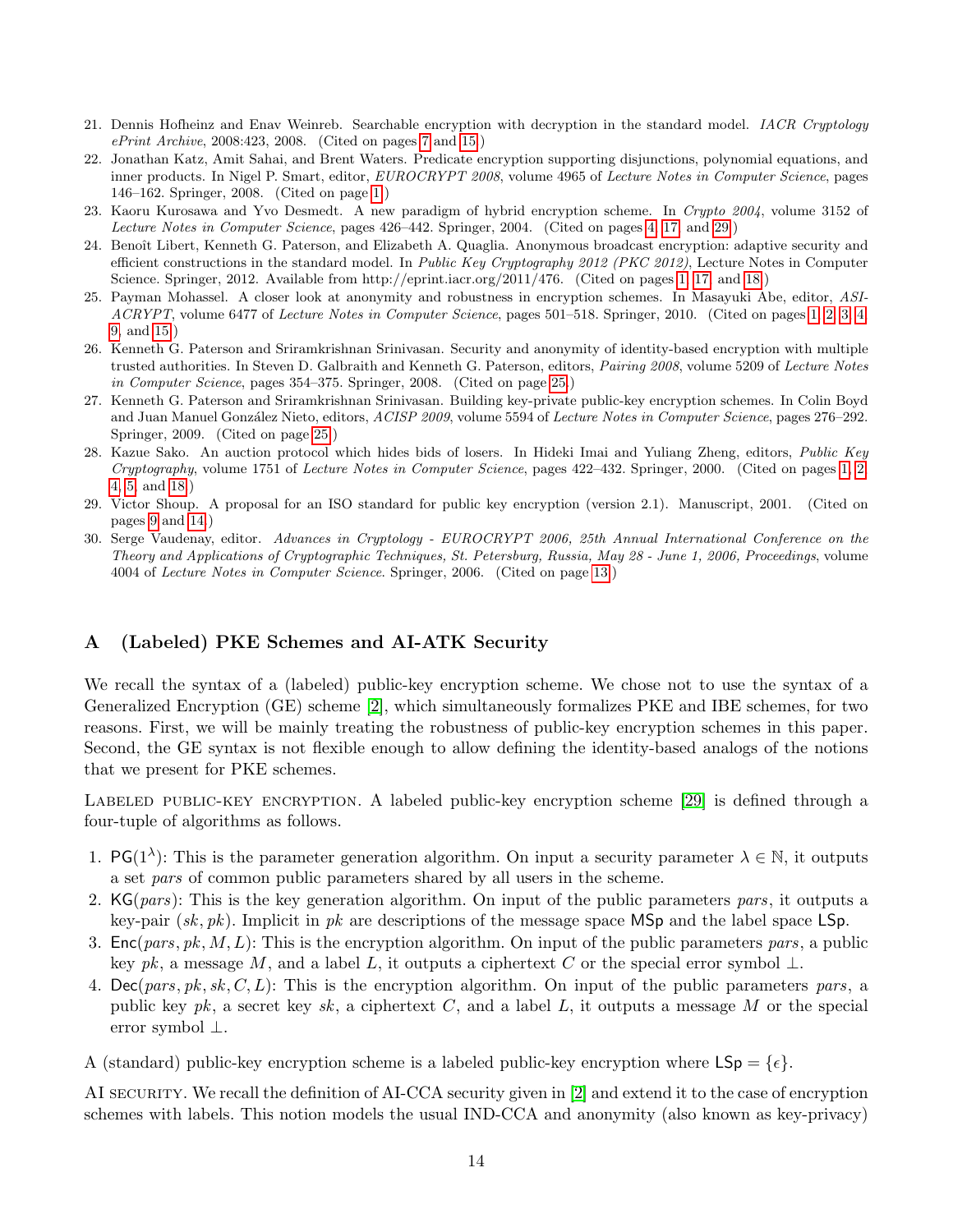21. Dennis Hofheinz and Enav Weinreb. Searchable encryption with decryption in the standard model. *IACR Cryptology ePrint Archive*, 2008:423, 2008. (Cited on pages 7 and 15.)
22. Jonathan Katz, Amit Sahai, and Brent Waters. Predicate encryption supporting disjunctions, polynomial equations, and inner products. In Nigel P. Smart, editor, *EUROCRYPT 2008*, volume 4965 of *Lecture Notes in Computer Science*, pages 146–162. Springer, 2008. (Cited on page 1.)
23. Kaoru Kurosawa and Yvo Desmedt. A new paradigm of hybrid encryption scheme. In *Crypto 2004*, volume 3152 of *Lecture Notes in Computer Science*, pages 426–442. Springer, 2004. (Cited on pages 4, 17, and 29.)
24. Benoît Libert, Kenneth G. Paterson, and Elizabeth A. Quaglia. Anonymous broadcast encryption: adaptive security and efficient constructions in the standard model. In *Public Key Cryptography 2012 (PKC 2012)*, Lecture Notes in Computer Science. Springer, 2012. Available from http://eprint.iacr.org/2011/476. (Cited on pages 1, 17, and 18.)
25. Payman Mohassel. A closer look at anonymity and robustness in encryption schemes. In Masayuki Abe, editor, *ASIACRYPT*, volume 6477 of *Lecture Notes in Computer Science*, pages 501–518. Springer, 2010. (Cited on pages 1, 2, 3, 4, 9, and 15.)
26. Kenneth G. Paterson and Sriramkrishnan Srinivasan. Security and anonymity of identity-based encryption with multiple trusted authorities. In Steven D. Galbraith and Kenneth G. Paterson, editors, *Pairing 2008*, volume 5209 of *Lecture Notes in Computer Science*, pages 354–375. Springer, 2008. (Cited on page 25.)
27. Kenneth G. Paterson and Sriramkrishnan Srinivasan. Building key-private public-key encryption schemes. In Colin Boyd and Juan Manuel González Nieto, editors, *ACISP 2009*, volume 5594 of *Lecture Notes in Computer Science*, pages 276–292. Springer, 2009. (Cited on page 25.)
28. Kazue Sako. An auction protocol which hides bids of losers. In Hideki Imai and Yuliang Zheng, editors, *Public Key Cryptography*, volume 1751 of *Lecture Notes in Computer Science*, pages 422–432. Springer, 2000. (Cited on pages 1, 2, 4, 5, and 18.)
29. Victor Shoup. A proposal for an ISO standard for public key encryption (version 2.1). Manuscript, 2001. (Cited on pages 9 and 14.)
30. Serge Vaudenay, editor. *Advances in Cryptology - EUROCRYPT 2006, 25th Annual International Conference on the Theory and Applications of Cryptographic Techniques, St. Petersburg, Russia, May 28 - June 1, 2006, Proceedings*, volume 4004 of *Lecture Notes in Computer Science*. Springer, 2006. (Cited on page 13.)

## A (Labeled) PKE Schemes and AI-ATK Security

We recall the syntax of a (labeled) public-key encryption scheme. We chose not to use the syntax of a Generalized Encryption (GE) scheme [2], which simultaneously formalizes PKE and IBE schemes, for two reasons. First, we will be mainly treating the robustness of public-key encryption schemes in this paper. Second, the GE syntax is not flexible enough to allow defining the identity-based analogs of the notions that we present for PKE schemes.

Labeled public-key encryption. A labeled public-key encryption scheme [29] is defined through a four-tuple of algorithms as follows.

1. $\mathsf{PG}(1^\lambda)$: This is the parameter generation algorithm. On input a security parameter $\lambda \in \mathbb{N}$, it outputs a set *pars* of common public parameters shared by all users in the scheme.
2. $\mathsf{KG}(pars)$: This is the key generation algorithm. On input of the public parameters *pars*, it outputs a key-pair $(sk, pk)$. Implicit in $pk$ are descriptions of the message space $\mathsf{MSp}$ and the label space $\mathsf{LSp}$.
3. $\mathsf{Enc}(pars, pk, M, L)$: This is the encryption algorithm. On input of the public parameters *pars*, a public key $pk$, a message $M$, and a label $L$, it outputs a ciphertext $C$ or the special error symbol $\perp$.
4. $\mathsf{Dec}(pars, pk, sk, C, L)$: This is the encryption algorithm. On input of the public parameters *pars*, a public key $pk$, a secret key $sk$, a ciphertext $C$, and a label $L$, it outputs a message $M$ or the special error symbol $\perp$.

A (standard) public-key encryption scheme is a labeled public-key encryption where $\mathsf{LSp} = \{\epsilon\}$.

AI security. We recall the definition of AI-CCA security given in [2] and extend it to the case of encryption schemes with labels. This notion models the usual IND-CCA and anonymity (also known as key-privacy)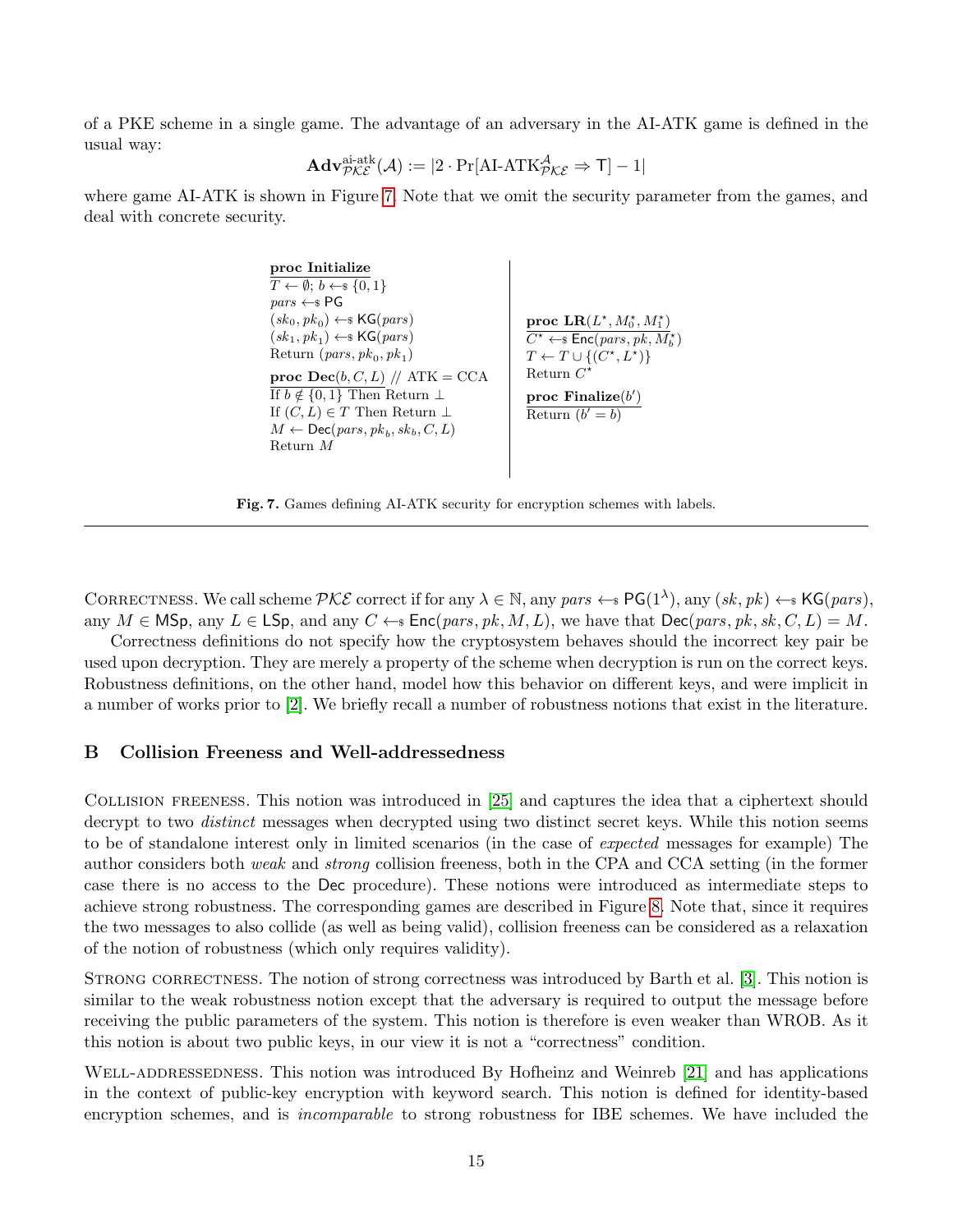of a PKE scheme in a single game. The advantage of an adversary in the AI-ATK game is defined in the usual way:

$$\mathbf{Adv}^{\text{ai-atk}}_{\mathcal{PKE}}(\mathcal{A}) := |2 \cdot \Pr[\text{AI-ATK}^{\mathcal{A}}_{\mathcal{PKE}} \Rightarrow \mathsf{T}] - 1|$$

where game AI-ATK is shown in Figure 7. Note that we omit the security parameter from the games, and deal with concrete security.

```
proc Initialize
T ← ∅; b ←$ {0,1}
pars ←$ PG
(sk_0, pk_0) ←$ KG(pars)
(sk_1, pk_1) ←$ KG(pars)
Return (pars, pk_0, pk_1)

proc Dec(b, C, L) // ATK = CCA
If b ∉ {0,1} Then Return ⊥
If (C, L) ∈ T Then Return ⊥
M ← Dec(pars, pk_b, sk_b, C, L)
Return M

proc LR(L*, M*_0, M*_1)
C* ←$ Enc(pars, pk, M*_b)
T ← T ∪ {(C*, L*)}
Return C*

proc Finalize(b')
Return (b' = b)
```

**Fig. 7.** Games defining AI-ATK security for encryption schemes with labels.

Correctness. We call scheme $\mathcal{PKE}$ correct if for any $\lambda \in \mathbb{N}$, any $pars \leftarrow_{\$} \mathsf{PG}(1^\lambda)$, any $(sk, pk) \leftarrow_{\$} \mathsf{KG}(pars)$, any $M \in \mathsf{MSp}$, any $L \in \mathsf{LSp}$, and any $C \leftarrow_{\$} \mathsf{Enc}(pars, pk, M, L)$, we have that $\mathsf{Dec}(pars, pk, sk, C, L) = M$.

Correctness definitions do not specify how the cryptosystem behaves should the incorrect key pair be used upon decryption. They are merely a property of the scheme when decryption is run on the correct keys. Robustness definitions, on the other hand, model how this behavior on different keys, and were implicit in a number of works prior to [2]. We briefly recall a number of robustness notions that exist in the literature.

## B Collision Freeness and Well-addressedness

Collision freeness. This notion was introduced in [25] and captures the idea that a ciphertext should decrypt to two *distinct* messages when decrypted using two distinct secret keys. While this notion seems to be of standalone interest only in limited scenarios (in the case of *expected* messages for example) The author considers both *weak* and *strong* collision freeness, both in the CPA and CCA setting (in the former case there is no access to the $\mathsf{Dec}$ procedure). These notions were introduced as intermediate steps to achieve strong robustness. The corresponding games are described in Figure 8. Note that, since it requires the two messages to also collide (as well as being valid), collision freeness can be considered as a relaxation of the notion of robustness (which only requires validity).

Strong correctness. The notion of strong correctness was introduced by Barth et al. [3]. This notion is similar to the weak robustness notion except that the adversary is required to output the message before receiving the public parameters of the system. This notion is therefore is even weaker than WROB. As it this notion is about two public keys, in our view it is not a "correctness" condition.

Well-addressedness. This notion was introduced By Hofheinz and Weinreb [21] and has applications in the context of public-key encryption with keyword search. This notion is defined for identity-based encryption schemes, and is *incomparable* to strong robustness for IBE schemes. We have included the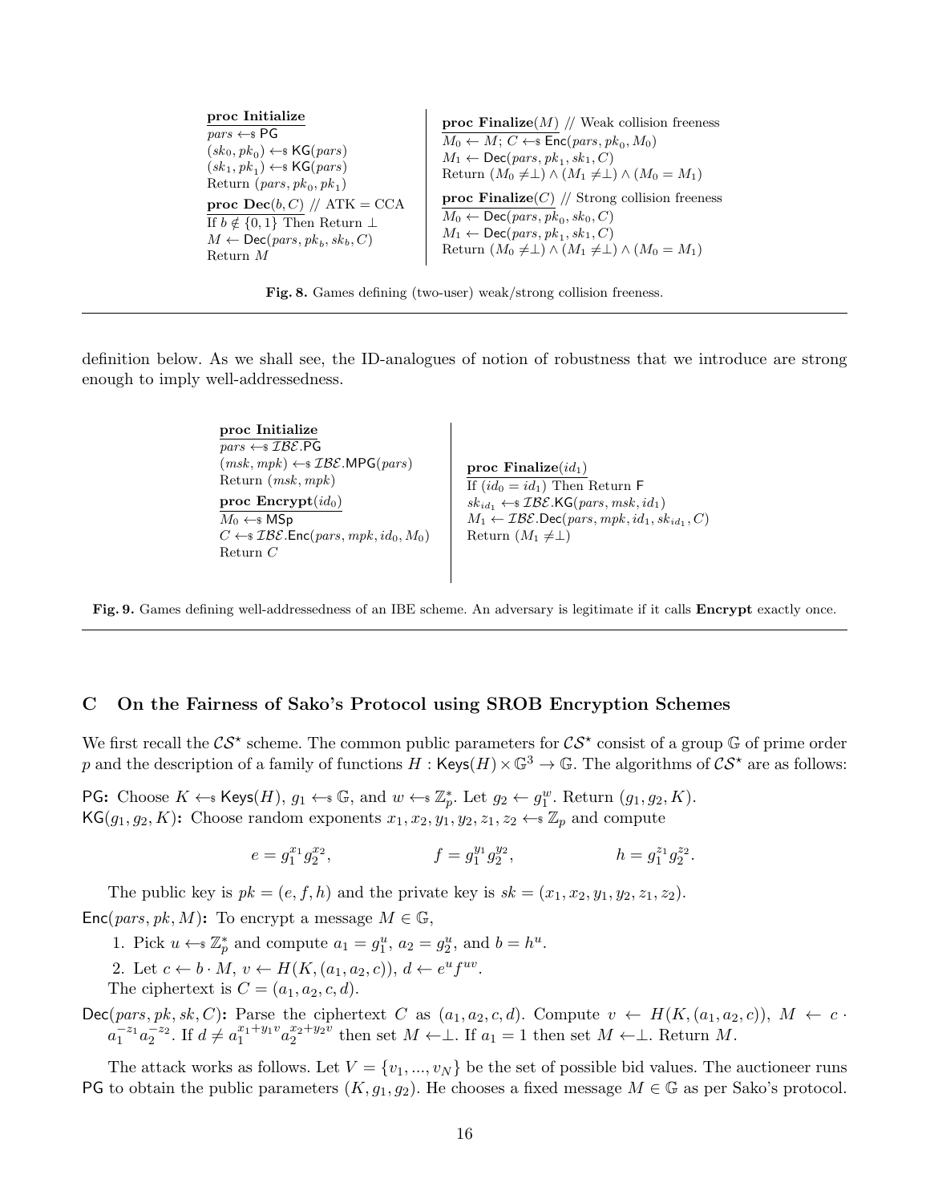**proc Initialize**
$pars \leftarrow_{\$} \mathsf{PG}$
$(sk_0, pk_0) \leftarrow_{\$} \mathsf{KG}(pars)$
$(sk_1, pk_1) \leftarrow_{\$} \mathsf{KG}(pars)$
Return $(pars, pk_0, pk_1)$

**proc Dec**$(b, C)$ // ATK = CCA
If $b \notin \{0,1\}$ Then Return $\perp$
$M \leftarrow \mathsf{Dec}(pars, pk_b, sk_b, C)$
Return $M$

**proc Finalize**$(M)$ // Weak collision freeness
$M_0 \leftarrow M$; $C \leftarrow_{\$} \mathsf{Enc}(pars, pk_0, M_0)$
$M_1 \leftarrow \mathsf{Dec}(pars, pk_1, sk_1, C)$
Return $(M_0 \neq \perp) \wedge (M_1 \neq \perp) \wedge (M_0 = M_1)$

**proc Finalize**$(C)$ // Strong collision freeness
$M_0 \leftarrow \mathsf{Dec}(pars, pk_0, sk_0, C)$
$M_1 \leftarrow \mathsf{Dec}(pars, pk_1, sk_1, C)$
Return $(M_0 \neq \perp) \wedge (M_1 \neq \perp) \wedge (M_0 = M_1)$

**Fig. 8.** Games defining (two-user) weak/strong collision freeness.

definition below. As we shall see, the ID-analogues of notion of robustness that we introduce are strong enough to imply well-addressedness.

**proc Initialize**
$pars \leftarrow_{\$} \mathcal{IBE}.\mathsf{PG}$
$(msk, mpk) \leftarrow_{\$} \mathcal{IBE}.\mathsf{MPG}(pars)$
Return $(msk, mpk)$

**proc Encrypt**$(id_0)$
$M_0 \leftarrow_{\$} \mathsf{MSp}$
$C \leftarrow_{\$} \mathcal{IBE}.\mathsf{Enc}(pars, mpk, id_0, M_0)$
Return $C$

**proc Finalize**$(id_1)$
If $(id_0 = id_1)$ Then Return $\mathsf{F}$
$sk_{id_1} \leftarrow_{\$} \mathcal{IBE}.\mathsf{KG}(pars, msk, id_1)$
$M_1 \leftarrow \mathcal{IBE}.\mathsf{Dec}(pars, mpk, id_1, sk_{id_1}, C)$
Return $(M_1 \neq \perp)$

**Fig. 9.** Games defining well-addressedness of an IBE scheme. An adversary is legitimate if it calls **Encrypt** exactly once.

## C On the Fairness of Sako's Protocol using SROB Encryption Schemes

We first recall the $\mathcal{CS}^\star$ scheme. The common public parameters for $\mathcal{CS}^\star$ consist of a group $\mathbb{G}$ of prime order $p$ and the description of a family of functions $H : \mathsf{Keys}(H) \times \mathbb{G}^3 \to \mathbb{G}$. The algorithms of $\mathcal{CS}^\star$ are as follows:

$\mathsf{PG}$**:** Choose $K \leftarrow_{\$} \mathsf{Keys}(H)$, $g_1 \leftarrow_{\$} \mathbb{G}$, and $w \leftarrow_{\$} \mathbb{Z}_p^*$. Let $g_2 \leftarrow g_1^w$. Return $(g_1, g_2, K)$.
$\mathsf{KG}(g_1, g_2, K)$**:** Choose random exponents $x_1, x_2, y_1, y_2, z_1, z_2 \leftarrow_{\$} \mathbb{Z}_p$ and compute

$$e = g_1^{x_1} g_2^{x_2}, \qquad f = g_1^{y_1} g_2^{y_2}, \qquad h = g_1^{z_1} g_2^{z_2}.$$

The public key is $pk = (e, f, h)$ and the private key is $sk = (x_1, x_2, y_1, y_2, z_1, z_2)$.

$\mathsf{Enc}(pars, pk, M)$**:** To encrypt a message $M \in \mathbb{G}$,

1. Pick $u \leftarrow_{\$} \mathbb{Z}_p^*$ and compute $a_1 = g_1^u$, $a_2 = g_2^u$, and $b = h^u$.
2. Let $c \leftarrow b \cdot M$, $v \leftarrow H(K, (a_1, a_2, c))$, $d \leftarrow e^u f^{uv}$.

The ciphertext is $C = (a_1, a_2, c, d)$.

$\mathsf{Dec}(pars, pk, sk, C)$**:** Parse the ciphertext $C$ as $(a_1, a_2, c, d)$. Compute $v \leftarrow H(K, (a_1, a_2, c))$, $M \leftarrow c \cdot a_1^{-z_1} a_2^{-z_2}$. If $d \neq a_1^{x_1 + y_1 v} a_2^{x_2 + y_2 v}$ then set $M \leftarrow \perp$. If $a_1 = 1$ then set $M \leftarrow \perp$. Return $M$.

The attack works as follows. Let $V = \{v_1, ..., v_N\}$ be the set of possible bid values. The auctioneer runs $\mathsf{PG}$ to obtain the public parameters $(K, g_1, g_2)$. He chooses a fixed message $M \in \mathbb{G}$ as per Sako's protocol.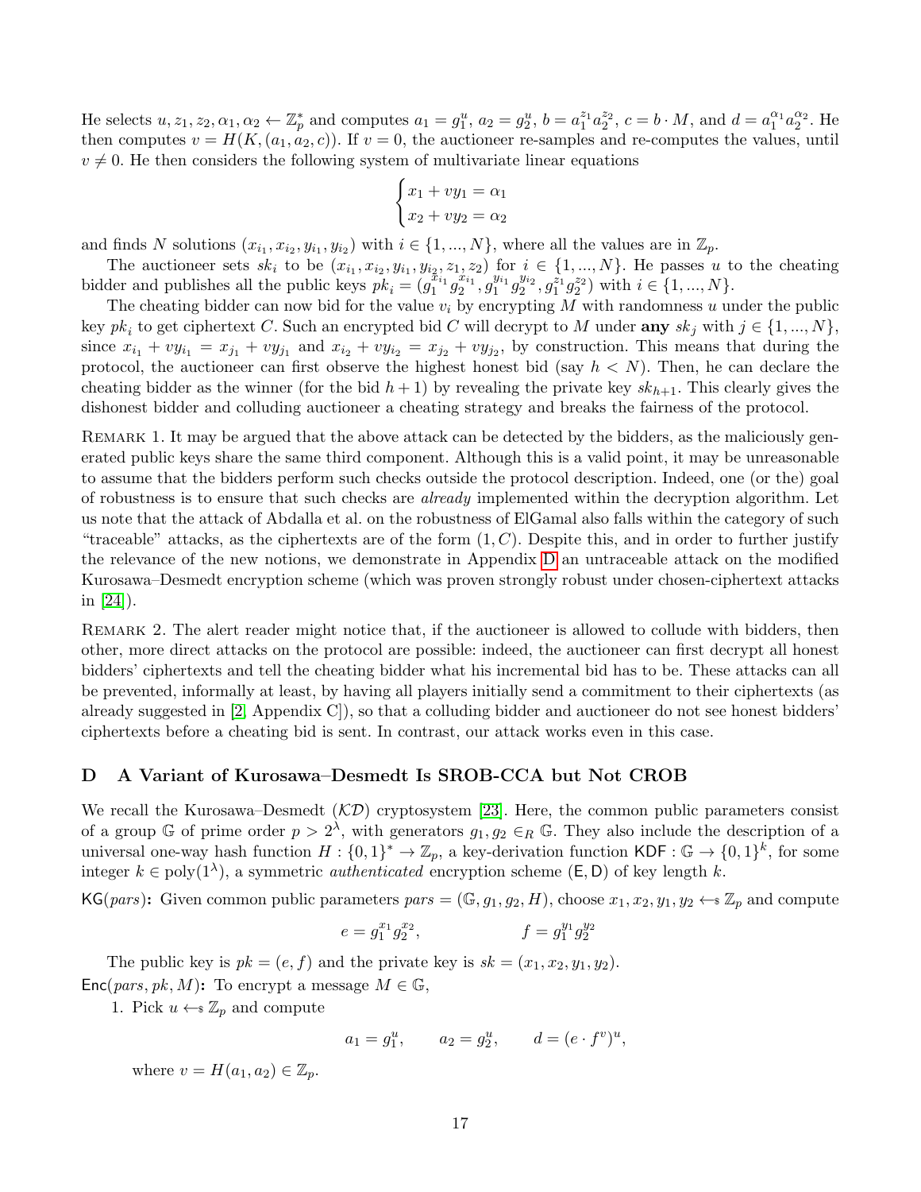He selects $u, z_1, z_2, \alpha_1, \alpha_2 \leftarrow \mathbb{Z}_p^*$ and computes $a_1 = g_1^u$, $a_2 = g_2^u$, $b = a_1^{z_1} a_2^{z_2}$, $c = b \cdot M$, and $d = a_1^{\alpha_1} a_2^{\alpha_2}$. He then computes $v = H(K, (a_1, a_2, c))$. If $v = 0$, the auctioneer re-samples and re-computes the values, until $v \neq 0$. He then considers the following system of multivariate linear equations

$$\begin{cases} x_1 + vy_1 = \alpha_1 \\ x_2 + vy_2 = \alpha_2 \end{cases}$$

and finds $N$ solutions $(x_{i_1}, x_{i_2}, y_{i_1}, y_{i_2})$ with $i \in \{1, ..., N\}$, where all the values are in $\mathbb{Z}_p$.

The auctioneer sets $sk_i$ to be $(x_{i_1}, x_{i_2}, y_{i_1}, y_{i_2}, z_1, z_2)$ for $i \in \{1, ..., N\}$. He passes $u$ to the cheating bidder and publishes all the public keys $pk_i = (g_1^{x_{i_1}} g_2^{x_{i_1}}, g_1^{y_{i_1}} g_2^{y_{i_2}}, g_1^{z_1} g_2^{z_2})$ with $i \in \{1, ..., N\}$.

The cheating bidder can now bid for the value $v_i$ by encrypting $M$ with randomness $u$ under the public key $pk_i$ to get ciphertext $C$. Such an encrypted bid $C$ will decrypt to $M$ under **any** $sk_j$ with $j \in \{1, ..., N\}$, since $x_{i_1} + vy_{i_1} = x_{j_1} + vy_{j_1}$ and $x_{i_2} + vy_{i_2} = x_{j_2} + vy_{j_2}$, by construction. This means that during the protocol, the auctioneer can first observe the highest honest bid (say $h < N$). Then, he can declare the cheating bidder as the winner (for the bid $h + 1$) by revealing the private key $sk_{h+1}$. This clearly gives the dishonest bidder and colluding auctioneer a cheating strategy and breaks the fairness of the protocol.

Remark 1. It may be argued that the above attack can be detected by the bidders, as the maliciously generated public keys share the same third component. Although this is a valid point, it may be unreasonable to assume that the bidders perform such checks outside the protocol description. Indeed, one (or the) goal of robustness is to ensure that such checks are *already* implemented within the decryption algorithm. Let us note that the attack of Abdalla et al. on the robustness of ElGamal also falls within the category of such "traceable" attacks, as the ciphertexts are of the form $(1, C)$. Despite this, and in order to further justify the relevance of the new notions, we demonstrate in Appendix D an untraceable attack on the modified Kurosawa–Desmedt encryption scheme (which was proven strongly robust under chosen-ciphertext attacks in [24]).

Remark 2. The alert reader might notice that, if the auctioneer is allowed to collude with bidders, then other, more direct attacks on the protocol are possible: indeed, the auctioneer can first decrypt all honest bidders' ciphertexts and tell the cheating bidder what his incremental bid has to be. These attacks can all be prevented, informally at least, by having all players initially send a commitment to their ciphertexts (as already suggested in [2, Appendix C]), so that a colluding bidder and auctioneer do not see honest bidders' ciphertexts before a cheating bid is sent. In contrast, our attack works even in this case.

## D A Variant of Kurosawa–Desmedt Is SROB-CCA but Not CROB

We recall the Kurosawa–Desmedt ($\mathcal{KD}$) cryptosystem [23]. Here, the common public parameters consist of a group $\mathbb{G}$ of prime order $p > 2^\lambda$, with generators $g_1, g_2 \in_R \mathbb{G}$. They also include the description of a universal one-way hash function $H : \{0,1\}^* \to \mathbb{Z}_p$, a key-derivation function $\mathsf{KDF} : \mathbb{G} \to \{0,1\}^k$, for some integer $k \in \text{poly}(1^\lambda)$, a symmetric *authenticated* encryption scheme $(\mathsf{E}, \mathsf{D})$ of key length $k$.

$\mathsf{KG}(pars)$**:** Given common public parameters $pars = (\mathbb{G}, g_1, g_2, H)$, choose $x_1, x_2, y_1, y_2 \leftarrow_\$ \mathbb{Z}_p$ and compute

$$e = g_1^{x_1} g_2^{x_2}, \qquad\qquad f = g_1^{y_1} g_2^{y_2}$$

The public key is $pk = (e, f)$ and the private key is $sk = (x_1, x_2, y_1, y_2)$.

$\mathsf{Enc}(pars, pk, M)$**:** To encrypt a message $M \in \mathbb{G}$,

1. Pick $u \leftarrow_\$ \mathbb{Z}_p$ and compute

$$a_1 = g_1^u, \qquad a_2 = g_2^u, \qquad d = (e \cdot f^v)^u,$$

where $v = H(a_1, a_2) \in \mathbb{Z}_p$.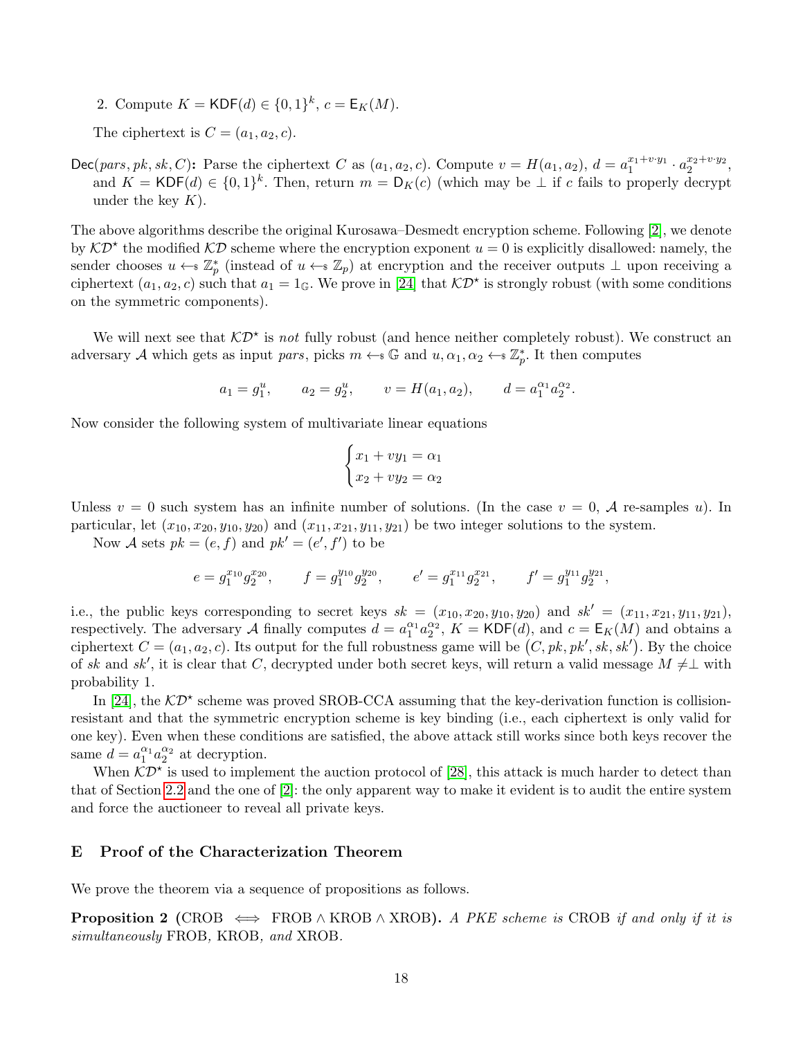2. Compute $K = \mathsf{KDF}(d) \in \{0,1\}^k$, $c = \mathsf{E}_K(M)$.

The ciphertext is $C = (a_1, a_2, c)$.

$\mathsf{Dec}(pars, pk, sk, C)$**:** Parse the ciphertext $C$ as $(a_1, a_2, c)$. Compute $v = H(a_1, a_2)$, $d = a_1^{x_1 + v \cdot y_1} \cdot a_2^{x_2 + v \cdot y_2}$, and $K = \mathsf{KDF}(d) \in \{0,1\}^k$. Then, return $m = \mathsf{D}_K(c)$ (which may be $\perp$ if $c$ fails to properly decrypt under the key $K$).

The above algorithms describe the original Kurosawa–Desmedt encryption scheme. Following [2], we denote by $\mathcal{KD}^\star$ the modified $\mathcal{KD}$ scheme where the encryption exponent $u = 0$ is explicitly disallowed: namely, the sender chooses $u \leftarrow_\$ \mathbb{Z}_p^*$ (instead of $u \leftarrow_\$ \mathbb{Z}_p$) at encryption and the receiver outputs $\perp$ upon receiving a ciphertext $(a_1, a_2, c)$ such that $a_1 = 1_{\mathbb{G}}$. We prove in [24] that $\mathcal{KD}^\star$ is strongly robust (with some conditions on the symmetric components).

We will next see that $\mathcal{KD}^\star$ is *not* fully robust (and hence neither completely robust). We construct an adversary $\mathcal{A}$ which gets as input $pars$, picks $m \leftarrow_\$ \mathbb{G}$ and $u, \alpha_1, \alpha_2 \leftarrow_\$ \mathbb{Z}_p^*$. It then computes

$$a_1 = g_1^u, \qquad a_2 = g_2^u, \qquad v = H(a_1, a_2), \qquad d = a_1^{\alpha_1} a_2^{\alpha_2}.$$

Now consider the following system of multivariate linear equations

$$\begin{cases} x_1 + v y_1 = \alpha_1 \\ x_2 + v y_2 = \alpha_2 \end{cases}$$

Unless $v = 0$ such system has an infinite number of solutions. (In the case $v = 0$, $\mathcal{A}$ re-samples $u$). In particular, let $(x_{10}, x_{20}, y_{10}, y_{20})$ and $(x_{11}, x_{21}, y_{11}, y_{21})$ be two integer solutions to the system.

Now $\mathcal{A}$ sets $pk = (e, f)$ and $pk' = (e', f')$ to be

$$e = g_1^{x_{10}} g_2^{x_{20}}, \qquad f = g_1^{y_{10}} g_2^{y_{20}}, \qquad e' = g_1^{x_{11}} g_2^{x_{21}}, \qquad f' = g_1^{y_{11}} g_2^{y_{21}},$$

i.e., the public keys corresponding to secret keys $sk = (x_{10}, x_{20}, y_{10}, y_{20})$ and $sk' = (x_{11}, x_{21}, y_{11}, y_{21})$, respectively. The adversary $\mathcal{A}$ finally computes $d = a_1^{\alpha_1} a_2^{\alpha_2}$, $K = \mathsf{KDF}(d)$, and $c = \mathsf{E}_K(M)$ and obtains a ciphertext $C = (a_1, a_2, c)$. Its output for the full robustness game will be $(C, pk, pk', sk, sk')$. By the choice of $sk$ and $sk'$, it is clear that $C$, decrypted under both secret keys, will return a valid message $M \neq \perp$ with probability 1.

In [24], the $\mathcal{KD}^\star$ scheme was proved SROB-CCA assuming that the key-derivation function is collision-resistant and that the symmetric encryption scheme is key binding (i.e., each ciphertext is only valid for one key). Even when these conditions are satisfied, the above attack still works since both keys recover the same $d = a_1^{\alpha_1} a_2^{\alpha_2}$ at decryption.

When $\mathcal{KD}^\star$ is used to implement the auction protocol of [28], this attack is much harder to detect than that of Section 2.2 and the one of [2]: the only apparent way to make it evident is to audit the entire system and force the auctioneer to reveal all private keys.

## E Proof of the Characterization Theorem

We prove the theorem via a sequence of propositions as follows.

**Proposition 2 (CROB $\iff$ FROB $\wedge$ KROB $\wedge$ XROB).** *A PKE scheme is* CROB *if and only if it is simultaneously* FROB*,* KROB*, and* XROB*.*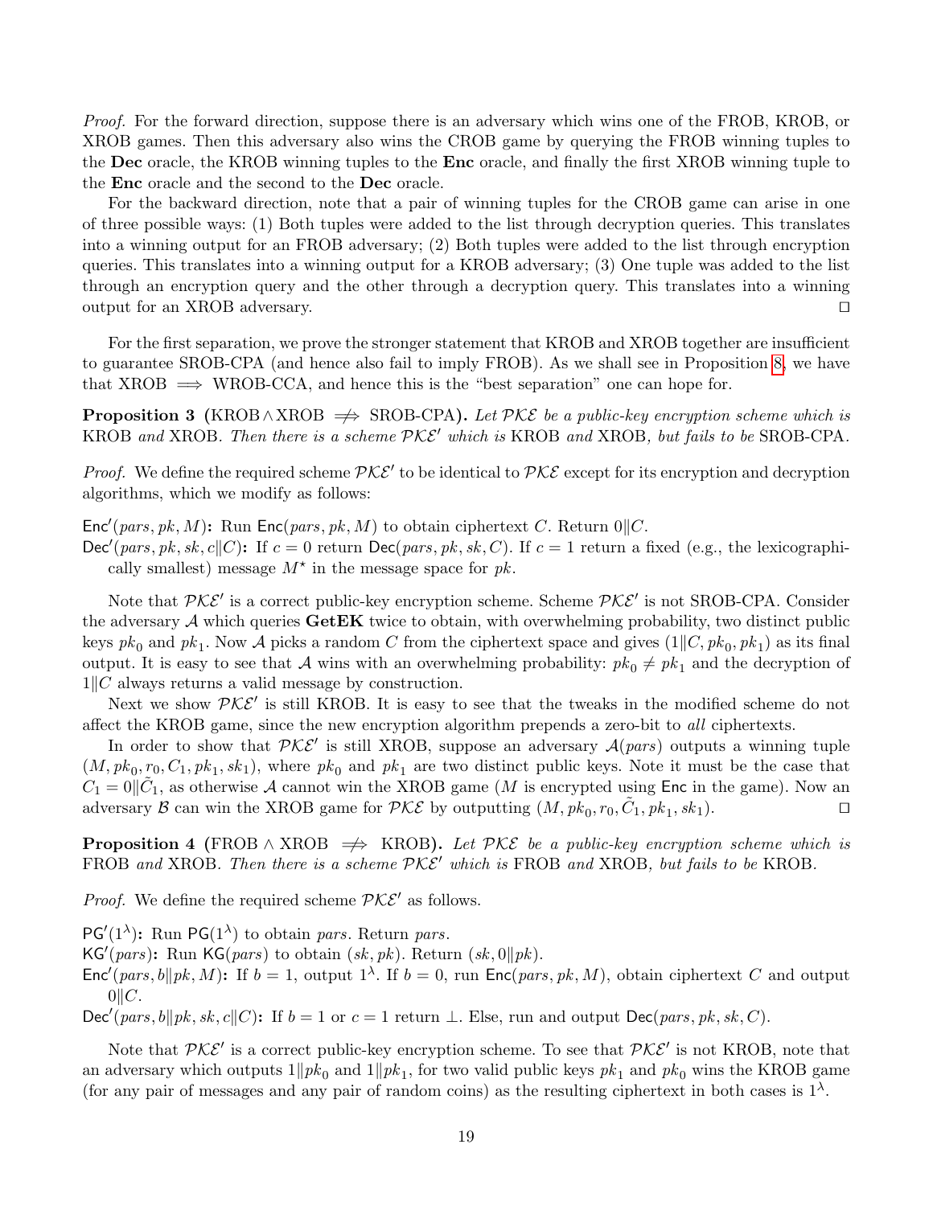*Proof.* For the forward direction, suppose there is an adversary which wins one of the FROB, KROB, or XROB games. Then this adversary also wins the CROB game by querying the FROB winning tuples to the **Dec** oracle, the KROB winning tuples to the **Enc** oracle, and finally the first XROB winning tuple to the **Enc** oracle and the second to the **Dec** oracle.

For the backward direction, note that a pair of winning tuples for the CROB game can arise in one of three possible ways: (1) Both tuples were added to the list through decryption queries. This translates into a winning output for an FROB adversary; (2) Both tuples were added to the list through encryption queries. This translates into a winning output for a KROB adversary; (3) One tuple was added to the list through an encryption query and the other through a decryption query. This translates into a winning output for an XROB adversary. ◻

For the first separation, we prove the stronger statement that KROB and XROB together are insufficient to guarantee SROB-CPA (and hence also fail to imply FROB). As we shall see in Proposition 8, we have that XROB $\implies$ WROB-CCA, and hence this is the "best separation" one can hope for.

**Proposition 3 (KROB $\wedge$ XROB $\not\Longrightarrow$ SROB-CPA).** *Let $\mathcal{PKE}$ be a public-key encryption scheme which is* KROB *and* XROB*. Then there is a scheme $\mathcal{PKE}'$ which is* KROB *and* XROB*, but fails to be* SROB-CPA*.*

*Proof.* We define the required scheme $\mathcal{PKE}'$ to be identical to $\mathcal{PKE}$ except for its encryption and decryption algorithms, which we modify as follows:

$\mathsf{Enc}'(pars, pk, M)$**:** Run $\mathsf{Enc}(pars, pk, M)$ to obtain ciphertext $C$. Return $0\|C$.

$\mathsf{Dec}'(pars, pk, sk, c\|C)$**:** If $c = 0$ return $\mathsf{Dec}(pars, pk, sk, C)$. If $c = 1$ return a fixed (e.g., the lexicographically smallest) message $M^\star$ in the message space for $pk$.

Note that $\mathcal{PKE}'$ is a correct public-key encryption scheme. Scheme $\mathcal{PKE}'$ is not SROB-CPA. Consider the adversary $\mathcal{A}$ which queries **GetEK** twice to obtain, with overwhelming probability, two distinct public keys $pk_0$ and $pk_1$. Now $\mathcal{A}$ picks a random $C$ from the ciphertext space and gives $(1\|C, pk_0, pk_1)$ as its final output. It is easy to see that $\mathcal{A}$ wins with an overwhelming probability: $pk_0 \neq pk_1$ and the decryption of $1\|C$ always returns a valid message by construction.

Next we show $\mathcal{PKE}'$ is still KROB. It is easy to see that the tweaks in the modified scheme do not affect the KROB game, since the new encryption algorithm prepends a zero-bit to *all* ciphertexts.

In order to show that $\mathcal{PKE}'$ is still XROB, suppose an adversary $\mathcal{A}(pars)$ outputs a winning tuple $(M, pk_0, r_0, C_1, pk_1, sk_1)$, where $pk_0$ and $pk_1$ are two distinct public keys. Note it must be the case that $C_1 = 0\|\tilde{C}_1$, as otherwise $\mathcal{A}$ cannot win the XROB game ($M$ is encrypted using $\mathsf{Enc}$ in the game). Now an adversary $\mathcal{B}$ can win the XROB game for $\mathcal{PKE}$ by outputting $(M, pk_0, r_0, \tilde{C}_1, pk_1, sk_1)$. ◻

**Proposition 4 (FROB $\wedge$ XROB $\not\Longrightarrow$ KROB).** *Let $\mathcal{PKE}$ be a public-key encryption scheme which is* FROB *and* XROB*. Then there is a scheme $\mathcal{PKE}'$ which is* FROB *and* XROB*, but fails to be* KROB*.*

*Proof.* We define the required scheme $\mathcal{PKE}'$ as follows.

$\mathsf{PG}'(1^\lambda)$**:** Run $\mathsf{PG}(1^\lambda)$ to obtain $pars$. Return $pars$.

$\mathsf{KG}'(pars)$**:** Run $\mathsf{KG}(pars)$ to obtain $(sk, pk)$. Return $(sk, 0\|pk)$.

$\mathsf{Enc}'(pars, b\|pk, M)$**:** If $b = 1$, output $1^\lambda$. If $b = 0$, run $\mathsf{Enc}(pars, pk, M)$, obtain ciphertext $C$ and output $0\|C$.

$\mathsf{Dec}'(pars, b\|pk, sk, c\|C)$**:** If $b = 1$ or $c = 1$ return $\perp$. Else, run and output $\mathsf{Dec}(pars, pk, sk, C)$.

Note that $\mathcal{PKE}'$ is a correct public-key encryption scheme. To see that $\mathcal{PKE}'$ is not KROB, note that an adversary which outputs $1\|pk_0$ and $1\|pk_1$, for two valid public keys $pk_1$ and $pk_0$ wins the KROB game (for any pair of messages and any pair of random coins) as the resulting ciphertext in both cases is $1^\lambda$.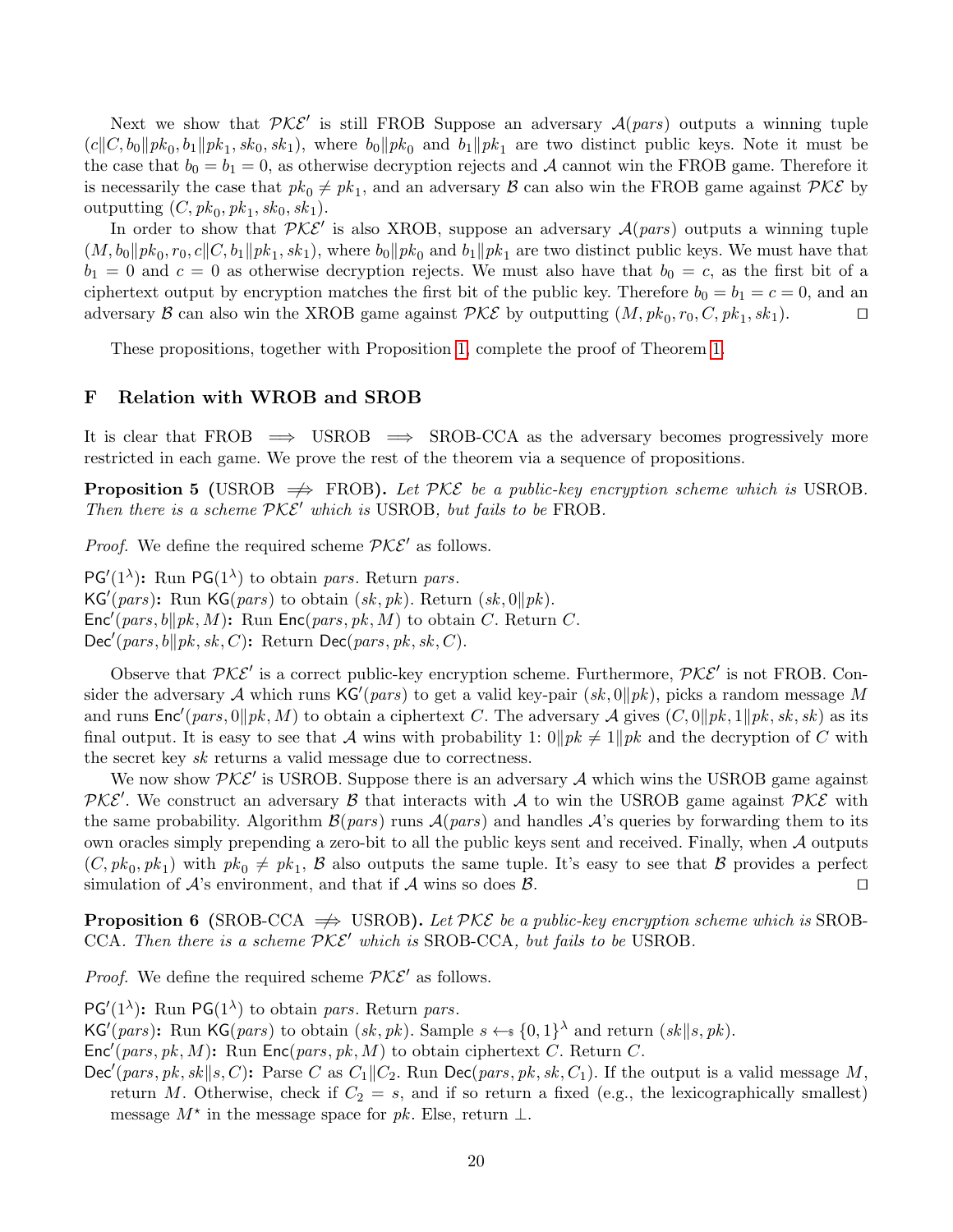Next we show that $\mathcal{PKE}'$ is still FROB Suppose an adversary $\mathcal{A}(pars)$ outputs a winning tuple $(c\|C, b_0\|pk_0, b_1\|pk_1, sk_0, sk_1)$, where $b_0\|pk_0$ and $b_1\|pk_1$ are two distinct public keys. Note it must be the case that $b_0 = b_1 = 0$, as otherwise decryption rejects and $\mathcal{A}$ cannot win the FROB game. Therefore it is necessarily the case that $pk_0 \neq pk_1$, and an adversary $\mathcal{B}$ can also win the FROB game against $\mathcal{PKE}$ by outputting $(C, pk_0, pk_1, sk_0, sk_1)$.

In order to show that $\mathcal{PKE}'$ is also XROB, suppose an adversary $\mathcal{A}(pars)$ outputs a winning tuple $(M, b_0\|pk_0, r_0, c\|C, b_1\|pk_1, sk_1)$, where $b_0\|pk_0$ and $b_1\|pk_1$ are two distinct public keys. We must have that $b_1 = 0$ and $c = 0$ as otherwise decryption rejects. We must also have that $b_0 = c$, as the first bit of a ciphertext output by encryption matches the first bit of the public key. Therefore $b_0 = b_1 = c = 0$, and an adversary $\mathcal{B}$ can also win the XROB game against $\mathcal{PKE}$ by outputting $(M, pk_0, r_0, C, pk_1, sk_1)$. ◻

These propositions, together with Proposition 1, complete the proof of Theorem 1.

## F Relation with WROB and SROB

It is clear that FROB $\implies$ USROB $\implies$ SROB-CCA as the adversary becomes progressively more restricted in each game. We prove the rest of the theorem via a sequence of propositions.

**Proposition 5 (USROB $\not\Rightarrow$ FROB).** *Let $\mathcal{PKE}$ be a public-key encryption scheme which is USROB. Then there is a scheme $\mathcal{PKE}'$ which is USROB, but fails to be FROB.*

*Proof.* We define the required scheme $\mathcal{PKE}'$ as follows.

$\mathsf{PG}'(1^\lambda)$**:** Run $\mathsf{PG}(1^\lambda)$ to obtain $pars$. Return $pars$.
$\mathsf{KG}'(pars)$**:** Run $\mathsf{KG}(pars)$ to obtain $(sk, pk)$. Return $(sk, 0\|pk)$.
$\mathsf{Enc}'(pars, b\|pk, M)$**:** Run $\mathsf{Enc}(pars, pk, M)$ to obtain $C$. Return $C$.
$\mathsf{Dec}'(pars, b\|pk, sk, C)$**:** Return $\mathsf{Dec}(pars, pk, sk, C)$.

Observe that $\mathcal{PKE}'$ is a correct public-key encryption scheme. Furthermore, $\mathcal{PKE}'$ is not FROB. Consider the adversary $\mathcal{A}$ which runs $\mathsf{KG}'(pars)$ to get a valid key-pair $(sk, 0\|pk)$, picks a random message $M$ and runs $\mathsf{Enc}'(pars, 0\|pk, M)$ to obtain a ciphertext $C$. The adversary $\mathcal{A}$ gives $(C, 0\|pk, 1\|pk, sk, sk)$ as its final output. It is easy to see that $\mathcal{A}$ wins with probability 1: $0\|pk \neq 1\|pk$ and the decryption of $C$ with the secret key $sk$ returns a valid message due to correctness.

We now show $\mathcal{PKE}'$ is USROB. Suppose there is an adversary $\mathcal{A}$ which wins the USROB game against $\mathcal{PKE}'$. We construct an adversary $\mathcal{B}$ that interacts with $\mathcal{A}$ to win the USROB game against $\mathcal{PKE}$ with the same probability. Algorithm $\mathcal{B}(pars)$ runs $\mathcal{A}(pars)$ and handles $\mathcal{A}$'s queries by forwarding them to its own oracles simply prepending a zero-bit to all the public keys sent and received. Finally, when $\mathcal{A}$ outputs $(C, pk_0, pk_1)$ with $pk_0 \neq pk_1$, $\mathcal{B}$ also outputs the same tuple. It's easy to see that $\mathcal{B}$ provides a perfect simulation of $\mathcal{A}$'s environment, and that if $\mathcal{A}$ wins so does $\mathcal{B}$. ◻

**Proposition 6 (SROB-CCA $\not\Rightarrow$ USROB).** *Let $\mathcal{PKE}$ be a public-key encryption scheme which is SROB-CCA. Then there is a scheme $\mathcal{PKE}'$ which is SROB-CCA, but fails to be USROB.*

*Proof.* We define the required scheme $\mathcal{PKE}'$ as follows.

$\mathsf{PG}'(1^\lambda)$**:** Run $\mathsf{PG}(1^\lambda)$ to obtain $pars$. Return $pars$.
$\mathsf{KG}'(pars)$**:** Run $\mathsf{KG}(pars)$ to obtain $(sk, pk)$. Sample $s \leftarrow_\$ \{0,1\}^\lambda$ and return $(sk\|s, pk)$.
$\mathsf{Enc}'(pars, pk, M)$**:** Run $\mathsf{Enc}(pars, pk, M)$ to obtain ciphertext $C$. Return $C$.
$\mathsf{Dec}'(pars, pk, sk\|s, C)$**:** Parse $C$ as $C_1\|C_2$. Run $\mathsf{Dec}(pars, pk, sk, C_1)$. If the output is a valid message $M$, return $M$. Otherwise, check if $C_2 = s$, and if so return a fixed (e.g., the lexicographically smallest) message $M^\star$ in the message space for $pk$. Else, return $\perp$.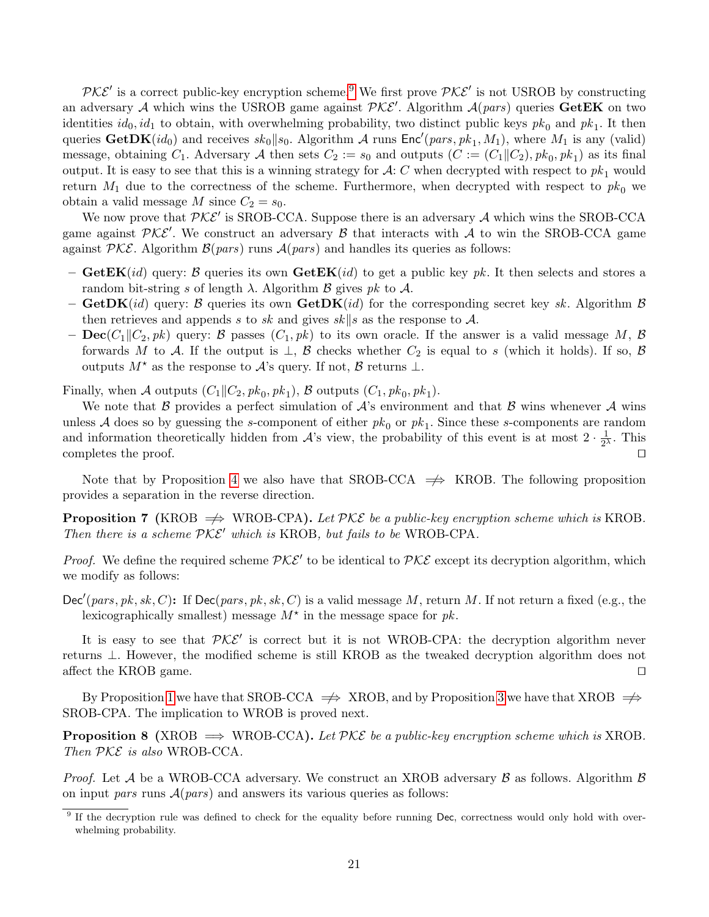$\mathcal{PKE}'$ is a correct public-key encryption scheme.[9] We first prove $\mathcal{PKE}'$ is not USROB by constructing an adversary $\mathcal{A}$ which wins the USROB game against $\mathcal{PKE}'$. Algorithm $\mathcal{A}(pars)$ queries **GetEK** on two identities $id_0, id_1$ to obtain, with overwhelming probability, two distinct public keys $pk_0$ and $pk_1$. It then queries $\mathbf{GetDK}(id_0)$ and receives $sk_0\|s_0$. Algorithm $\mathcal{A}$ runs $\mathsf{Enc}'(pars, pk_1, M_1)$, where $M_1$ is any (valid) message, obtaining $C_1$. Adversary $\mathcal{A}$ then sets $C_2 := s_0$ and outputs $(C := (C_1\|C_2), pk_0, pk_1)$ as its final output. It is easy to see that this is a winning strategy for $\mathcal{A}$: $C$ when decrypted with respect to $pk_1$ would return $M_1$ due to the correctness of the scheme. Furthermore, when decrypted with respect to $pk_0$ we obtain a valid message $M$ since $C_2 = s_0$.

We now prove that $\mathcal{PKE}'$ is SROB-CCA. Suppose there is an adversary $\mathcal{A}$ which wins the SROB-CCA game against $\mathcal{PKE}'$. We construct an adversary $\mathcal{B}$ that interacts with $\mathcal{A}$ to win the SROB-CCA game against $\mathcal{PKE}$. Algorithm $\mathcal{B}(pars)$ runs $\mathcal{A}(pars)$ and handles its queries as follows:

- $\mathbf{GetEK}(id)$ query: $\mathcal{B}$ queries its own $\mathbf{GetEK}(id)$ to get a public key $pk$. It then selects and stores a random bit-string $s$ of length $\lambda$. Algorithm $\mathcal{B}$ gives $pk$ to $\mathcal{A}$.
- $\mathbf{GetDK}(id)$ query: $\mathcal{B}$ queries its own $\mathbf{GetDK}(id)$ for the corresponding secret key $sk$. Algorithm $\mathcal{B}$ then retrieves and appends $s$ to $sk$ and gives $sk\|s$ as the response to $\mathcal{A}$.
- $\mathbf{Dec}(C_1\|C_2, pk)$ query: $\mathcal{B}$ passes $(C_1, pk)$ to its own oracle. If the answer is a valid message $M$, $\mathcal{B}$ forwards $M$ to $\mathcal{A}$. If the output is $\perp$, $\mathcal{B}$ checks whether $C_2$ is equal to $s$ (which it holds). If so, $\mathcal{B}$ outputs $M^\star$ as the response to $\mathcal{A}$'s query. If not, $\mathcal{B}$ returns $\perp$.

Finally, when $\mathcal{A}$ outputs $(C_1\|C_2, pk_0, pk_1)$, $\mathcal{B}$ outputs $(C_1, pk_0, pk_1)$.

We note that $\mathcal{B}$ provides a perfect simulation of $\mathcal{A}$'s environment and that $\mathcal{B}$ wins whenever $\mathcal{A}$ wins unless $\mathcal{A}$ does so by guessing the $s$-component of either $pk_0$ or $pk_1$. Since these $s$-components are random and information theoretically hidden from $\mathcal{A}$'s view, the probability of this event is at most $2 \cdot \frac{1}{2^\lambda}$. This completes the proof. ◻

Note that by Proposition 4 we also have that SROB-CCA $\not\Longrightarrow$ KROB. The following proposition provides a separation in the reverse direction.

**Proposition 7** **(KROB $\not\Longrightarrow$ WROB-CPA).** *Let $\mathcal{PKE}$ be a public-key encryption scheme which is* KROB*. Then there is a scheme $\mathcal{PKE}'$ which is* KROB*, but fails to be* WROB-CPA*.*

*Proof.* We define the required scheme $\mathcal{PKE}'$ to be identical to $\mathcal{PKE}$ except its decryption algorithm, which we modify as follows:

$\mathsf{Dec}'(pars, pk, sk, C)$**:** If $\mathsf{Dec}(pars, pk, sk, C)$ is a valid message $M$, return $M$. If not return a fixed (e.g., the lexicographically smallest) message $M^\star$ in the message space for $pk$.

It is easy to see that $\mathcal{PKE}'$ is correct but it is not WROB-CPA: the decryption algorithm never returns $\perp$. However, the modified scheme is still KROB as the tweaked decryption algorithm does not affect the KROB game. ◻

By Proposition 1 we have that SROB-CCA $\not\Longrightarrow$ XROB, and by Proposition 3 we have that XROB $\not\Longrightarrow$ SROB-CPA. The implication to WROB is proved next.

**Proposition 8** **(XROB $\Longrightarrow$ WROB-CCA).** *Let $\mathcal{PKE}$ be a public-key encryption scheme which is* XROB*. Then $\mathcal{PKE}$ is also* WROB-CCA*.*

*Proof.* Let $\mathcal{A}$ be a WROB-CCA adversary. We construct an XROB adversary $\mathcal{B}$ as follows. Algorithm $\mathcal{B}$ on input $pars$ runs $\mathcal{A}(pars)$ and answers its various queries as follows:

---

[9] If the decryption rule was defined to check for the equality before running $\mathsf{Dec}$, correctness would only hold with overwhelming probability.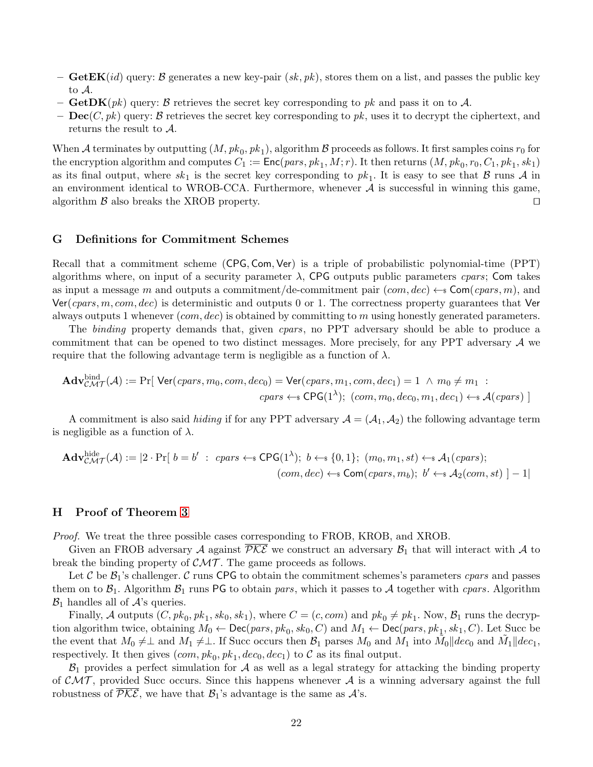– **GetEK**($id$) query: $\mathcal{B}$ generates a new key-pair $(sk, pk)$, stores them on a list, and passes the public key to $\mathcal{A}$.
– **GetDK**($pk$) query: $\mathcal{B}$ retrieves the secret key corresponding to $pk$ and pass it on to $\mathcal{A}$.
– **Dec**($C, pk$) query: $\mathcal{B}$ retrieves the secret key corresponding to $pk$, uses it to decrypt the ciphertext, and returns the result to $\mathcal{A}$.

When $\mathcal{A}$ terminates by outputting $(M, pk_0, pk_1)$, algorithm $\mathcal{B}$ proceeds as follows. It first samples coins $r_0$ for the encryption algorithm and computes $C_1 := \mathsf{Enc}(pars, pk_1, M; r)$. It then returns $(M, pk_0, r_0, C_1, pk_1, sk_1)$ as its final output, where $sk_1$ is the secret key corresponding to $pk_1$. It is easy to see that $\mathcal{B}$ runs $\mathcal{A}$ in an environment identical to WROB-CCA. Furthermore, whenever $\mathcal{A}$ is successful in winning this game, algorithm $\mathcal{B}$ also breaks the XROB property. ◻

## G Definitions for Commitment Schemes

Recall that a commitment scheme $(\mathsf{CPG}, \mathsf{Com}, \mathsf{Ver})$ is a triple of probabilistic polynomial-time (PPT) algorithms where, on input of a security parameter $\lambda$, $\mathsf{CPG}$ outputs public parameters $cpars$; $\mathsf{Com}$ takes as input a message $m$ and outputs a commitment/de-commitment pair $(com, dec) \leftarrow\!\!\$\ \mathsf{Com}(cpars, m)$, and $\mathsf{Ver}(cpars, m, com, dec)$ is deterministic and outputs 0 or 1. The correctness property guarantees that $\mathsf{Ver}$ always outputs 1 whenever $(com, dec)$ is obtained by committing to $m$ using honestly generated parameters.

The *binding* property demands that, given $cpars$, no PPT adversary should be able to produce a commitment that can be opened to two distinct messages. More precisely, for any PPT adversary $\mathcal{A}$ we require that the following advantage term is negligible as a function of $\lambda$.

$$\mathbf{Adv}^{\text{bind}}_{\mathcal{CMT}}(\mathcal{A}) := \Pr[\ \mathsf{Ver}(cpars, m_0, com, dec_0) = \mathsf{Ver}(cpars, m_1, com, dec_1) = 1\ \wedge\ m_0 \neq m_1\ :\ cpars \leftarrow\!\!\$\ \mathsf{CPG}(1^\lambda);\ (com, m_0, dec_0, m_1, dec_1) \leftarrow\!\!\$\ \mathcal{A}(cpars)\ ]$$

A commitment is also said *hiding* if for any PPT adversary $\mathcal{A} = (\mathcal{A}_1, \mathcal{A}_2)$ the following advantage term is negligible as a function of $\lambda$.

$$\mathbf{Adv}^{\text{hide}}_{\mathcal{CMT}}(\mathcal{A}) := |2 \cdot \Pr[\ b = b'\ :\ cpars \leftarrow\!\!\$\ \mathsf{CPG}(1^\lambda);\ b \leftarrow\!\!\$\ \{0,1\};\ (m_0, m_1, st) \leftarrow\!\!\$\ \mathcal{A}_1(cpars);\ (com, dec) \leftarrow\!\!\$\ \mathsf{Com}(cpars, m_b);\ b' \leftarrow\!\!\$\ \mathcal{A}_2(com, st)\ ] - 1|$$

## H Proof of Theorem 3

*Proof.* We treat the three possible cases corresponding to FROB, KROB, and XROB.

Given an FROB adversary $\mathcal{A}$ against $\overline{\mathcal{PKE}}$ we construct an adversary $\mathcal{B}_1$ that will interact with $\mathcal{A}$ to break the binding property of $\mathcal{CMT}$. The game proceeds as follows.

Let $\mathcal{C}$ be $\mathcal{B}_1$'s challenger. $\mathcal{C}$ runs $\mathsf{CPG}$ to obtain the commitment schemes's parameters $cpars$ and passes them on to $\mathcal{B}_1$. Algorithm $\mathcal{B}_1$ runs $\mathsf{PG}$ to obtain $pars$, which it passes to $\mathcal{A}$ together with $cpars$. Algorithm $\mathcal{B}_1$ handles all of $\mathcal{A}$'s queries.

Finally, $\mathcal{A}$ outputs $(C, pk_0, pk_1, sk_0, sk_1)$, where $C = (c, com)$ and $pk_0 \neq pk_1$. Now, $\mathcal{B}_1$ runs the decryption algorithm twice, obtaining $M_0 \leftarrow \mathsf{Dec}(pars, pk_0, sk_0, C)$ and $M_1 \leftarrow \mathsf{Dec}(pars, pk_1, sk_1, C)$. Let Succ be the event that $M_0 \neq \perp$ and $M_1 \neq \perp$. If Succ occurs then $\mathcal{B}_1$ parses $M_0$ and $M_1$ into $\tilde{M}_0 \| dec_0$ and $\tilde{M}_1 \| dec_1$, respectively. It then gives $(com, pk_0, pk_1, dec_0, dec_1)$ to $\mathcal{C}$ as its final output.

$\mathcal{B}_1$ provides a perfect simulation for $\mathcal{A}$ as well as a legal strategy for attacking the binding property of $\mathcal{CMT}$, provided Succ occurs. Since this happens whenever $\mathcal{A}$ is a winning adversary against the full robustness of $\overline{\mathcal{PKE}}$, we have that $\mathcal{B}_1$'s advantage is the same as $\mathcal{A}$'s.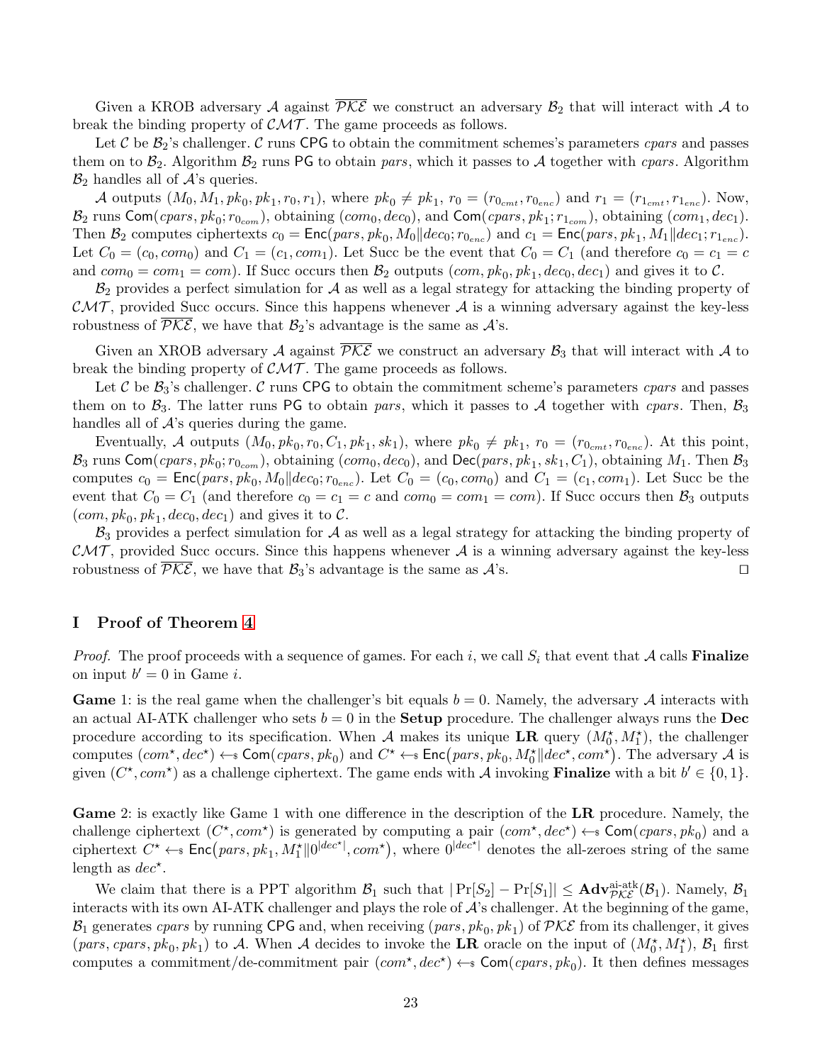Given a KROB adversary $\mathcal{A}$ against $\overline{\mathcal{PKE}}$ we construct an adversary $\mathcal{B}_2$ that will interact with $\mathcal{A}$ to break the binding property of $\mathcal{CMT}$. The game proceeds as follows.

Let $\mathcal{C}$ be $\mathcal{B}_2$'s challenger. $\mathcal{C}$ runs $\mathsf{CPG}$ to obtain the commitment schemes's parameters $cpars$ and passes them on to $\mathcal{B}_2$. Algorithm $\mathcal{B}_2$ runs $\mathsf{PG}$ to obtain $pars$, which it passes to $\mathcal{A}$ together with $cpars$. Algorithm $\mathcal{B}_2$ handles all of $\mathcal{A}$'s queries.

$\mathcal{A}$ outputs $(M_0, M_1, pk_0, pk_1, r_0, r_1)$, where $pk_0 \neq pk_1$, $r_0 = (r_{0_{cmt}}, r_{0_{enc}})$ and $r_1 = (r_{1_{cmt}}, r_{1_{enc}})$. Now, $\mathcal{B}_2$ runs $\mathsf{Com}(cpars, pk_0; r_{0_{com}})$, obtaining $(com_0, dec_0)$, and $\mathsf{Com}(cpars, pk_1; r_{1_{com}})$, obtaining $(com_1, dec_1)$. Then $\mathcal{B}_2$ computes ciphertexts $c_0 = \mathsf{Enc}(pars, pk_0, M_0\|dec_0; r_{0_{enc}})$ and $c_1 = \mathsf{Enc}(pars, pk_1, M_1\|dec_1; r_{1_{enc}})$. Let $C_0 = (c_0, com_0)$ and $C_1 = (c_1, com_1)$. Let Succ be the event that $C_0 = C_1$ (and therefore $c_0 = c_1 = c$ and $com_0 = com_1 = com$). If Succ occurs then $\mathcal{B}_2$ outputs $(com, pk_0, pk_1, dec_0, dec_1)$ and gives it to $\mathcal{C}$.

$\mathcal{B}_2$ provides a perfect simulation for $\mathcal{A}$ as well as a legal strategy for attacking the binding property of $\mathcal{CMT}$, provided Succ occurs. Since this happens whenever $\mathcal{A}$ is a winning adversary against the key-less robustness of $\overline{\mathcal{PKE}}$, we have that $\mathcal{B}_2$'s advantage is the same as $\mathcal{A}$'s.

Given an XROB adversary $\mathcal{A}$ against $\overline{\mathcal{PKE}}$ we construct an adversary $\mathcal{B}_3$ that will interact with $\mathcal{A}$ to break the binding property of $\mathcal{CMT}$. The game proceeds as follows.

Let $\mathcal{C}$ be $\mathcal{B}_3$'s challenger. $\mathcal{C}$ runs $\mathsf{CPG}$ to obtain the commitment scheme's parameters $cpars$ and passes them on to $\mathcal{B}_3$. The latter runs $\mathsf{PG}$ to obtain $pars$, which it passes to $\mathcal{A}$ together with $cpars$. Then, $\mathcal{B}_3$ handles all of $\mathcal{A}$'s queries during the game.

Eventually, $\mathcal{A}$ outputs $(M_0, pk_0, r_0, C_1, pk_1, sk_1)$, where $pk_0 \neq pk_1$, $r_0 = (r_{0_{cmt}}, r_{0_{enc}})$. At this point, $\mathcal{B}_3$ runs $\mathsf{Com}(cpars, pk_0; r_{0_{com}})$, obtaining $(com_0, dec_0)$, and $\mathsf{Dec}(pars, pk_1, sk_1, C_1)$, obtaining $M_1$. Then $\mathcal{B}_3$ computes $c_0 = \mathsf{Enc}(pars, pk_0, M_0\|dec_0; r_{0_{enc}})$. Let $C_0 = (c_0, com_0)$ and $C_1 = (c_1, com_1)$. Let Succ be the event that $C_0 = C_1$ (and therefore $c_0 = c_1 = c$ and $com_0 = com_1 = com$). If Succ occurs then $\mathcal{B}_3$ outputs $(com, pk_0, pk_1, dec_0, dec_1)$ and gives it to $\mathcal{C}$.

$\mathcal{B}_3$ provides a perfect simulation for $\mathcal{A}$ as well as a legal strategy for attacking the binding property of $\mathcal{CMT}$, provided Succ occurs. Since this happens whenever $\mathcal{A}$ is a winning adversary against the key-less robustness of $\overline{\mathcal{PKE}}$, we have that $\mathcal{B}_3$'s advantage is the same as $\mathcal{A}$'s. ◻

## I Proof of Theorem 4

*Proof.* The proof proceeds with a sequence of games. For each $i$, we call $S_i$ that event that $\mathcal{A}$ calls **Finalize** on input $b' = 0$ in Game $i$.

**Game** 1: is the real game when the challenger's bit equals $b = 0$. Namely, the adversary $\mathcal{A}$ interacts with an actual AI-ATK challenger who sets $b = 0$ in the **Setup** procedure. The challenger always runs the **Dec** procedure according to its specification. When $\mathcal{A}$ makes its unique **LR** query $(M_0^\star, M_1^\star)$, the challenger computes $(com^\star, dec^\star) \leftarrow_\$ \mathsf{Com}(cpars, pk_0)$ and $C^\star \leftarrow_\$ \mathsf{Enc}\big(pars, pk_0, M_0^\star\|dec^\star, com^\star\big)$. The adversary $\mathcal{A}$ is given $(C^\star, com^\star)$ as a challenge ciphertext. The game ends with $\mathcal{A}$ invoking **Finalize** with a bit $b' \in \{0, 1\}$.

**Game** 2: is exactly like Game 1 with one difference in the description of the **LR** procedure. Namely, the challenge ciphertext $(C^\star, com^\star)$ is generated by computing a pair $(com^\star, dec^\star) \leftarrow_\$ \mathsf{Com}(cpars, pk_0)$ and a ciphertext $C^\star \leftarrow_\$ \mathsf{Enc}\big(pars, pk_1, M_1^\star\|0^{|dec^\star|}, com^\star\big)$, where $0^{|dec^\star|}$ denotes the all-zeroes string of the same length as $dec^\star$.

We claim that there is a PPT algorithm $\mathcal{B}_1$ such that $|\Pr[S_2] - \Pr[S_1]| \leq \mathbf{Adv}^{\text{ai-atk}}_{\mathcal{PKE}}(\mathcal{B}_1)$. Namely, $\mathcal{B}_1$ interacts with its own AI-ATK challenger and plays the role of $\mathcal{A}$'s challenger. At the beginning of the game, $\mathcal{B}_1$ generates $cpars$ by running $\mathsf{CPG}$ and, when receiving $(pars, pk_0, pk_1)$ of $\mathcal{PKE}$ from its challenger, it gives $(pars, cpars, pk_0, pk_1)$ to $\mathcal{A}$. When $\mathcal{A}$ decides to invoke the **LR** oracle on the input of $(M_0^\star, M_1^\star)$, $\mathcal{B}_1$ first computes a commitment/de-commitment pair $(com^\star, dec^\star) \leftarrow_\$ \mathsf{Com}(cpars, pk_0)$. It then defines messages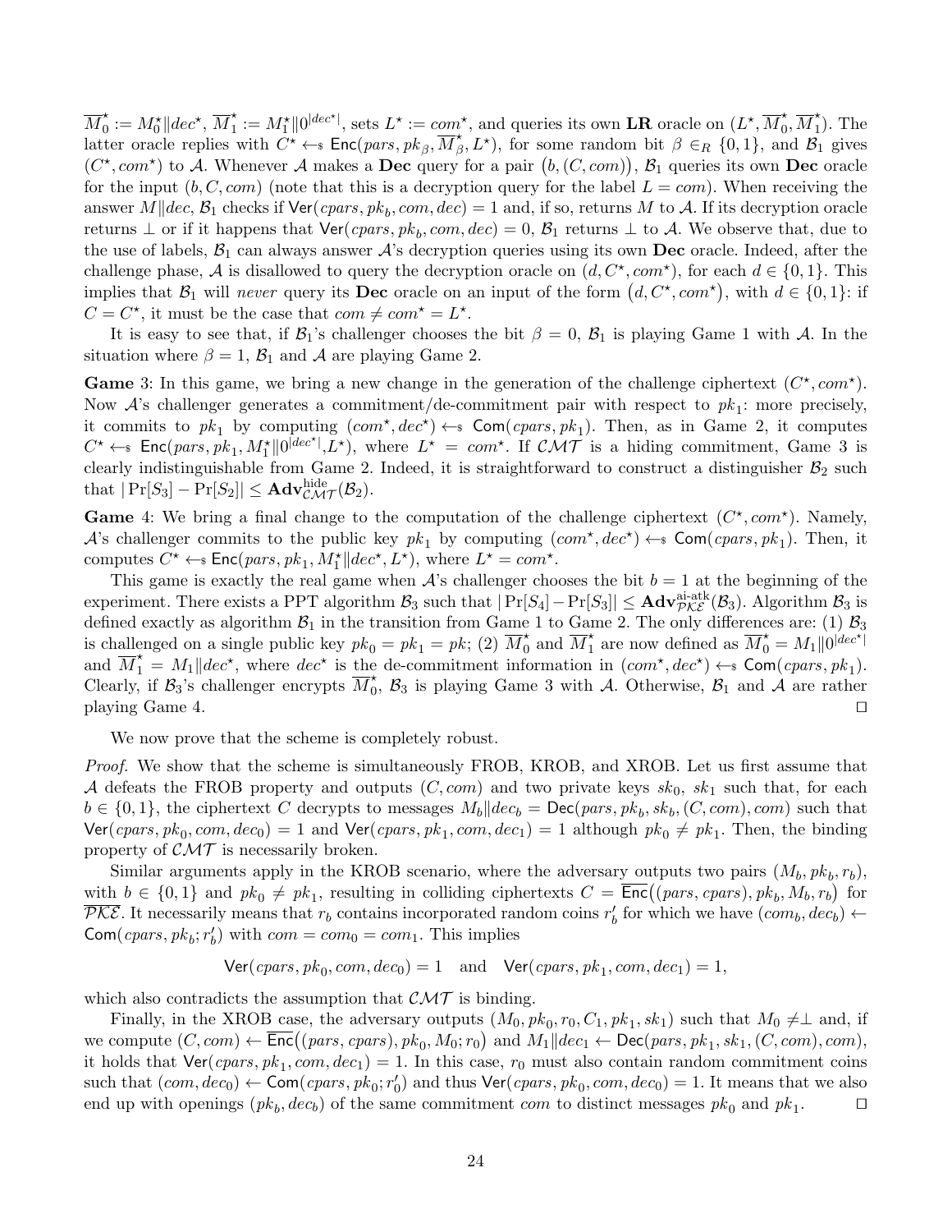$\overline{M}_0^\star := M_0^\star \| dec^\star$, $\overline{M}_1^\star := M_1^\star \| 0^{|dec^\star|}$, sets $L^\star := com^\star$, and queries its own **LR** oracle on $(L^\star, \overline{M}_0^\star, \overline{M}_1^\star)$. The latter oracle replies with $C^\star \leftarrow_\$ \mathsf{Enc}(pars, pk_\beta, \overline{M}_\beta^\star, L^\star)$, for some random bit $\beta \in_R \{0,1\}$, and $\mathcal{B}_1$ gives $(C^\star, com^\star)$ to $\mathcal{A}$. Whenever $\mathcal{A}$ makes a **Dec** query for a pair $\big(b, (C, com)\big)$, $\mathcal{B}_1$ queries its own **Dec** oracle for the input $(b, C, com)$ (note that this is a decryption query for the label $L = com$). When receiving the answer $M \| dec$, $\mathcal{B}_1$ checks if $\mathsf{Ver}(cpars, pk_b, com, dec) = 1$ and, if so, returns $M$ to $\mathcal{A}$. If its decryption oracle returns $\perp$ or if it happens that $\mathsf{Ver}(cpars, pk_b, com, dec) = 0$, $\mathcal{B}_1$ returns $\perp$ to $\mathcal{A}$. We observe that, due to the use of labels, $\mathcal{B}_1$ can always answer $\mathcal{A}$'s decryption queries using its own **Dec** oracle. Indeed, after the challenge phase, $\mathcal{A}$ is disallowed to query the decryption oracle on $(d, C^\star, com^\star)$, for each $d \in \{0,1\}$. This implies that $\mathcal{B}_1$ will *never* query its **Dec** oracle on an input of the form $\big(d, C^\star, com^\star\big)$, with $d \in \{0,1\}$: if $C = C^\star$, it must be the case that $com \neq com^\star = L^\star$.

It is easy to see that, if $\mathcal{B}_1$'s challenger chooses the bit $\beta = 0$, $\mathcal{B}_1$ is playing Game 1 with $\mathcal{A}$. In the situation where $\beta = 1$, $\mathcal{B}_1$ and $\mathcal{A}$ are playing Game 2.

**Game** 3: In this game, we bring a new change in the generation of the challenge ciphertext $(C^\star, com^\star)$. Now $\mathcal{A}$'s challenger generates a commitment/de-commitment pair with respect to $pk_1$: more precisely, it commits to $pk_1$ by computing $(com^\star, dec^\star) \leftarrow_\$ \mathsf{Com}(cpars, pk_1)$. Then, as in Game 2, it computes $C^\star \leftarrow_\$ \mathsf{Enc}(pars, pk_1, M_1^\star \| 0^{|dec^\star|}, L^\star)$, where $L^\star = com^\star$. If $\mathcal{CMT}$ is a hiding commitment, Game 3 is clearly indistinguishable from Game 2. Indeed, it is straightforward to construct a distinguisher $\mathcal{B}_2$ such that $|\Pr[S_3] - \Pr[S_2]| \leq \mathbf{Adv}^{\mathrm{hide}}_{\mathcal{CMT}}(\mathcal{B}_2)$.

**Game** 4: We bring a final change to the computation of the challenge ciphertext $(C^\star, com^\star)$. Namely, $\mathcal{A}$'s challenger commits to the public key $pk_1$ by computing $(com^\star, dec^\star) \leftarrow_\$ \mathsf{Com}(cpars, pk_1)$. Then, it computes $C^\star \leftarrow_\$ \mathsf{Enc}(pars, pk_1, M_1^\star \| dec^\star, L^\star)$, where $L^\star = com^\star$.

This game is exactly the real game when $\mathcal{A}$'s challenger chooses the bit $b = 1$ at the beginning of the experiment. There exists a PPT algorithm $\mathcal{B}_3$ such that $|\Pr[S_4] - \Pr[S_3]| \leq \mathbf{Adv}^{\mathrm{ai\text{-}atk}}_{\mathcal{PKE}}(\mathcal{B}_3)$. Algorithm $\mathcal{B}_3$ is defined exactly as algorithm $\mathcal{B}_1$ in the transition from Game 1 to Game 2. The only differences are: (1) $\mathcal{B}_3$ is challenged on a single public key $pk_0 = pk_1 = pk$; (2) $\overline{M}_0^\star$ and $\overline{M}_1^\star$ are now defined as $\overline{M}_0^\star = M_1 \| 0^{|dec^\star|}$ and $\overline{M}_1^\star = M_1 \| dec^\star$, where $dec^\star$ is the de-commitment information in $(com^\star, dec^\star) \leftarrow_\$ \mathsf{Com}(cpars, pk_1)$. Clearly, if $\mathcal{B}_3$'s challenger encrypts $\overline{M}_0^\star$, $\mathcal{B}_3$ is playing Game 3 with $\mathcal{A}$. Otherwise, $\mathcal{B}_1$ and $\mathcal{A}$ are rather playing Game 4. $\square$

We now prove that the scheme is completely robust.

*Proof.* We show that the scheme is simultaneously FROB, KROB, and XROB. Let us first assume that $\mathcal{A}$ defeats the FROB property and outputs $(C, com)$ and two private keys $sk_0$, $sk_1$ such that, for each $b \in \{0,1\}$, the ciphertext $C$ decrypts to messages $M_b \| dec_b = \mathsf{Dec}(pars, pk_b, sk_b, (C, com), com)$ such that $\mathsf{Ver}(cpars, pk_0, com, dec_0) = 1$ and $\mathsf{Ver}(cpars, pk_1, com, dec_1) = 1$ although $pk_0 \neq pk_1$. Then, the binding property of $\mathcal{CMT}$ is necessarily broken.

Similar arguments apply in the KROB scenario, where the adversary outputs two pairs $(M_b, pk_b, r_b)$, with $b \in \{0,1\}$ and $pk_0 \neq pk_1$, resulting in colliding ciphertexts $C = \overline{\mathsf{Enc}}\big((pars, cpars), pk_b, M_b, r_b\big)$ for $\overline{\mathcal{PKE}}$. It necessarily means that $r_b$ contains incorporated random coins $r'_b$ for which we have $(com_b, dec_b) \leftarrow \mathsf{Com}(cpars, pk_b; r'_b)$ with $com = com_0 = com_1$. This implies

$$\mathsf{Ver}(cpars, pk_0, com, dec_0) = 1 \quad \text{and} \quad \mathsf{Ver}(cpars, pk_1, com, dec_1) = 1,$$

which also contradicts the assumption that $\mathcal{CMT}$ is binding.

Finally, in the XROB case, the adversary outputs $(M_0, pk_0, r_0, C_1, pk_1, sk_1)$ such that $M_0 \neq \perp$ and, if we compute $(C, com) \leftarrow \overline{\mathsf{Enc}}\big((pars, cpars), pk_0, M_0; r_0\big)$ and $M_1 \| dec_1 \leftarrow \mathsf{Dec}(pars, pk_1, sk_1, (C, com), com)$, it holds that $\mathsf{Ver}(cpars, pk_1, com, dec_1) = 1$. In this case, $r_0$ must also contain random commitment coins such that $(com, dec_0) \leftarrow \mathsf{Com}(cpars, pk_0; r'_0)$ and thus $\mathsf{Ver}(cpars, pk_0, com, dec_0) = 1$. It means that we also end up with openings $(pk_b, dec_b)$ of the same commitment $com$ to distinct messages $pk_0$ and $pk_1$. $\square$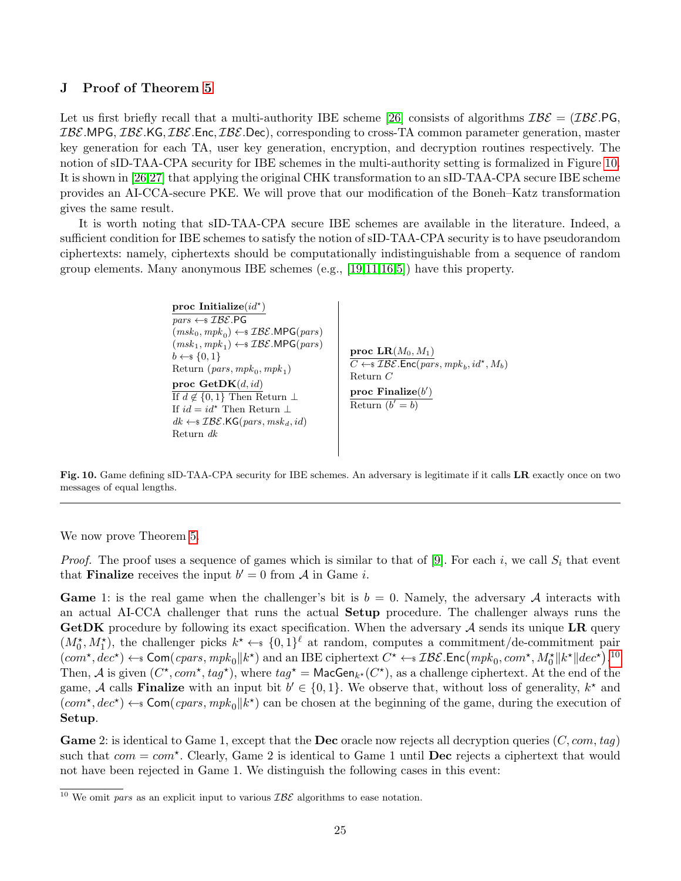## J Proof of Theorem 5

Let us first briefly recall that a multi-authority IBE scheme [26] consists of algorithms $\mathcal{IBE} = (\mathcal{IBE}.\mathsf{PG}, \mathcal{IBE}.\mathsf{MPG}, \mathcal{IBE}.\mathsf{KG}, \mathcal{IBE}.\mathsf{Enc}, \mathcal{IBE}.\mathsf{Dec})$, corresponding to cross-TA common parameter generation, master key generation for each TA, user key generation, encryption, and decryption routines respectively. The notion of sID-TAA-CPA security for IBE schemes in the multi-authority setting is formalized in Figure 10. It is shown in [26,27] that applying the original CHK transformation to an sID-TAA-CPA secure IBE scheme provides an AI-CCA-secure PKE. We will prove that our modification of the Boneh–Katz transformation gives the same result.

It is worth noting that sID-TAA-CPA secure IBE schemes are available in the literature. Indeed, a sufficient condition for IBE schemes to satisfy the notion of sID-TAA-CPA security is to have pseudorandom ciphertexts: namely, ciphertexts should be computationally indistinguishable from a sequence of random group elements. Many anonymous IBE schemes (e.g., [19,11,16,5]) have this property.

```
proc Initialize(id*)
pars <-$ IBE.PG
(msk_0, mpk_0) <-$ IBE.MPG(pars)
(msk_1, mpk_1) <-$ IBE.MPG(pars)
b <-$ {0,1}
Return (pars, mpk_0, mpk_1)

proc GetDK(d, id)
If d ∉ {0,1} Then Return ⊥
If id = id* Then Return ⊥
dk <-$ IBE.KG(pars, msk_d, id)
Return dk

proc LR(M_0, M_1)
C <-$ IBE.Enc(pars, mpk_b, id*, M_b)
Return C

proc Finalize(b')
Return (b' = b)
```

**Fig. 10.** Game defining sID-TAA-CPA security for IBE schemes. An adversary is legitimate if it calls **LR** exactly once on two messages of equal lengths.

---

We now prove Theorem 5.

*Proof.* The proof uses a sequence of games which is similar to that of [9]. For each $i$, we call $S_i$ that event that **Finalize** receives the input $b' = 0$ from $\mathcal{A}$ in Game $i$.

**Game** 1: is the real game when the challenger's bit is $b = 0$. Namely, the adversary $\mathcal{A}$ interacts with an actual AI-CCA challenger that runs the actual **Setup** procedure. The challenger always runs the **GetDK** procedure by following its exact specification. When the adversary $\mathcal{A}$ sends its unique **LR** query $(M_0^\star, M_1^\star)$, the challenger picks $k^\star \leftarrow_\$ \{0,1\}^\ell$ at random, computes a commitment/de-commitment pair $(com^\star, dec^\star) \leftarrow_\$ \mathsf{Com}(cpars, mpk_0 \| k^\star)$ and an IBE ciphertext $C^\star \leftarrow_\$ \mathcal{IBE}.\mathsf{Enc}\big(mpk_0, com^\star, M_0^\star \| k^\star \| dec^\star\big)$.[10] Then, $\mathcal{A}$ is given $(C^\star, com^\star, tag^\star)$, where $tag^\star = \mathsf{MacGen}_{k^\star}(C^\star)$, as a challenge ciphertext. At the end of the game, $\mathcal{A}$ calls **Finalize** with an input bit $b' \in \{0,1\}$. We observe that, without loss of generality, $k^\star$ and $(com^\star, dec^\star) \leftarrow_\$ \mathsf{Com}(cpars, mpk_0 \| k^\star)$ can be chosen at the beginning of the game, during the execution of **Setup**.

**Game** 2: is identical to Game 1, except that the **Dec** oracle now rejects all decryption queries $(C, com, tag)$ such that $com = com^\star$. Clearly, Game 2 is identical to Game 1 until **Dec** rejects a ciphertext that would not have been rejected in Game 1. We distinguish the following cases in this event:

[10] We omit $pars$ as an explicit input to various $\mathcal{IBE}$ algorithms to ease notation.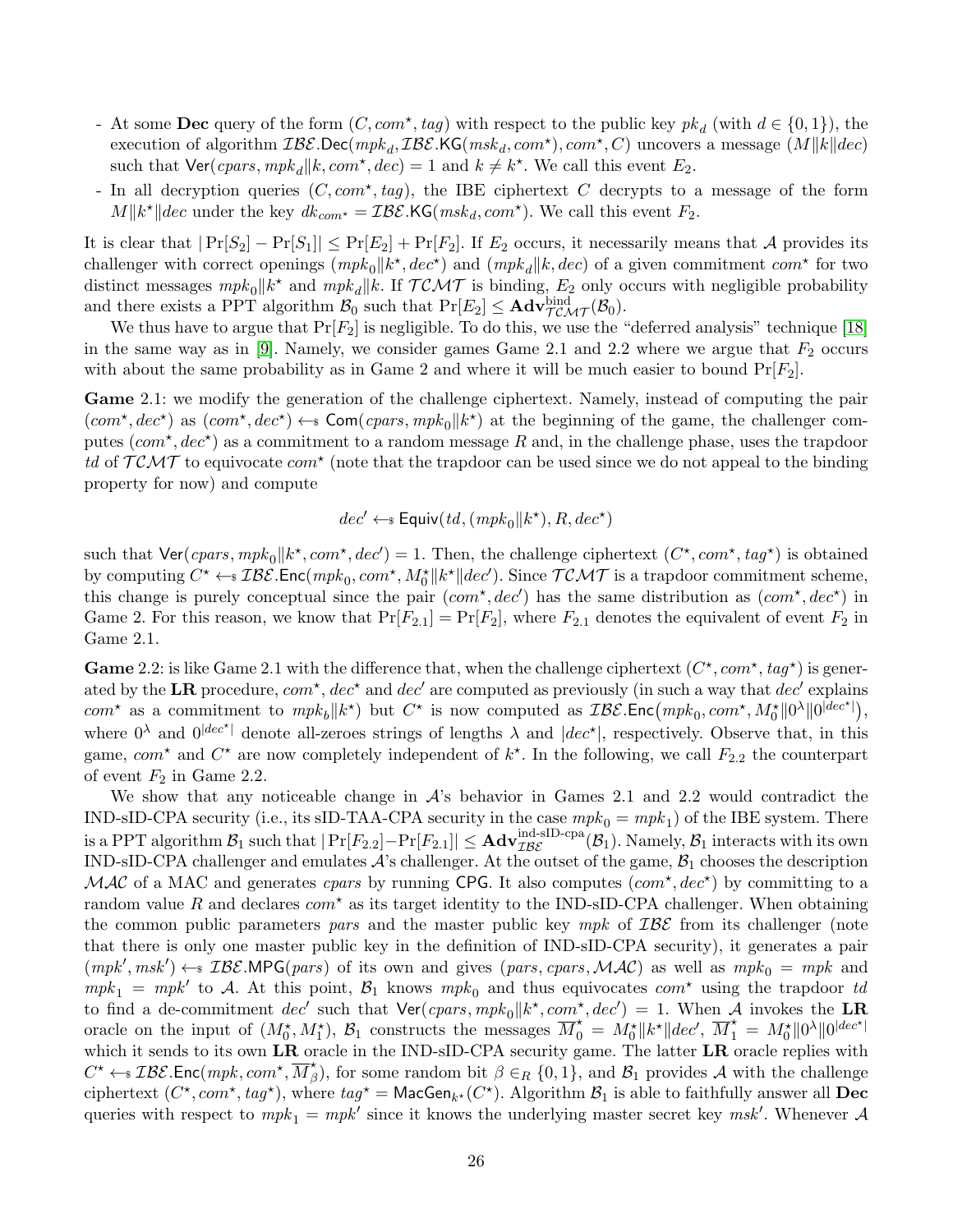- At some **Dec** query of the form $(C, com^\star, tag)$ with respect to the public key $pk_d$ (with $d \in \{0,1\}$), the execution of algorithm $\mathcal{IBE}.\mathsf{Dec}(mpk_d, \mathcal{IBE}.\mathsf{KG}(msk_d, com^\star), com^\star, C)$ uncovers a message $(M\|k\|dec)$ such that $\mathsf{Ver}(cpars, mpk_d\|k, com^\star, dec) = 1$ and $k \neq k^\star$. We call this event $E_2$.
- In all decryption queries $(C, com^\star, tag)$, the IBE ciphertext $C$ decrypts to a message of the form $M\|k^\star\|dec$ under the key $dk_{com^\star} = \mathcal{IBE}.\mathsf{KG}(msk_d, com^\star)$. We call this event $F_2$.

It is clear that $|\Pr[S_2] - \Pr[S_1]| \leq \Pr[E_2] + \Pr[F_2]$. If $E_2$ occurs, it necessarily means that $\mathcal{A}$ provides its challenger with correct openings $(mpk_0\|k^\star, dec^\star)$ and $(mpk_d\|k, dec)$ of a given commitment $com^\star$ for two distinct messages $mpk_0\|k^\star$ and $mpk_d\|k$. If $\mathcal{TCMT}$ is binding, $E_2$ only occurs with negligible probability and there exists a PPT algorithm $\mathcal{B}_0$ such that $\Pr[E_2] \leq \mathbf{Adv}^{\mathrm{bind}}_{\mathcal{TCMT}}(\mathcal{B}_0)$.

We thus have to argue that $\Pr[F_2]$ is negligible. To do this, we use the "deferred analysis" technique [18] in the same way as in [9]. Namely, we consider games Game 2.1 and 2.2 where we argue that $F_2$ occurs with about the same probability as in Game 2 and where it will be much easier to bound $\Pr[F_2]$.

**Game** 2.1: we modify the generation of the challenge ciphertext. Namely, instead of computing the pair $(com^\star, dec^\star)$ as $(com^\star, dec^\star) \leftarrow_\$ \mathsf{Com}(cpars, mpk_0\|k^\star)$ at the beginning of the game, the challenger computes $(com^\star, dec^\star)$ as a commitment to a random message $R$ and, in the challenge phase, uses the trapdoor $td$ of $\mathcal{TCMT}$ to equivocate $com^\star$ (note that the trapdoor can be used since we do not appeal to the binding property for now) and compute

$$dec' \leftarrow_\$ \mathsf{Equiv}(td, (mpk_0\|k^\star), R, dec^\star)$$

such that $\mathsf{Ver}(cpars, mpk_0\|k^\star, com^\star, dec') = 1$. Then, the challenge ciphertext $(C^\star, com^\star, tag^\star)$ is obtained by computing $C^\star \leftarrow_\$ \mathcal{IBE}.\mathsf{Enc}(mpk_0, com^\star, M_0^\star\|k^\star\|dec')$. Since $\mathcal{TCMT}$ is a trapdoor commitment scheme, this change is purely conceptual since the pair $(com^\star, dec')$ has the same distribution as $(com^\star, dec^\star)$ in Game 2. For this reason, we know that $\Pr[F_{2.1}] = \Pr[F_2]$, where $F_{2.1}$ denotes the equivalent of event $F_2$ in Game 2.1.

**Game** 2.2: is like Game 2.1 with the difference that, when the challenge ciphertext $(C^\star, com^\star, tag^\star)$ is generated by the **LR** procedure, $com^\star$, $dec^\star$ and $dec'$ are computed as previously (in such a way that $dec'$ explains $com^\star$ as a commitment to $mpk_b\|k^\star$) but $C^\star$ is now computed as $\mathcal{IBE}.\mathsf{Enc}\big(mpk_0, com^\star, M_0^\star\|0^\lambda\|0^{|dec^\star|}\big)$, where $0^\lambda$ and $0^{|dec^\star|}$ denote all-zeroes strings of lengths $\lambda$ and $|dec^\star|$, respectively. Observe that, in this game, $com^\star$ and $C^\star$ are now completely independent of $k^\star$. In the following, we call $F_{2.2}$ the counterpart of event $F_2$ in Game 2.2.

We show that any noticeable change in $\mathcal{A}$'s behavior in Games 2.1 and 2.2 would contradict the IND-sID-CPA security (i.e., its sID-TAA-CPA security in the case $mpk_0 = mpk_1$) of the IBE system. There is a PPT algorithm $\mathcal{B}_1$ such that $|\Pr[F_{2.2}] - \Pr[F_{2.1}]| \leq \mathbf{Adv}^{\text{ind-sID-cpa}}_{\mathcal{IBE}}(\mathcal{B}_1)$. Namely, $\mathcal{B}_1$ interacts with its own IND-sID-CPA challenger and emulates $\mathcal{A}$'s challenger. At the outset of the game, $\mathcal{B}_1$ chooses the description $\mathcal{MAC}$ of a MAC and generates $cpars$ by running $\mathsf{CPG}$. It also computes $(com^\star, dec^\star)$ by committing to a random value $R$ and declares $com^\star$ as its target identity to the IND-sID-CPA challenger. When obtaining the common public parameters $pars$ and the master public key $mpk$ of $\mathcal{IBE}$ from its challenger (note that there is only one master public key in the definition of IND-sID-CPA security), it generates a pair $(mpk', msk') \leftarrow_\$ \mathcal{IBE}.\mathsf{MPG}(pars)$ of its own and gives $(pars, cpars, \mathcal{MAC})$ as well as $mpk_0 = mpk$ and $mpk_1 = mpk'$ to $\mathcal{A}$. At this point, $\mathcal{B}_1$ knows $mpk_0$ and thus equivocates $com^\star$ using the trapdoor $td$ to find a de-commitment $dec'$ such that $\mathsf{Ver}(cpars, mpk_0\|k^\star, com^\star, dec') = 1$. When $\mathcal{A}$ invokes the **LR** oracle on the input of $(M_0^\star, M_1^\star)$, $\mathcal{B}_1$ constructs the messages $\overline{M}_0^\star = M_0^\star\|k^\star\|dec'$, $\overline{M}_1^\star = M_0^\star\|0^\lambda\|0^{|dec^\star|}$ which it sends to its own **LR** oracle in the IND-sID-CPA security game. The latter **LR** oracle replies with $C^\star \leftarrow_\$ \mathcal{IBE}.\mathsf{Enc}(mpk, com^\star, \overline{M}_\beta^\star)$, for some random bit $\beta \in_R \{0,1\}$, and $\mathcal{B}_1$ provides $\mathcal{A}$ with the challenge ciphertext $(C^\star, com^\star, tag^\star)$, where $tag^\star = \mathsf{MacGen}_{k^\star}(C^\star)$. Algorithm $\mathcal{B}_1$ is able to faithfully answer all **Dec** queries with respect to $mpk_1 = mpk'$ since it knows the underlying master secret key $msk'$. Whenever $\mathcal{A}$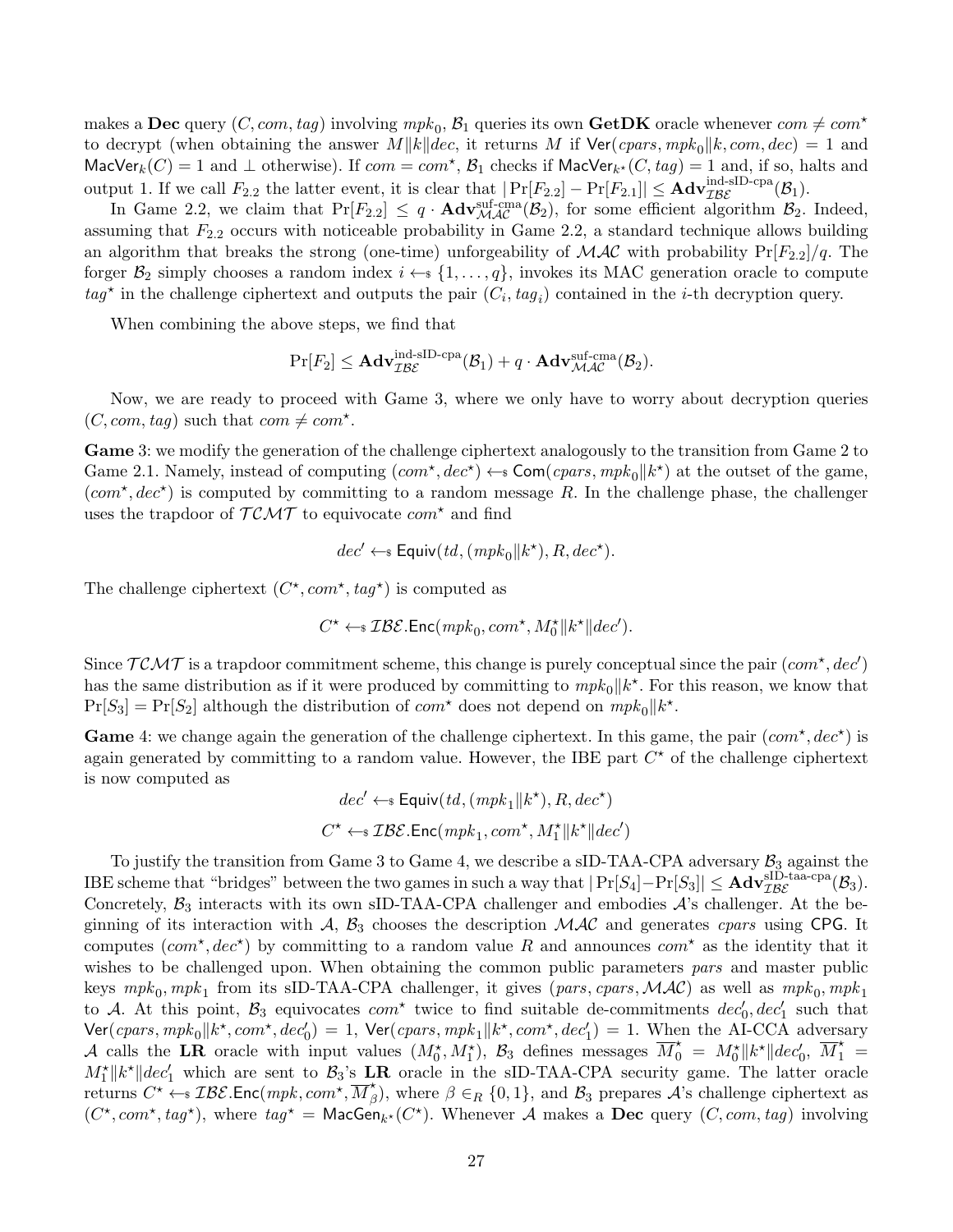makes a **Dec** query $(C, com, tag)$ involving $mpk_0$, $\mathcal{B}_1$ queries its own **GetDK** oracle whenever $com \neq com^\star$ to decrypt (when obtaining the answer $M\|k\|dec$, it returns $M$ if $\mathsf{Ver}(cpars, mpk_0\|k, com, dec) = 1$ and $\mathsf{MacVer}_k(C) = 1$ and $\perp$ otherwise). If $com = com^\star$, $\mathcal{B}_1$ checks if $\mathsf{MacVer}_{k^\star}(C, tag) = 1$ and, if so, halts and output 1. If we call $F_{2.2}$ the latter event, it is clear that $|\Pr[F_{2.2}] - \Pr[F_{2.1}]| \leq \mathbf{Adv}^{\text{ind-sID-cpa}}_{\mathcal{IBE}}(\mathcal{B}_1)$.

In Game 2.2, we claim that $\Pr[F_{2.2}] \leq q \cdot \mathbf{Adv}^{\text{suf-cma}}_{\mathcal{MAC}}(\mathcal{B}_2)$, for some efficient algorithm $\mathcal{B}_2$. Indeed, assuming that $F_{2.2}$ occurs with noticeable probability in Game 2.2, a standard technique allows building an algorithm that breaks the strong (one-time) unforgeability of $\mathcal{MAC}$ with probability $\Pr[F_{2.2}]/q$. The forger $\mathcal{B}_2$ simply chooses a random index $i \leftarrow_\$ \{1, \ldots, q\}$, invokes its MAC generation oracle to compute $tag^\star$ in the challenge ciphertext and outputs the pair $(C_i, tag_i)$ contained in the $i$-th decryption query.

When combining the above steps, we find that

$$\Pr[F_2] \leq \mathbf{Adv}^{\text{ind-sID-cpa}}_{\mathcal{IBE}}(\mathcal{B}_1) + q \cdot \mathbf{Adv}^{\text{suf-cma}}_{\mathcal{MAC}}(\mathcal{B}_2).$$

Now, we are ready to proceed with Game 3, where we only have to worry about decryption queries $(C, com, tag)$ such that $com \neq com^\star$.

**Game** 3: we modify the generation of the challenge ciphertext analogously to the transition from Game 2 to Game 2.1. Namely, instead of computing $(com^\star, dec^\star) \leftarrow_\$ \mathsf{Com}(cpars, mpk_0\|k^\star)$ at the outset of the game, $(com^\star, dec^\star)$ is computed by committing to a random message $R$. In the challenge phase, the challenger uses the trapdoor of $\mathcal{TCMT}$ to equivocate $com^\star$ and find

$$dec' \leftarrow_\$ \mathsf{Equiv}(td, (mpk_0\|k^\star), R, dec^\star).$$

The challenge ciphertext $(C^\star, com^\star, tag^\star)$ is computed as

$$C^\star \leftarrow_\$ \mathcal{IBE}.\mathsf{Enc}(mpk_0, com^\star, M_0^\star\|k^\star\|dec').$$

Since $\mathcal{TCMT}$ is a trapdoor commitment scheme, this change is purely conceptual since the pair $(com^\star, dec')$ has the same distribution as if it were produced by committing to $mpk_0\|k^\star$. For this reason, we know that $\Pr[S_3] = \Pr[S_2]$ although the distribution of $com^\star$ does not depend on $mpk_0\|k^\star$.

**Game** 4: we change again the generation of the challenge ciphertext. In this game, the pair $(com^\star, dec^\star)$ is again generated by committing to a random value. However, the IBE part $C^\star$ of the challenge ciphertext is now computed as

$$dec' \leftarrow_\$ \mathsf{Equiv}(td, (mpk_1\|k^\star), R, dec^\star)$$
$$C^\star \leftarrow_\$ \mathcal{IBE}.\mathsf{Enc}(mpk_1, com^\star, M_1^\star\|k^\star\|dec')$$

To justify the transition from Game 3 to Game 4, we describe a sID-TAA-CPA adversary $\mathcal{B}_3$ against the IBE scheme that "bridges" between the two games in such a way that $|\Pr[S_4] - \Pr[S_3]| \leq \mathbf{Adv}^{\text{sID-taa-cpa}}_{\mathcal{IBE}}(\mathcal{B}_3)$. Concretely, $\mathcal{B}_3$ interacts with its own sID-TAA-CPA challenger and embodies $\mathcal{A}$'s challenger. At the beginning of its interaction with $\mathcal{A}$, $\mathcal{B}_3$ chooses the description $\mathcal{MAC}$ and generates $cpars$ using $\mathsf{CPG}$. It computes $(com^\star, dec^\star)$ by committing to a random value $R$ and announces $com^\star$ as the identity that it wishes to be challenged upon. When obtaining the common public parameters $pars$ and master public keys $mpk_0, mpk_1$ from its sID-TAA-CPA challenger, it gives $(pars, cpars, \mathcal{MAC})$ as well as $mpk_0, mpk_1$ to $\mathcal{A}$. At this point, $\mathcal{B}_3$ equivocates $com^\star$ twice to find suitable de-commitments $dec_0', dec_1'$ such that $\mathsf{Ver}(cpars, mpk_0\|k^\star, com^\star, dec_0') = 1$, $\mathsf{Ver}(cpars, mpk_1\|k^\star, com^\star, dec_1') = 1$. When the AI-CCA adversary $\mathcal{A}$ calls the **LR** oracle with input values $(M_0^\star, M_1^\star)$, $\mathcal{B}_3$ defines messages $\overline{M}_0^\star = M_0^\star\|k^\star\|dec_0'$, $\overline{M}_1^\star = M_1^\star\|k^\star\|dec_1'$ which are sent to $\mathcal{B}_3$'s **LR** oracle in the sID-TAA-CPA security game. The latter oracle returns $C^\star \leftarrow_\$ \mathcal{IBE}.\mathsf{Enc}(mpk, com^\star, \overline{M}_\beta^\star)$, where $\beta \in_R \{0, 1\}$, and $\mathcal{B}_3$ prepares $\mathcal{A}$'s challenge ciphertext as $(C^\star, com^\star, tag^\star)$, where $tag^\star = \mathsf{MacGen}_{k^\star}(C^\star)$. Whenever $\mathcal{A}$ makes a **Dec** query $(C, com, tag)$ involving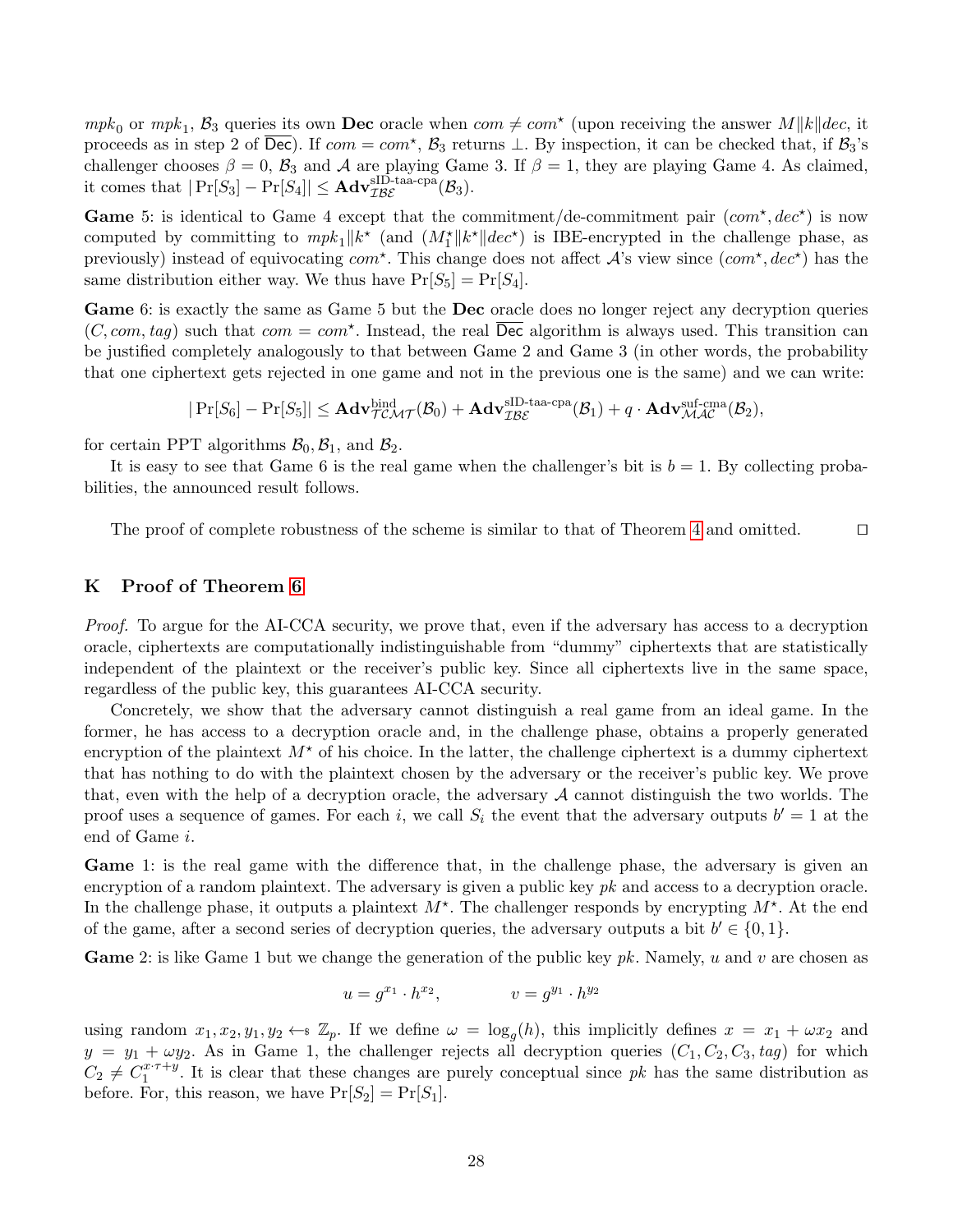$mpk_0$ or $mpk_1$, $\mathcal{B}_3$ queries its own **Dec** oracle when $com \neq com^\star$ (upon receiving the answer $M\|k\|dec$, it proceeds as in step 2 of $\overline{\mathsf{Dec}}$). If $com = com^\star$, $\mathcal{B}_3$ returns $\perp$. By inspection, it can be checked that, if $\mathcal{B}_3$'s challenger chooses $\beta = 0$, $\mathcal{B}_3$ and $\mathcal{A}$ are playing Game 3. If $\beta = 1$, they are playing Game 4. As claimed, it comes that $|\Pr[S_3] - \Pr[S_4]| \leq \mathbf{Adv}^{\text{sID-taa-cpa}}_{\mathcal{IBE}}(\mathcal{B}_3)$.

**Game** 5: is identical to Game 4 except that the commitment/de-commitment pair $(com^\star, dec^\star)$ is now computed by committing to $mpk_1\|k^\star$ (and $(M_1^\star\|k^\star\|dec^\star)$ is IBE-encrypted in the challenge phase, as previously) instead of equivocating $com^\star$. This change does not affect $\mathcal{A}$'s view since $(com^\star, dec^\star)$ has the same distribution either way. We thus have $\Pr[S_5] = \Pr[S_4]$.

**Game** 6: is exactly the same as Game 5 but the **Dec** oracle does no longer reject any decryption queries $(C, com, tag)$ such that $com = com^\star$. Instead, the real $\overline{\mathsf{Dec}}$ algorithm is always used. This transition can be justified completely analogously to that between Game 2 and Game 3 (in other words, the probability that one ciphertext gets rejected in one game and not in the previous one is the same) and we can write:

$$|\Pr[S_6] - \Pr[S_5]| \leq \mathbf{Adv}^{\text{bind}}_{\mathcal{TCMT}}(\mathcal{B}_0) + \mathbf{Adv}^{\text{sID-taa-cpa}}_{\mathcal{IBE}}(\mathcal{B}_1) + q \cdot \mathbf{Adv}^{\text{suf-cma}}_{\mathcal{MAC}}(\mathcal{B}_2),$$

for certain PPT algorithms $\mathcal{B}_0, \mathcal{B}_1$, and $\mathcal{B}_2$.

It is easy to see that Game 6 is the real game when the challenger's bit is $b = 1$. By collecting probabilities, the announced result follows.

The proof of complete robustness of the scheme is similar to that of Theorem 4 and omitted. $\square$

## K Proof of Theorem 6

*Proof.* To argue for the AI-CCA security, we prove that, even if the adversary has access to a decryption oracle, ciphertexts are computationally indistinguishable from "dummy" ciphertexts that are statistically independent of the plaintext or the receiver's public key. Since all ciphertexts live in the same space, regardless of the public key, this guarantees AI-CCA security.

Concretely, we show that the adversary cannot distinguish a real game from an ideal game. In the former, he has access to a decryption oracle and, in the challenge phase, obtains a properly generated encryption of the plaintext $M^\star$ of his choice. In the latter, the challenge ciphertext is a dummy ciphertext that has nothing to do with the plaintext chosen by the adversary or the receiver's public key. We prove that, even with the help of a decryption oracle, the adversary $\mathcal{A}$ cannot distinguish the two worlds. The proof uses a sequence of games. For each $i$, we call $S_i$ the event that the adversary outputs $b' = 1$ at the end of Game $i$.

**Game** 1: is the real game with the difference that, in the challenge phase, the adversary is given an encryption of a random plaintext. The adversary is given a public key $pk$ and access to a decryption oracle. In the challenge phase, it outputs a plaintext $M^\star$. The challenger responds by encrypting $M^\star$. At the end of the game, after a second series of decryption queries, the adversary outputs a bit $b' \in \{0, 1\}$.

**Game** 2: is like Game 1 but we change the generation of the public key $pk$. Namely, $u$ and $v$ are chosen as

$$u = g^{x_1} \cdot h^{x_2}, \qquad\qquad v = g^{y_1} \cdot h^{y_2}$$

using random $x_1, x_2, y_1, y_2 \leftarrow_\$ \mathbb{Z}_p$. If we define $\omega = \log_g(h)$, this implicitly defines $x = x_1 + \omega x_2$ and $y = y_1 + \omega y_2$. As in Game 1, the challenger rejects all decryption queries $(C_1, C_2, C_3, tag)$ for which $C_2 \neq C_1^{x \cdot \tau + y}$. It is clear that these changes are purely conceptual since $pk$ has the same distribution as before. For, this reason, we have $\Pr[S_2] = \Pr[S_1]$.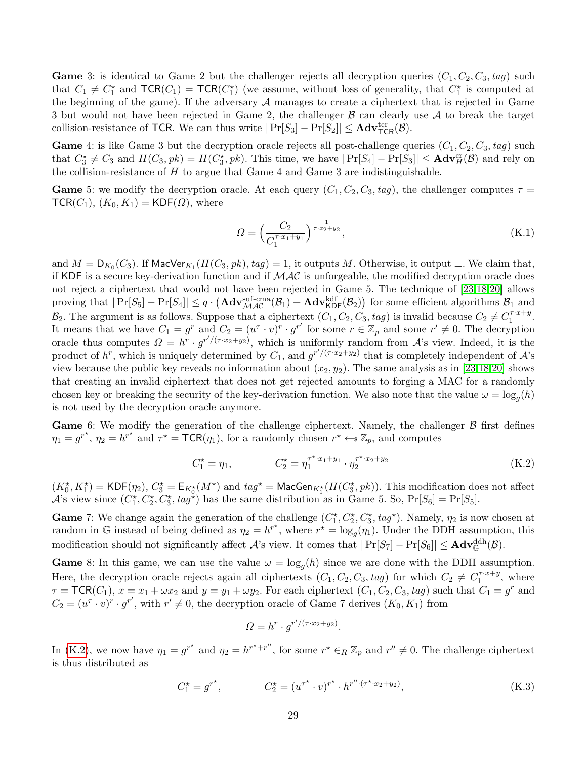**Game** 3: is identical to Game 2 but the challenger rejects all decryption queries $(C_1, C_2, C_3, tag)$ such that $C_1 \neq C_1^\star$ and $\mathsf{TCR}(C_1) = \mathsf{TCR}(C_1^\star)$ (we assume, without loss of generality, that $C_1^\star$ is computed at the beginning of the game). If the adversary $\mathcal{A}$ manages to create a ciphertext that is rejected in Game 3 but would not have been rejected in Game 2, the challenger $\mathcal{B}$ can clearly use $\mathcal{A}$ to break the target collision-resistance of $\mathsf{TCR}$. We can thus write $|\Pr[S_3] - \Pr[S_2]| \leq \mathbf{Adv}^{\mathrm{tcr}}_{\mathsf{TCR}}(\mathcal{B})$.

**Game** 4: is like Game 3 but the decryption oracle rejects all post-challenge queries $(C_1, C_2, C_3, tag)$ such that $C_3^\star \neq C_3$ and $H(C_3, pk) = H(C_3^\star, pk)$. This time, we have $|\Pr[S_4] - \Pr[S_3]| \leq \mathbf{Adv}^{\mathrm{cr}}_{H}(\mathcal{B})$ and rely on the collision-resistance of $H$ to argue that Game 4 and Game 3 are indistinguishable.

**Game** 5: we modify the decryption oracle. At each query $(C_1, C_2, C_3, tag)$, the challenger computes $\tau = \mathsf{TCR}(C_1)$, $(K_0, K_1) = \mathsf{KDF}(\Omega)$, where

$$\Omega = \Big(\frac{C_2}{C_1^{\tau \cdot x_1 + y_1}}\Big)^{\frac{1}{\tau \cdot x_2 + y_2}}, \tag{K.1}$$

and $M = \mathsf{D}_{K_0}(C_3)$. If $\mathsf{MacVer}_{K_1}(H(C_3, pk), tag) = 1$, it outputs $M$. Otherwise, it output $\perp$. We claim that, if $\mathsf{KDF}$ is a secure key-derivation function and if $\mathcal{MAC}$ is unforgeable, the modified decryption oracle does not reject a ciphertext that would not have been rejected in Game 5. The technique of [23,18,20] allows proving that $|\Pr[S_5] - \Pr[S_4]| \leq q \cdot \big(\mathbf{Adv}^{\mathrm{suf\text{-}cma}}_{\mathcal{MAC}}(\mathcal{B}_1) + \mathbf{Adv}^{\mathrm{kdf}}_{\mathsf{KDF}}(\mathcal{B}_2)\big)$ for some efficient algorithms $\mathcal{B}_1$ and $\mathcal{B}_2$. The argument is as follows. Suppose that a ciphertext $(C_1, C_2, C_3, tag)$ is invalid because $C_2 \neq C_1^{\tau \cdot x + y}$. It means that we have $C_1 = g^r$ and $C_2 = (u^\tau \cdot v)^r \cdot g^{r'}$ for some $r \in \mathbb{Z}_p$ and some $r' \neq 0$. The decryption oracle thus computes $\Omega = h^r \cdot g^{r'/(\tau \cdot x_2 + y_2)}$, which is uniformly random from $\mathcal{A}$'s view. Indeed, it is the product of $h^r$, which is uniquely determined by $C_1$, and $g^{r'/(\tau \cdot x_2 + y_2)}$ that is completely independent of $\mathcal{A}$'s view because the public key reveals no information about $(x_2, y_2)$. The same analysis as in [23,18,20] shows that creating an invalid ciphertext that does not get rejected amounts to forging a MAC for a randomly chosen key or breaking the security of the key-derivation function. We also note that the value $\omega = \log_g(h)$ is not used by the decryption oracle anymore.

**Game** 6: We modify the generation of the challenge ciphertext. Namely, the challenger $\mathcal{B}$ first defines $\eta_1 = g^{r^\star}$, $\eta_2 = h^{r^\star}$ and $\tau^\star = \mathsf{TCR}(\eta_1)$, for a randomly chosen $r^\star \leftarrow_\$ \mathbb{Z}_p$, and computes

$$C_1^\star = \eta_1, \qquad\qquad C_2^\star = \eta_1^{\tau^\star \cdot x_1 + y_1} \cdot \eta_2^{\tau^\star \cdot x_2 + y_2} \tag{K.2}$$

$(K_0^\star, K_1^\star) = \mathsf{KDF}(\eta_2)$, $C_3^\star = \mathsf{E}_{K_0^\star}(M^\star)$ and $tag^\star = \mathsf{MacGen}_{K_1^\star}(H(C_3^\star, pk))$. This modification does not affect $\mathcal{A}$'s view since $(C_1^\star, C_2^\star, C_3^\star, tag^\star)$ has the same distribution as in Game 5. So, $\Pr[S_6] = \Pr[S_5]$.

**Game** 7: We change again the generation of the challenge $(C_1^\star, C_2^\star, C_3^\star, tag^\star)$. Namely, $\eta_2$ is now chosen at random in $\mathbb{G}$ instead of being defined as $\eta_2 = h^{r^\star}$, where $r^\star = \log_g(\eta_1)$. Under the DDH assumption, this modification should not significantly affect $\mathcal{A}$'s view. It comes that $|\Pr[S_7] - \Pr[S_6]| \leq \mathbf{Adv}^{\mathrm{ddh}}_{\mathbb{G}}(\mathcal{B})$.

**Game** 8: In this game, we can use the value $\omega = \log_g(h)$ since we are done with the DDH assumption. Here, the decryption oracle rejects again all ciphertexts $(C_1, C_2, C_3, tag)$ for which $C_2 \neq C_1^{\tau \cdot x + y}$, where $\tau = \mathsf{TCR}(C_1)$, $x = x_1 + \omega x_2$ and $y = y_1 + \omega y_2$. For each ciphertext $(C_1, C_2, C_3, tag)$ such that $C_1 = g^r$ and $C_2 = (u^\tau \cdot v)^r \cdot g^{r'}$, with $r' \neq 0$, the decryption oracle of Game 7 derives $(K_0, K_1)$ from

$$\Omega = h^r \cdot g^{r'/(\tau \cdot x_2 + y_2)}.$$

In (K.2), we now have $\eta_1 = g^{r^\star}$ and $\eta_2 = h^{r^\star + r''}$, for some $r^\star \in_R \mathbb{Z}_p$ and $r'' \neq 0$. The challenge ciphertext is thus distributed as

$$C_1^\star = g^{r^\star}, \qquad\qquad C_2^\star = (u^{\tau^\star} \cdot v)^{r^\star} \cdot h^{r'' \cdot (\tau^\star \cdot x_2 + y_2)}, \tag{K.3}$$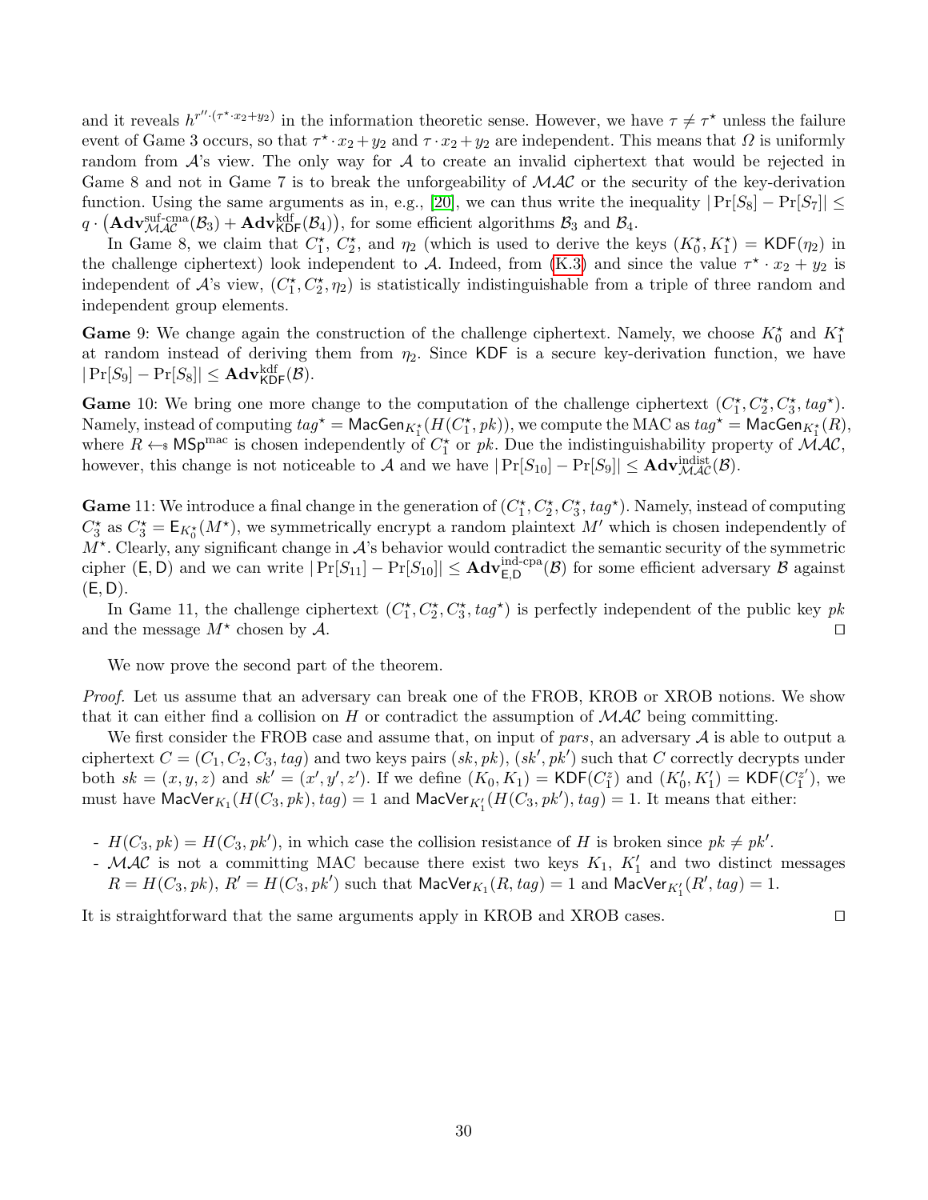and it reveals $h^{r'' \cdot (\tau^\star \cdot x_2 + y_2)}$ in the information theoretic sense. However, we have $\tau \neq \tau^\star$ unless the failure event of Game 3 occurs, so that $\tau^\star \cdot x_2 + y_2$ and $\tau \cdot x_2 + y_2$ are independent. This means that $\Omega$ is uniformly random from $\mathcal{A}$'s view. The only way for $\mathcal{A}$ to create an invalid ciphertext that would be rejected in Game 8 and not in Game 7 is to break the unforgeability of $\mathcal{MAC}$ or the security of the key-derivation function. Using the same arguments as in, e.g., [20], we can thus write the inequality $|\Pr[S_8] - \Pr[S_7]| \leq q \cdot \left(\mathbf{Adv}^{\text{suf-cma}}_{\mathcal{MAC}}(\mathcal{B}_3) + \mathbf{Adv}^{\text{kdf}}_{\mathsf{KDF}}(\mathcal{B}_4)\right)$, for some efficient algorithms $\mathcal{B}_3$ and $\mathcal{B}_4$.

In Game 8, we claim that $C_1^\star$, $C_2^\star$, and $\eta_2$ (which is used to derive the keys $(K_0^\star, K_1^\star) = \mathsf{KDF}(\eta_2)$ in the challenge ciphertext) look independent to $\mathcal{A}$. Indeed, from (K.3) and since the value $\tau^\star \cdot x_2 + y_2$ is independent of $\mathcal{A}$'s view, $(C_1^\star, C_2^\star, \eta_2)$ is statistically indistinguishable from a triple of three random and independent group elements.

**Game** 9: We change again the construction of the challenge ciphertext. Namely, we choose $K_0^\star$ and $K_1^\star$ at random instead of deriving them from $\eta_2$. Since $\mathsf{KDF}$ is a secure key-derivation function, we have $|\Pr[S_9] - \Pr[S_8]| \leq \mathbf{Adv}^{\text{kdf}}_{\mathsf{KDF}}(\mathcal{B})$.

**Game** 10: We bring one more change to the computation of the challenge ciphertext $(C_1^\star, C_2^\star, C_3^\star, tag^\star)$. Namely, instead of computing $tag^\star = \mathsf{MacGen}_{K_1^\star}(H(C_1^\star, pk))$, we compute the MAC as $tag^\star = \mathsf{MacGen}_{K_1^\star}(R)$, where $R \leftarrow_\$ \mathsf{MSp}^{\text{mac}}$ is chosen independently of $C_1^\star$ or $pk$. Due the indistinguishability property of $\mathcal{MAC}$, however, this change is not noticeable to $\mathcal{A}$ and we have $|\Pr[S_{10}] - \Pr[S_9]| \leq \mathbf{Adv}^{\text{indist}}_{\mathcal{MAC}}(\mathcal{B})$.

**Game** 11: We introduce a final change in the generation of $(C_1^\star, C_2^\star, C_3^\star, tag^\star)$. Namely, instead of computing $C_3^\star$ as $C_3^\star = \mathsf{E}_{K_0^\star}(M^\star)$, we symmetrically encrypt a random plaintext $M'$ which is chosen independently of $M^\star$. Clearly, any significant change in $\mathcal{A}$'s behavior would contradict the semantic security of the symmetric cipher $(\mathsf{E}, \mathsf{D})$ and we can write $|\Pr[S_{11}] - \Pr[S_{10}]| \leq \mathbf{Adv}^{\text{ind-cpa}}_{\mathsf{E},\mathsf{D}}(\mathcal{B})$ for some efficient adversary $\mathcal{B}$ against $(\mathsf{E}, \mathsf{D})$.

In Game 11, the challenge ciphertext $(C_1^\star, C_2^\star, C_3^\star, tag^\star)$ is perfectly independent of the public key $pk$ and the message $M^\star$ chosen by $\mathcal{A}$. □

We now prove the second part of the theorem.

*Proof.* Let us assume that an adversary can break one of the FROB, KROB or XROB notions. We show that it can either find a collision on $H$ or contradict the assumption of $\mathcal{MAC}$ being committing.

We first consider the FROB case and assume that, on input of $pars$, an adversary $\mathcal{A}$ is able to output a ciphertext $C = (C_1, C_2, C_3, tag)$ and two keys pairs $(sk, pk)$, $(sk', pk')$ such that $C$ correctly decrypts under both $sk = (x, y, z)$ and $sk' = (x', y', z')$. If we define $(K_0, K_1) = \mathsf{KDF}(C_1^z)$ and $(K_0', K_1') = \mathsf{KDF}(C_1^{z'})$, we must have $\mathsf{MacVer}_{K_1}(H(C_3, pk), tag) = 1$ and $\mathsf{MacVer}_{K_1'}(H(C_3, pk'), tag) = 1$. It means that either:

- $H(C_3, pk) = H(C_3, pk')$, in which case the collision resistance of $H$ is broken since $pk \neq pk'$.
- $\mathcal{MAC}$ is not a committing MAC because there exist two keys $K_1$, $K_1'$ and two distinct messages $R = H(C_3, pk)$, $R' = H(C_3, pk')$ such that $\mathsf{MacVer}_{K_1}(R, tag) = 1$ and $\mathsf{MacVer}_{K_1'}(R', tag) = 1$.

It is straightforward that the same arguments apply in KROB and XROB cases. □